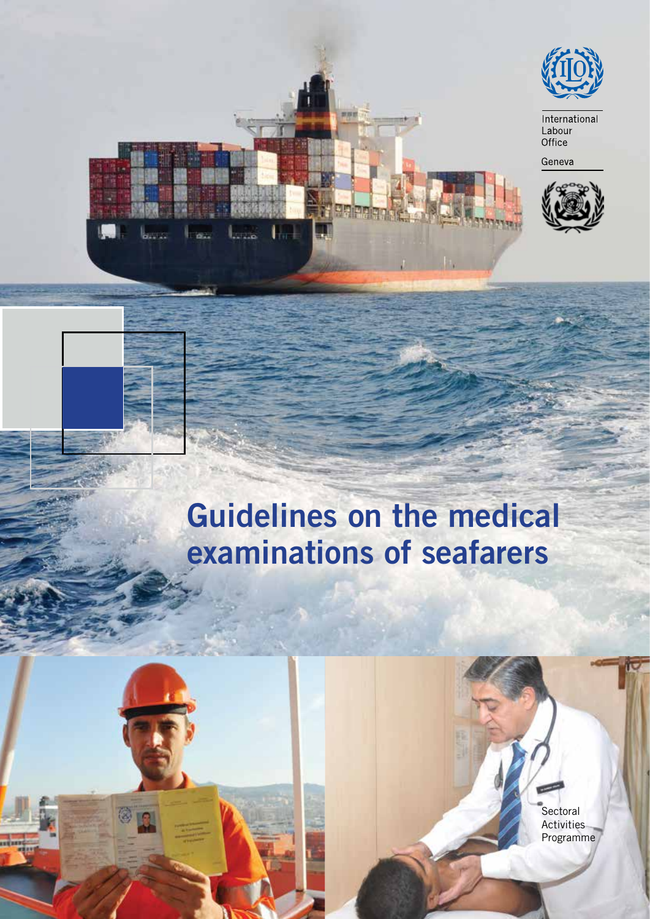International Labour Office

Geneva

# Guidelines on the medical examinations of seafarers

Sectoral Activities Programme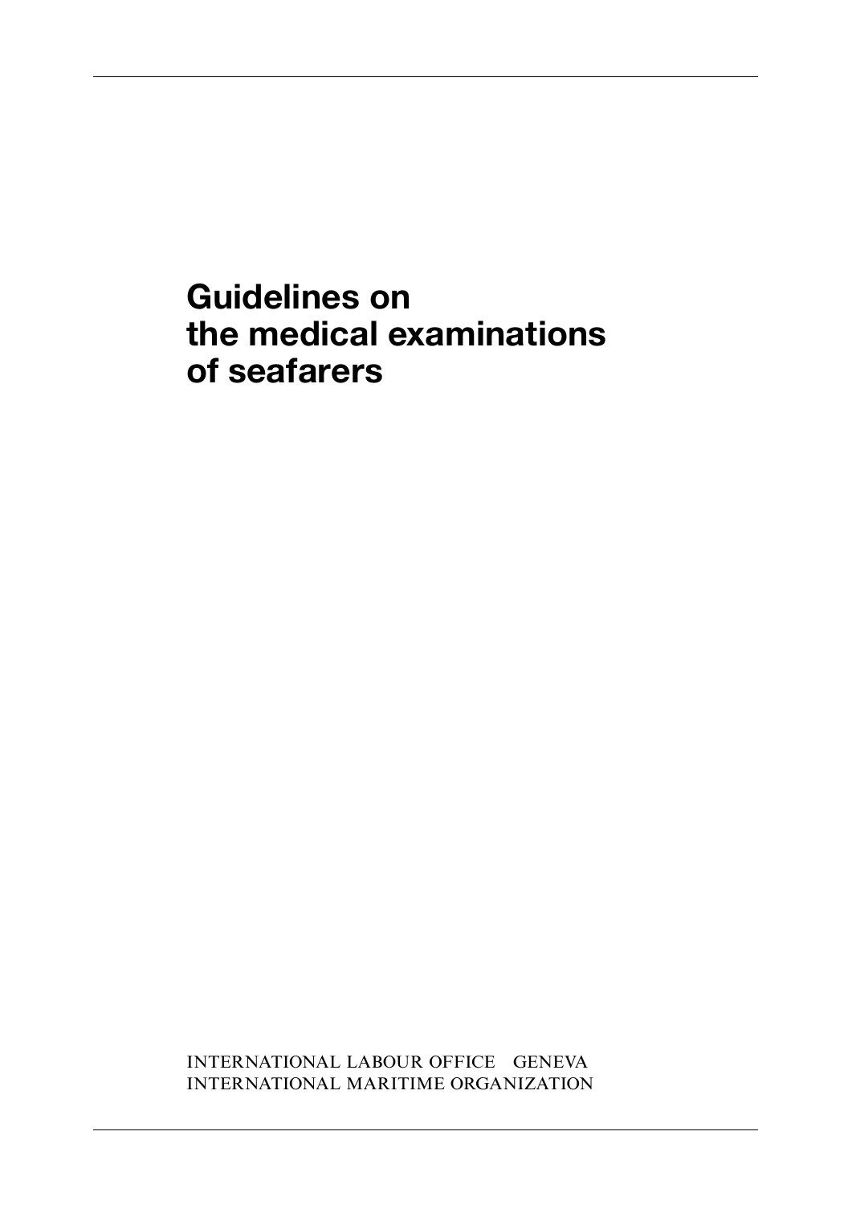# Guidelines on the medical examinations of seafarers

INTERNATIONAL LABOUR OFFICE GENEVA
INTERNATIONAL MARITIME ORGANIZATION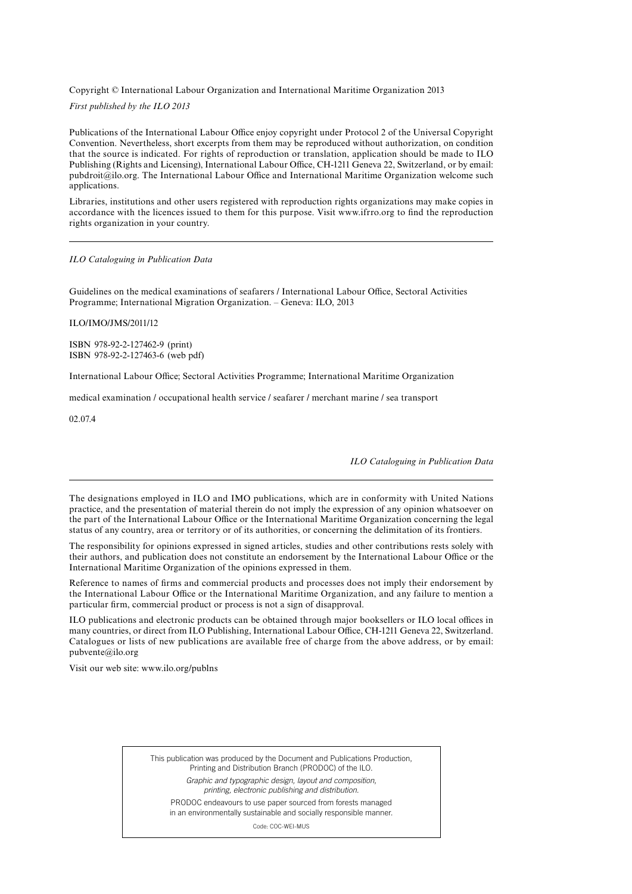Copyright © International Labour Organization and International Maritime Organization 2013

*First published by the ILO 2013*

Publications of the International Labour Office enjoy copyright under Protocol 2 of the Universal Copyright Convention. Nevertheless, short excerpts from them may be reproduced without authorization, on condition that the source is indicated. For rights of reproduction or translation, application should be made to ILO Publishing (Rights and Licensing), International Labour Office, CH-1211 Geneva 22, Switzerland, or by email: pubdroit@ilo.org. The International Labour Office and International Maritime Organization welcome such applications.

Libraries, institutions and other users registered with reproduction rights organizations may make copies in accordance with the licences issued to them for this purpose. Visit www.ifrro.org to find the reproduction rights organization in your country.

---

*ILO Cataloguing in Publication Data*

Guidelines on the medical examinations of seafarers / International Labour Office, Sectoral Activities Programme; International Migration Organization. – Geneva: ILO, 2013

ILO/IMO/JMS/2011/12

ISBN 978-92-2-127462-9 (print)
ISBN 978-92-2-127463-6 (web pdf)

International Labour Office; Sectoral Activities Programme; International Maritime Organization

medical examination / occupational health service / seafarer / merchant marine / sea transport

02.07.4

*ILO Cataloguing in Publication Data*

---

The designations employed in ILO and IMO publications, which are in conformity with United Nations practice, and the presentation of material therein do not imply the expression of any opinion whatsoever on the part of the International Labour Office or the International Maritime Organization concerning the legal status of any country, area or territory or of its authorities, or concerning the delimitation of its frontiers.

The responsibility for opinions expressed in signed articles, studies and other contributions rests solely with their authors, and publication does not constitute an endorsement by the International Labour Office or the International Maritime Organization of the opinions expressed in them.

Reference to names of firms and commercial products and processes does not imply their endorsement by the International Labour Office or the International Maritime Organization, and any failure to mention a particular firm, commercial product or process is not a sign of disapproval.

ILO publications and electronic products can be obtained through major booksellers or ILO local offices in many countries, or direct from ILO Publishing, International Labour Office, CH-1211 Geneva 22, Switzerland. Catalogues or lists of new publications are available free of charge from the above address, or by email: pubvente@ilo.org

Visit our web site: www.ilo.org/publns

This publication was produced by the Document and Publications Production, Printing and Distribution Branch (PRODOC) of the ILO.

*Graphic and typographic design, layout and composition, printing, electronic publishing and distribution.*

PRODOC endeavours to use paper sourced from forests managed in an environmentally sustainable and socially responsible manner.

Code: COC-WEI-MUS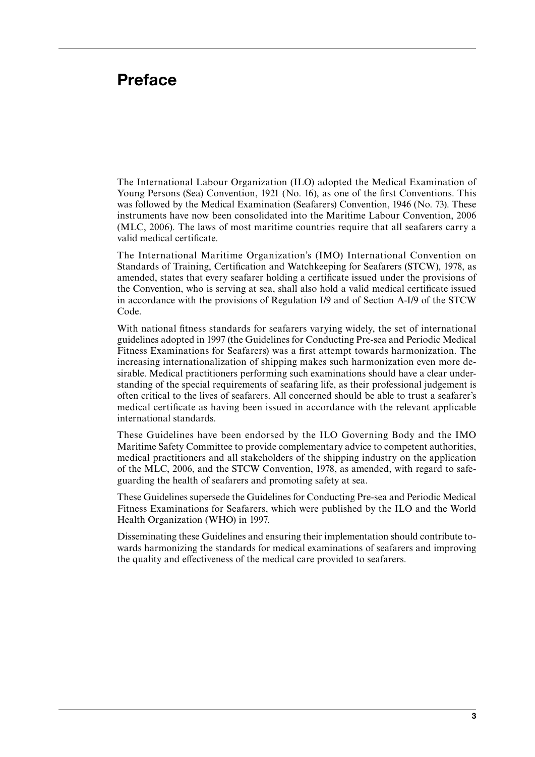# Preface

The International Labour Organization (ILO) adopted the Medical Examination of Young Persons (Sea) Convention, 1921 (No. 16), as one of the first Conventions. This was followed by the Medical Examination (Seafarers) Convention, 1946 (No. 73). These instruments have now been consolidated into the Maritime Labour Convention, 2006 (MLC, 2006). The laws of most maritime countries require that all seafarers carry a valid medical certificate.

The International Maritime Organization's (IMO) International Convention on Standards of Training, Certification and Watchkeeping for Seafarers (STCW), 1978, as amended, states that every seafarer holding a certificate issued under the provisions of the Convention, who is serving at sea, shall also hold a valid medical certificate issued in accordance with the provisions of Regulation I/9 and of Section A-I/9 of the STCW Code.

With national fitness standards for seafarers varying widely, the set of international guidelines adopted in 1997 (the Guidelines for Conducting Pre-sea and Periodic Medical Fitness Examinations for Seafarers) was a first attempt towards harmonization. The increasing internationalization of shipping makes such harmonization even more desirable. Medical practitioners performing such examinations should have a clear understanding of the special requirements of seafaring life, as their professional judgement is often critical to the lives of seafarers. All concerned should be able to trust a seafarer's medical certificate as having been issued in accordance with the relevant applicable international standards.

These Guidelines have been endorsed by the ILO Governing Body and the IMO Maritime Safety Committee to provide complementary advice to competent authorities, medical practitioners and all stakeholders of the shipping industry on the application of the MLC, 2006, and the STCW Convention, 1978, as amended, with regard to safeguarding the health of seafarers and promoting safety at sea.

These Guidelines supersede the Guidelines for Conducting Pre-sea and Periodic Medical Fitness Examinations for Seafarers, which were published by the ILO and the World Health Organization (WHO) in 1997.

Disseminating these Guidelines and ensuring their implementation should contribute towards harmonizing the standards for medical examinations of seafarers and improving the quality and effectiveness of the medical care provided to seafarers.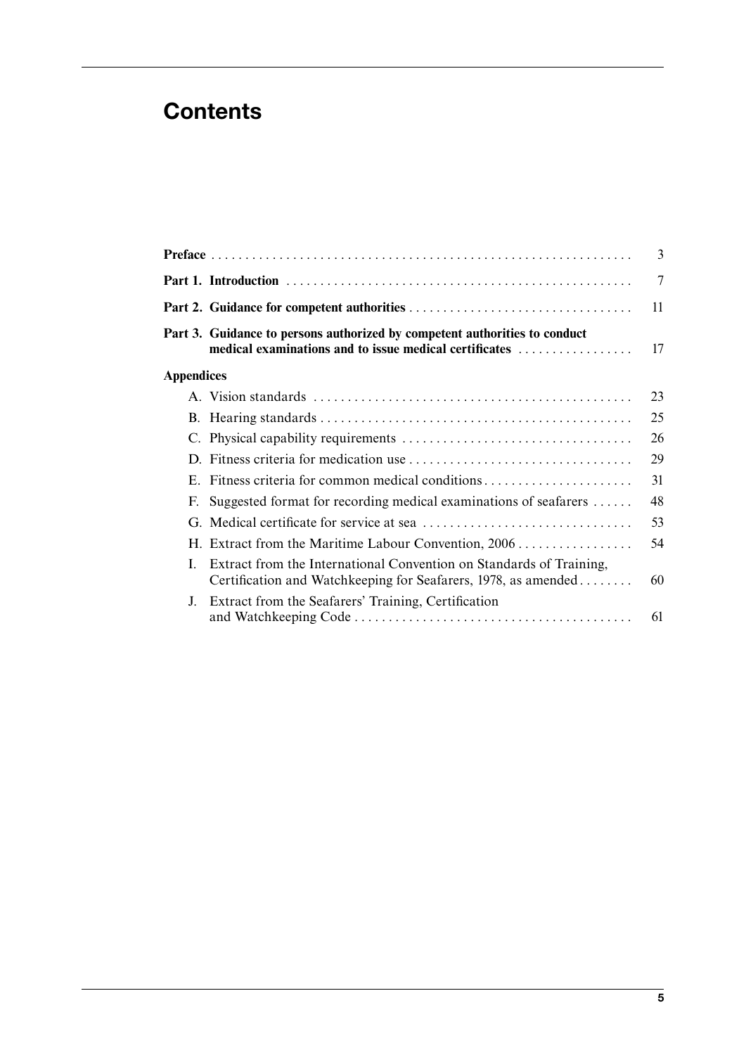# Contents

| | |
|---|---|
| **Preface** | 3 |
| **Part 1. Introduction** | 7 |
| **Part 2. Guidance for competent authorities** | 11 |
| **Part 3. Guidance to persons authorized by competent authorities to conduct medical examinations and to issue medical certificates** | 17 |
| **Appendices** | |
| A. Vision standards | 23 |
| B. Hearing standards | 25 |
| C. Physical capability requirements | 26 |
| D. Fitness criteria for medication use | 29 |
| E. Fitness criteria for common medical conditions | 31 |
| F. Suggested format for recording medical examinations of seafarers | 48 |
| G. Medical certificate for service at sea | 53 |
| H. Extract from the Maritime Labour Convention, 2006 | 54 |
| I. Extract from the International Convention on Standards of Training, Certification and Watchkeeping for Seafarers, 1978, as amended | 60 |
| J. Extract from the Seafarers' Training, Certification and Watchkeeping Code | 61 |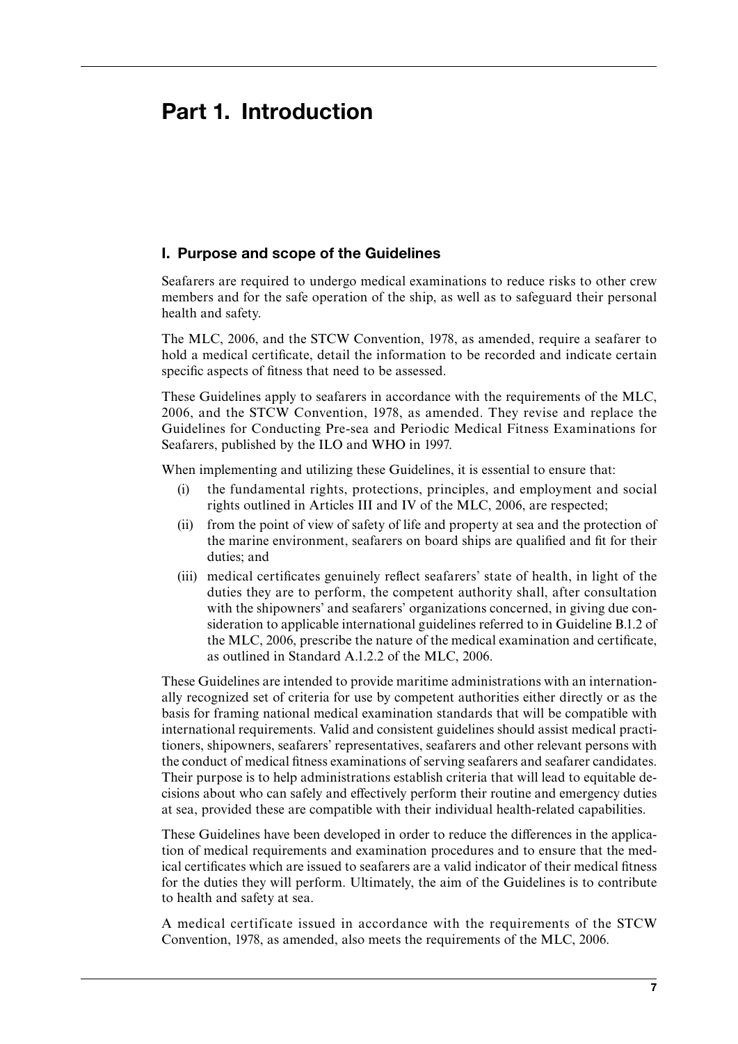# Part 1. Introduction

## I. Purpose and scope of the Guidelines

Seafarers are required to undergo medical examinations to reduce risks to other crew members and for the safe operation of the ship, as well as to safeguard their personal health and safety.

The MLC, 2006, and the STCW Convention, 1978, as amended, require a seafarer to hold a medical certificate, detail the information to be recorded and indicate certain specific aspects of fitness that need to be assessed.

These Guidelines apply to seafarers in accordance with the requirements of the MLC, 2006, and the STCW Convention, 1978, as amended. They revise and replace the Guidelines for Conducting Pre-sea and Periodic Medical Fitness Examinations for Seafarers, published by the ILO and WHO in 1997.

When implementing and utilizing these Guidelines, it is essential to ensure that:

(i) the fundamental rights, protections, principles, and employment and social rights outlined in Articles III and IV of the MLC, 2006, are respected;

(ii) from the point of view of safety of life and property at sea and the protection of the marine environment, seafarers on board ships are qualified and fit for their duties; and

(iii) medical certificates genuinely reflect seafarers' state of health, in light of the duties they are to perform, the competent authority shall, after consultation with the shipowners' and seafarers' organizations concerned, in giving due consideration to applicable international guidelines referred to in Guideline B.1.2 of the MLC, 2006, prescribe the nature of the medical examination and certificate, as outlined in Standard A.1.2.2 of the MLC, 2006.

These Guidelines are intended to provide maritime administrations with an internationally recognized set of criteria for use by competent authorities either directly or as the basis for framing national medical examination standards that will be compatible with international requirements. Valid and consistent guidelines should assist medical practitioners, shipowners, seafarers' representatives, seafarers and other relevant persons with the conduct of medical fitness examinations of serving seafarers and seafarer candidates. Their purpose is to help administrations establish criteria that will lead to equitable decisions about who can safely and effectively perform their routine and emergency duties at sea, provided these are compatible with their individual health-related capabilities.

These Guidelines have been developed in order to reduce the differences in the application of medical requirements and examination procedures and to ensure that the medical certificates which are issued to seafarers are a valid indicator of their medical fitness for the duties they will perform. Ultimately, the aim of the Guidelines is to contribute to health and safety at sea.

A medical certificate issued in accordance with the requirements of the STCW Convention, 1978, as amended, also meets the requirements of the MLC, 2006.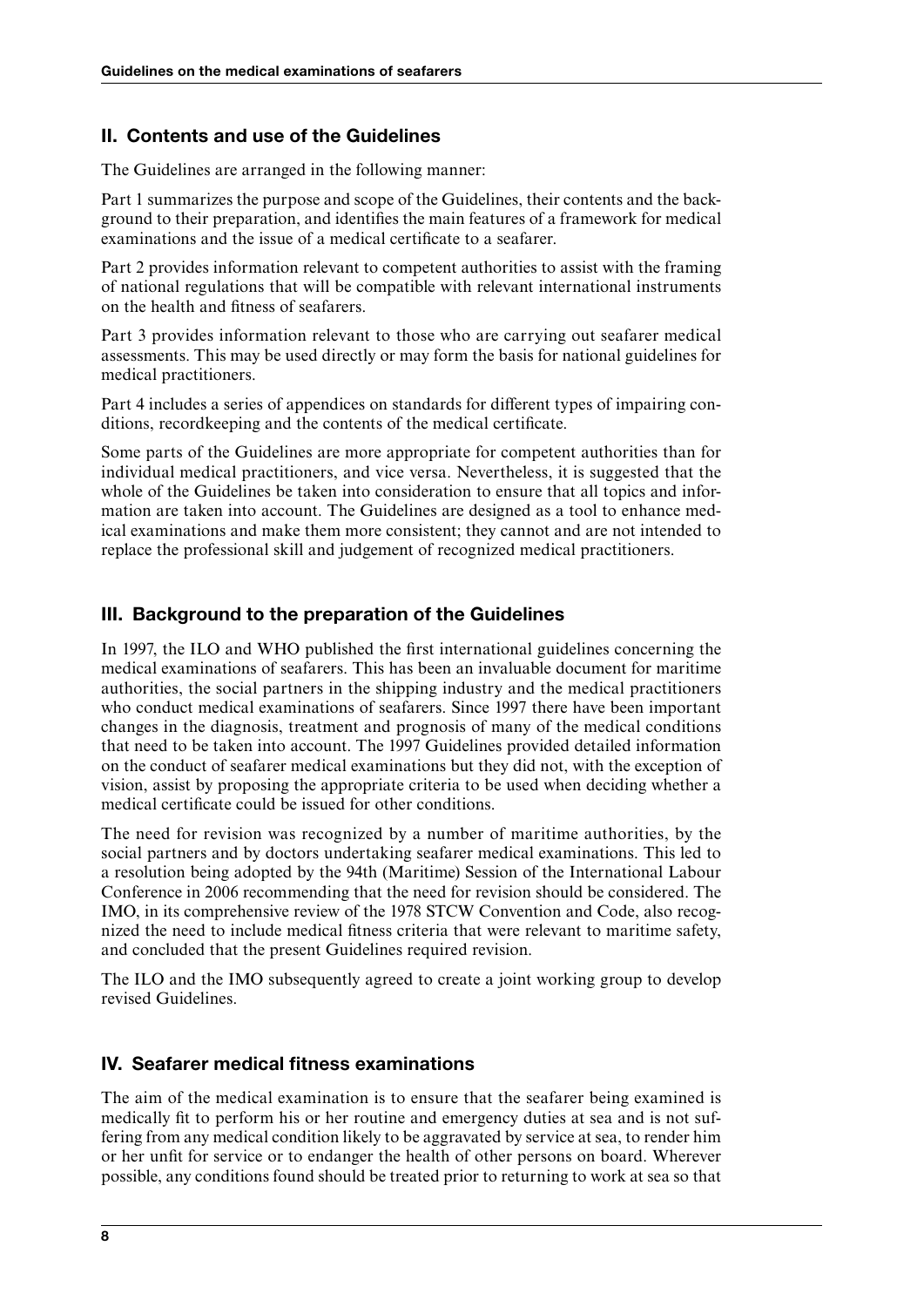## II. Contents and use of the Guidelines

The Guidelines are arranged in the following manner:

Part 1 summarizes the purpose and scope of the Guidelines, their contents and the background to their preparation, and identifies the main features of a framework for medical examinations and the issue of a medical certificate to a seafarer.

Part 2 provides information relevant to competent authorities to assist with the framing of national regulations that will be compatible with relevant international instruments on the health and fitness of seafarers.

Part 3 provides information relevant to those who are carrying out seafarer medical assessments. This may be used directly or may form the basis for national guidelines for medical practitioners.

Part 4 includes a series of appendices on standards for different types of impairing conditions, recordkeeping and the contents of the medical certificate.

Some parts of the Guidelines are more appropriate for competent authorities than for individual medical practitioners, and vice versa. Nevertheless, it is suggested that the whole of the Guidelines be taken into consideration to ensure that all topics and information are taken into account. The Guidelines are designed as a tool to enhance medical examinations and make them more consistent; they cannot and are not intended to replace the professional skill and judgement of recognized medical practitioners.

## III. Background to the preparation of the Guidelines

In 1997, the ILO and WHO published the first international guidelines concerning the medical examinations of seafarers. This has been an invaluable document for maritime authorities, the social partners in the shipping industry and the medical practitioners who conduct medical examinations of seafarers. Since 1997 there have been important changes in the diagnosis, treatment and prognosis of many of the medical conditions that need to be taken into account. The 1997 Guidelines provided detailed information on the conduct of seafarer medical examinations but they did not, with the exception of vision, assist by proposing the appropriate criteria to be used when deciding whether a medical certificate could be issued for other conditions.

The need for revision was recognized by a number of maritime authorities, by the social partners and by doctors undertaking seafarer medical examinations. This led to a resolution being adopted by the 94th (Maritime) Session of the International Labour Conference in 2006 recommending that the need for revision should be considered. The IMO, in its comprehensive review of the 1978 STCW Convention and Code, also recognized the need to include medical fitness criteria that were relevant to maritime safety, and concluded that the present Guidelines required revision.

The ILO and the IMO subsequently agreed to create a joint working group to develop revised Guidelines.

## IV. Seafarer medical fitness examinations

The aim of the medical examination is to ensure that the seafarer being examined is medically fit to perform his or her routine and emergency duties at sea and is not suffering from any medical condition likely to be aggravated by service at sea, to render him or her unfit for service or to endanger the health of other persons on board. Wherever possible, any conditions found should be treated prior to returning to work at sea so that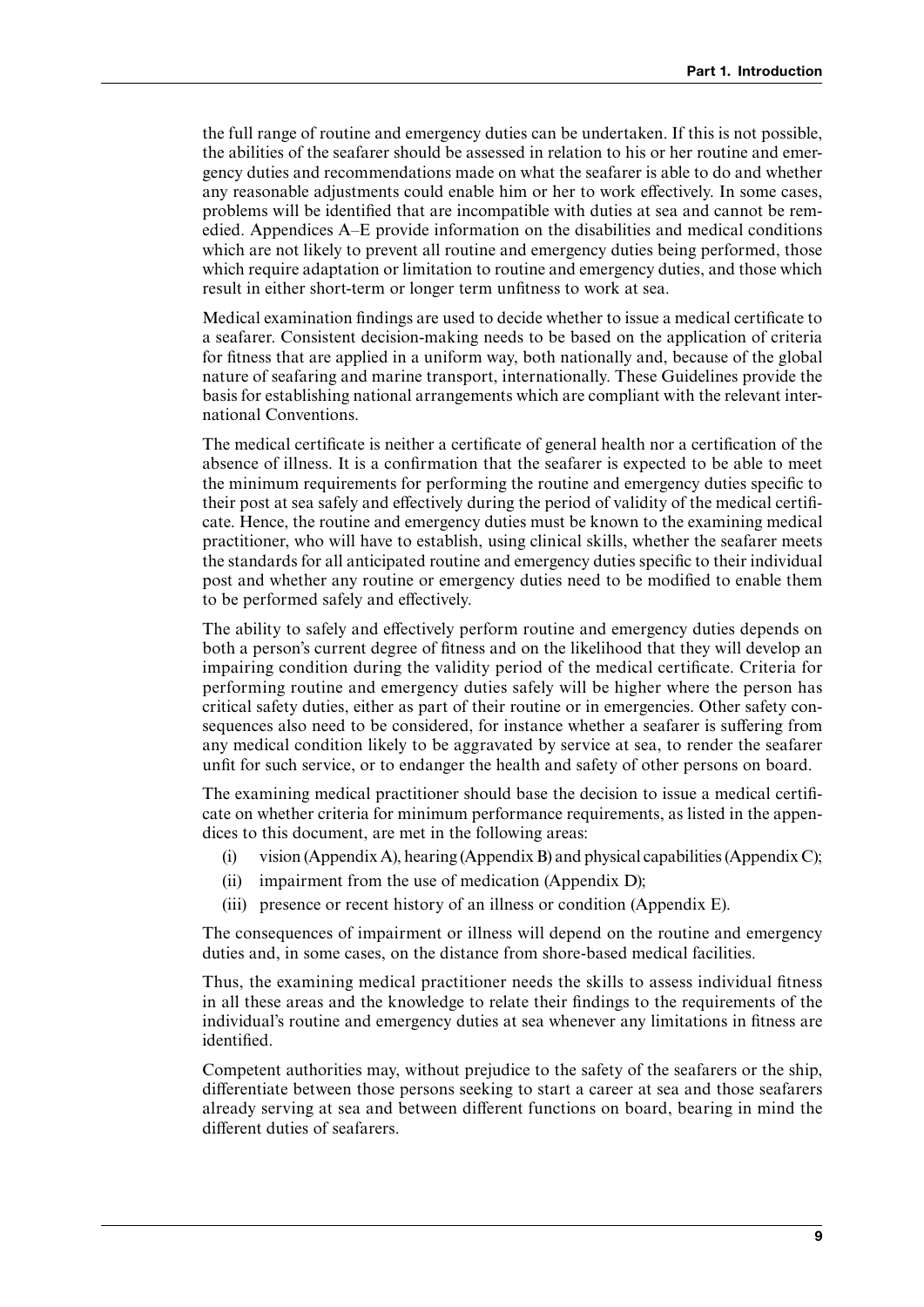the full range of routine and emergency duties can be undertaken. If this is not possible, the abilities of the seafarer should be assessed in relation to his or her routine and emergency duties and recommendations made on what the seafarer is able to do and whether any reasonable adjustments could enable him or her to work effectively. In some cases, problems will be identified that are incompatible with duties at sea and cannot be remedied. Appendices A–E provide information on the disabilities and medical conditions which are not likely to prevent all routine and emergency duties being performed, those which require adaptation or limitation to routine and emergency duties, and those which result in either short-term or longer term unfitness to work at sea.

Medical examination findings are used to decide whether to issue a medical certificate to a seafarer. Consistent decision-making needs to be based on the application of criteria for fitness that are applied in a uniform way, both nationally and, because of the global nature of seafaring and marine transport, internationally. These Guidelines provide the basis for establishing national arrangements which are compliant with the relevant international Conventions.

The medical certificate is neither a certificate of general health nor a certification of the absence of illness. It is a confirmation that the seafarer is expected to be able to meet the minimum requirements for performing the routine and emergency duties specific to their post at sea safely and effectively during the period of validity of the medical certificate. Hence, the routine and emergency duties must be known to the examining medical practitioner, who will have to establish, using clinical skills, whether the seafarer meets the standards for all anticipated routine and emergency duties specific to their individual post and whether any routine or emergency duties need to be modified to enable them to be performed safely and effectively.

The ability to safely and effectively perform routine and emergency duties depends on both a person's current degree of fitness and on the likelihood that they will develop an impairing condition during the validity period of the medical certificate. Criteria for performing routine and emergency duties safely will be higher where the person has critical safety duties, either as part of their routine or in emergencies. Other safety consequences also need to be considered, for instance whether a seafarer is suffering from any medical condition likely to be aggravated by service at sea, to render the seafarer unfit for such service, or to endanger the health and safety of other persons on board.

The examining medical practitioner should base the decision to issue a medical certificate on whether criteria for minimum performance requirements, as listed in the appendices to this document, are met in the following areas:

(i) vision (Appendix A), hearing (Appendix B) and physical capabilities (Appendix C);
(ii) impairment from the use of medication (Appendix D);
(iii) presence or recent history of an illness or condition (Appendix E).

The consequences of impairment or illness will depend on the routine and emergency duties and, in some cases, on the distance from shore-based medical facilities.

Thus, the examining medical practitioner needs the skills to assess individual fitness in all these areas and the knowledge to relate their findings to the requirements of the individual's routine and emergency duties at sea whenever any limitations in fitness are identified.

Competent authorities may, without prejudice to the safety of the seafarers or the ship, differentiate between those persons seeking to start a career at sea and those seafarers already serving at sea and between different functions on board, bearing in mind the different duties of seafarers.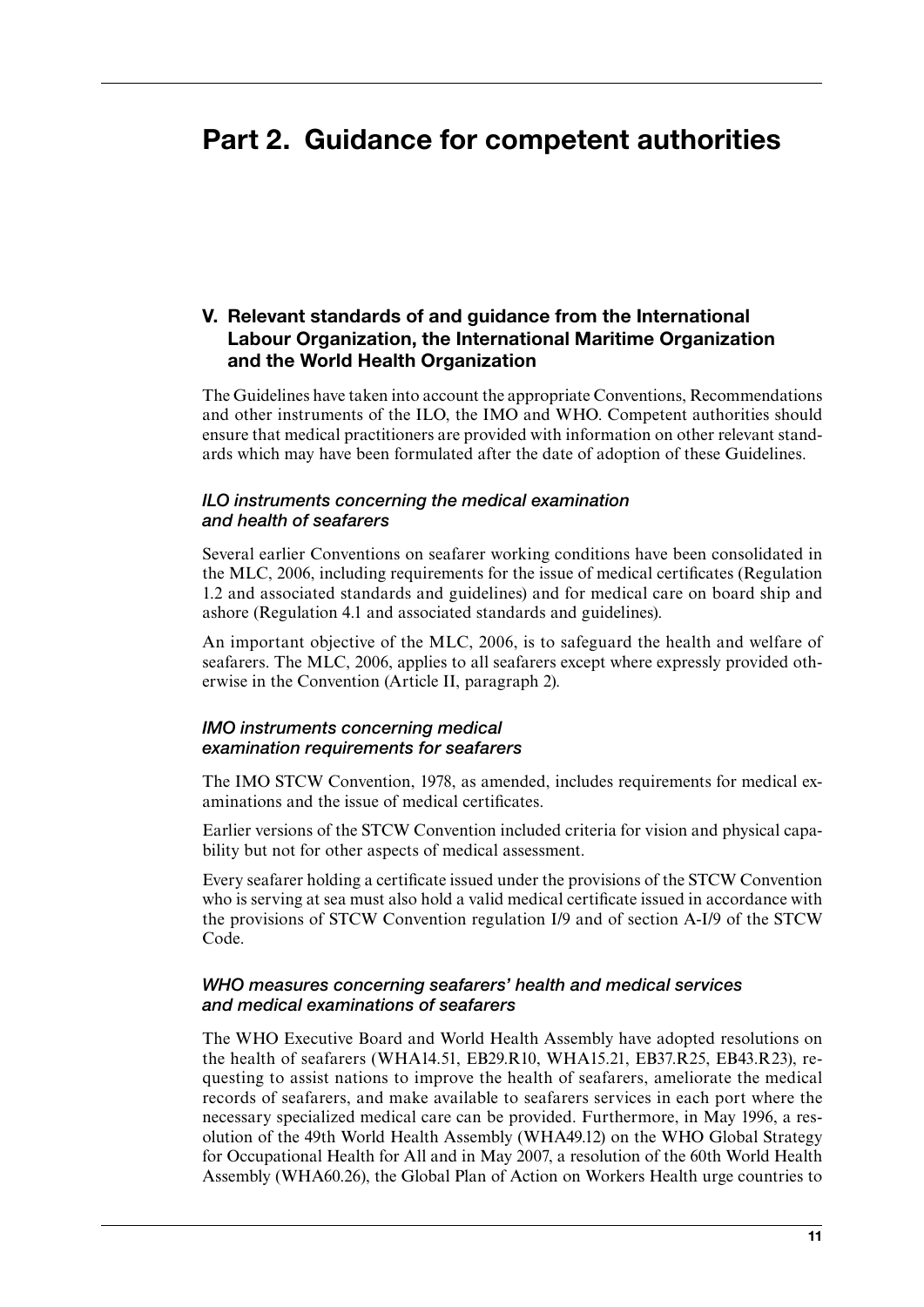# Part 2. Guidance for competent authorities

## V. Relevant standards of and guidance from the International Labour Organization, the International Maritime Organization and the World Health Organization

The Guidelines have taken into account the appropriate Conventions, Recommendations and other instruments of the ILO, the IMO and WHO. Competent authorities should ensure that medical practitioners are provided with information on other relevant standards which may have been formulated after the date of adoption of these Guidelines.

### *ILO instruments concerning the medical examination and health of seafarers*

Several earlier Conventions on seafarer working conditions have been consolidated in the MLC, 2006, including requirements for the issue of medical certificates (Regulation 1.2 and associated standards and guidelines) and for medical care on board ship and ashore (Regulation 4.1 and associated standards and guidelines).

An important objective of the MLC, 2006, is to safeguard the health and welfare of seafarers. The MLC, 2006, applies to all seafarers except where expressly provided otherwise in the Convention (Article II, paragraph 2).

### *IMO instruments concerning medical examination requirements for seafarers*

The IMO STCW Convention, 1978, as amended, includes requirements for medical examinations and the issue of medical certificates.

Earlier versions of the STCW Convention included criteria for vision and physical capability but not for other aspects of medical assessment.

Every seafarer holding a certificate issued under the provisions of the STCW Convention who is serving at sea must also hold a valid medical certificate issued in accordance with the provisions of STCW Convention regulation I/9 and of section A-I/9 of the STCW Code.

### *WHO measures concerning seafarers' health and medical services and medical examinations of seafarers*

The WHO Executive Board and World Health Assembly have adopted resolutions on the health of seafarers (WHA14.51, EB29.R10, WHA15.21, EB37.R25, EB43.R23), requesting to assist nations to improve the health of seafarers, ameliorate the medical records of seafarers, and make available to seafarers services in each port where the necessary specialized medical care can be provided. Furthermore, in May 1996, a resolution of the 49th World Health Assembly (WHA49.12) on the WHO Global Strategy for Occupational Health for All and in May 2007, a resolution of the 60th World Health Assembly (WHA60.26), the Global Plan of Action on Workers Health urge countries to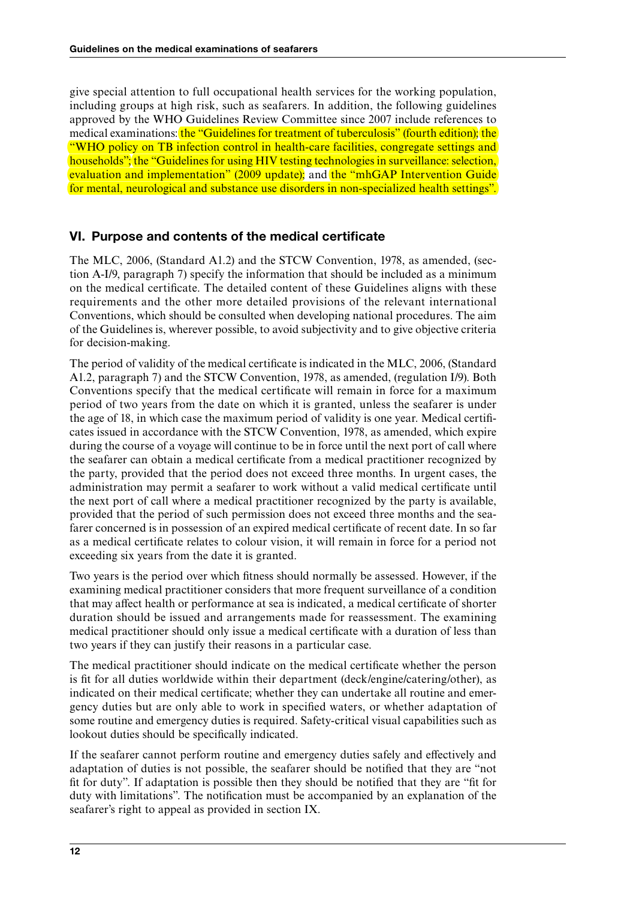give special attention to full occupational health services for the working population, including groups at high risk, such as seafarers. In addition, the following guidelines approved by the WHO Guidelines Review Committee since 2007 include references to medical examinations: the "Guidelines for treatment of tuberculosis" (fourth edition); the "WHO policy on TB infection control in health-care facilities, congregate settings and households"; the "Guidelines for using HIV testing technologies in surveillance: selection, evaluation and implementation" (2009 update); and the "mhGAP Intervention Guide for mental, neurological and substance use disorders in non-specialized health settings".

## VI. Purpose and contents of the medical certificate

The MLC, 2006, (Standard A1.2) and the STCW Convention, 1978, as amended, (section A-I/9, paragraph 7) specify the information that should be included as a minimum on the medical certificate. The detailed content of these Guidelines aligns with these requirements and the other more detailed provisions of the relevant international Conventions, which should be consulted when developing national procedures. The aim of the Guidelines is, wherever possible, to avoid subjectivity and to give objective criteria for decision-making.

The period of validity of the medical certificate is indicated in the MLC, 2006, (Standard A1.2, paragraph 7) and the STCW Convention, 1978, as amended, (regulation I/9). Both Conventions specify that the medical certificate will remain in force for a maximum period of two years from the date on which it is granted, unless the seafarer is under the age of 18, in which case the maximum period of validity is one year. Medical certificates issued in accordance with the STCW Convention, 1978, as amended, which expire during the course of a voyage will continue to be in force until the next port of call where the seafarer can obtain a medical certificate from a medical practitioner recognized by the party, provided that the period does not exceed three months. In urgent cases, the administration may permit a seafarer to work without a valid medical certificate until the next port of call where a medical practitioner recognized by the party is available, provided that the period of such permission does not exceed three months and the seafarer concerned is in possession of an expired medical certificate of recent date. In so far as a medical certificate relates to colour vision, it will remain in force for a period not exceeding six years from the date it is granted.

Two years is the period over which fitness should normally be assessed. However, if the examining medical practitioner considers that more frequent surveillance of a condition that may affect health or performance at sea is indicated, a medical certificate of shorter duration should be issued and arrangements made for reassessment. The examining medical practitioner should only issue a medical certificate with a duration of less than two years if they can justify their reasons in a particular case.

The medical practitioner should indicate on the medical certificate whether the person is fit for all duties worldwide within their department (deck/engine/catering/other), as indicated on their medical certificate; whether they can undertake all routine and emergency duties but are only able to work in specified waters, or whether adaptation of some routine and emergency duties is required. Safety-critical visual capabilities such as lookout duties should be specifically indicated.

If the seafarer cannot perform routine and emergency duties safely and effectively and adaptation of duties is not possible, the seafarer should be notified that they are "not fit for duty". If adaptation is possible then they should be notified that they are "fit for duty with limitations". The notification must be accompanied by an explanation of the seafarer's right to appeal as provided in section IX.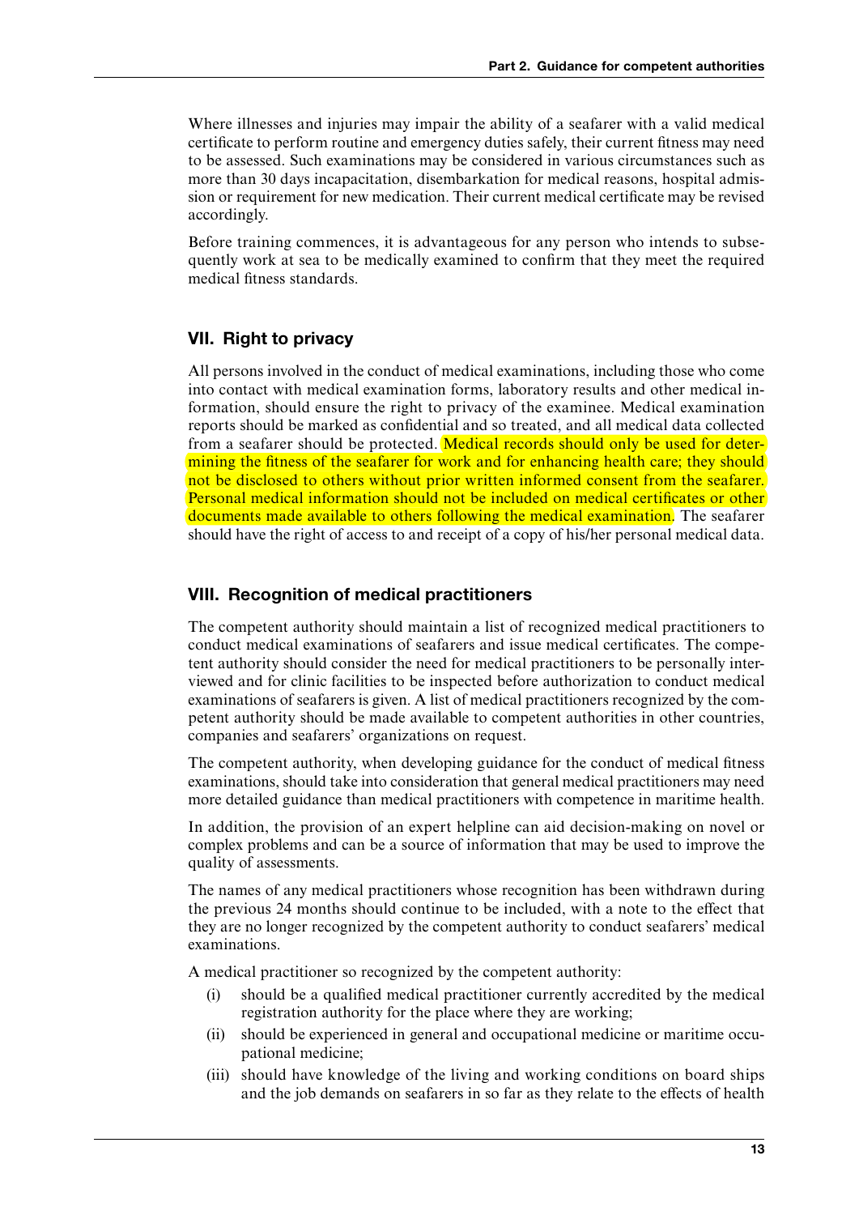Where illnesses and injuries may impair the ability of a seafarer with a valid medical certificate to perform routine and emergency duties safely, their current fitness may need to be assessed. Such examinations may be considered in various circumstances such as more than 30 days incapacitation, disembarkation for medical reasons, hospital admission or requirement for new medication. Their current medical certificate may be revised accordingly.

Before training commences, it is advantageous for any person who intends to subsequently work at sea to be medically examined to confirm that they meet the required medical fitness standards.

## VII. Right to privacy

All persons involved in the conduct of medical examinations, including those who come into contact with medical examination forms, laboratory results and other medical information, should ensure the right to privacy of the examinee. Medical examination reports should be marked as confidential and so treated, and all medical data collected from a seafarer should be protected. Medical records should only be used for determining the fitness of the seafarer for work and for enhancing health care; they should not be disclosed to others without prior written informed consent from the seafarer. Personal medical information should not be included on medical certificates or other documents made available to others following the medical examination. The seafarer should have the right of access to and receipt of a copy of his/her personal medical data.

## VIII. Recognition of medical practitioners

The competent authority should maintain a list of recognized medical practitioners to conduct medical examinations of seafarers and issue medical certificates. The competent authority should consider the need for medical practitioners to be personally interviewed and for clinic facilities to be inspected before authorization to conduct medical examinations of seafarers is given. A list of medical practitioners recognized by the competent authority should be made available to competent authorities in other countries, companies and seafarers' organizations on request.

The competent authority, when developing guidance for the conduct of medical fitness examinations, should take into consideration that general medical practitioners may need more detailed guidance than medical practitioners with competence in maritime health.

In addition, the provision of an expert helpline can aid decision-making on novel or complex problems and can be a source of information that may be used to improve the quality of assessments.

The names of any medical practitioners whose recognition has been withdrawn during the previous 24 months should continue to be included, with a note to the effect that they are no longer recognized by the competent authority to conduct seafarers' medical examinations.

A medical practitioner so recognized by the competent authority:

(i) should be a qualified medical practitioner currently accredited by the medical registration authority for the place where they are working;

(ii) should be experienced in general and occupational medicine or maritime occupational medicine;

(iii) should have knowledge of the living and working conditions on board ships and the job demands on seafarers in so far as they relate to the effects of health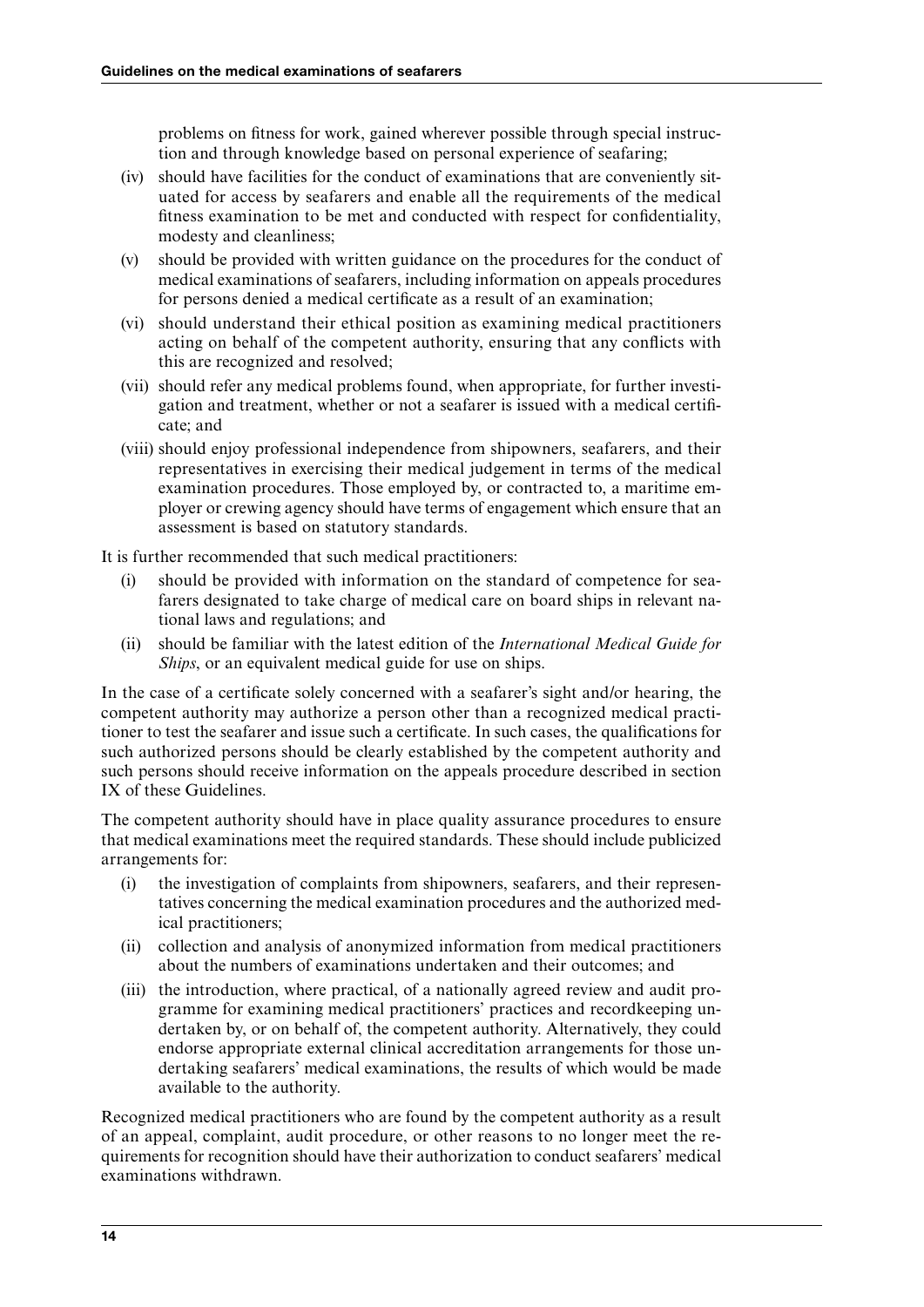problems on fitness for work, gained wherever possible through special instruction and through knowledge based on personal experience of seafaring;

(iv) should have facilities for the conduct of examinations that are conveniently situated for access by seafarers and enable all the requirements of the medical fitness examination to be met and conducted with respect for confidentiality, modesty and cleanliness;

(v) should be provided with written guidance on the procedures for the conduct of medical examinations of seafarers, including information on appeals procedures for persons denied a medical certificate as a result of an examination;

(vi) should understand their ethical position as examining medical practitioners acting on behalf of the competent authority, ensuring that any conflicts with this are recognized and resolved;

(vii) should refer any medical problems found, when appropriate, for further investigation and treatment, whether or not a seafarer is issued with a medical certificate; and

(viii) should enjoy professional independence from shipowners, seafarers, and their representatives in exercising their medical judgement in terms of the medical examination procedures. Those employed by, or contracted to, a maritime employer or crewing agency should have terms of engagement which ensure that an assessment is based on statutory standards.

It is further recommended that such medical practitioners:

(i) should be provided with information on the standard of competence for seafarers designated to take charge of medical care on board ships in relevant national laws and regulations; and

(ii) should be familiar with the latest edition of the *International Medical Guide for Ships*, or an equivalent medical guide for use on ships.

In the case of a certificate solely concerned with a seafarer's sight and/or hearing, the competent authority may authorize a person other than a recognized medical practitioner to test the seafarer and issue such a certificate. In such cases, the qualifications for such authorized persons should be clearly established by the competent authority and such persons should receive information on the appeals procedure described in section IX of these Guidelines.

The competent authority should have in place quality assurance procedures to ensure that medical examinations meet the required standards. These should include publicized arrangements for:

(i) the investigation of complaints from shipowners, seafarers, and their representatives concerning the medical examination procedures and the authorized medical practitioners;

(ii) collection and analysis of anonymized information from medical practitioners about the numbers of examinations undertaken and their outcomes; and

(iii) the introduction, where practical, of a nationally agreed review and audit programme for examining medical practitioners' practices and recordkeeping undertaken by, or on behalf of, the competent authority. Alternatively, they could endorse appropriate external clinical accreditation arrangements for those undertaking seafarers' medical examinations, the results of which would be made available to the authority.

Recognized medical practitioners who are found by the competent authority as a result of an appeal, complaint, audit procedure, or other reasons to no longer meet the requirements for recognition should have their authorization to conduct seafarers' medical examinations withdrawn.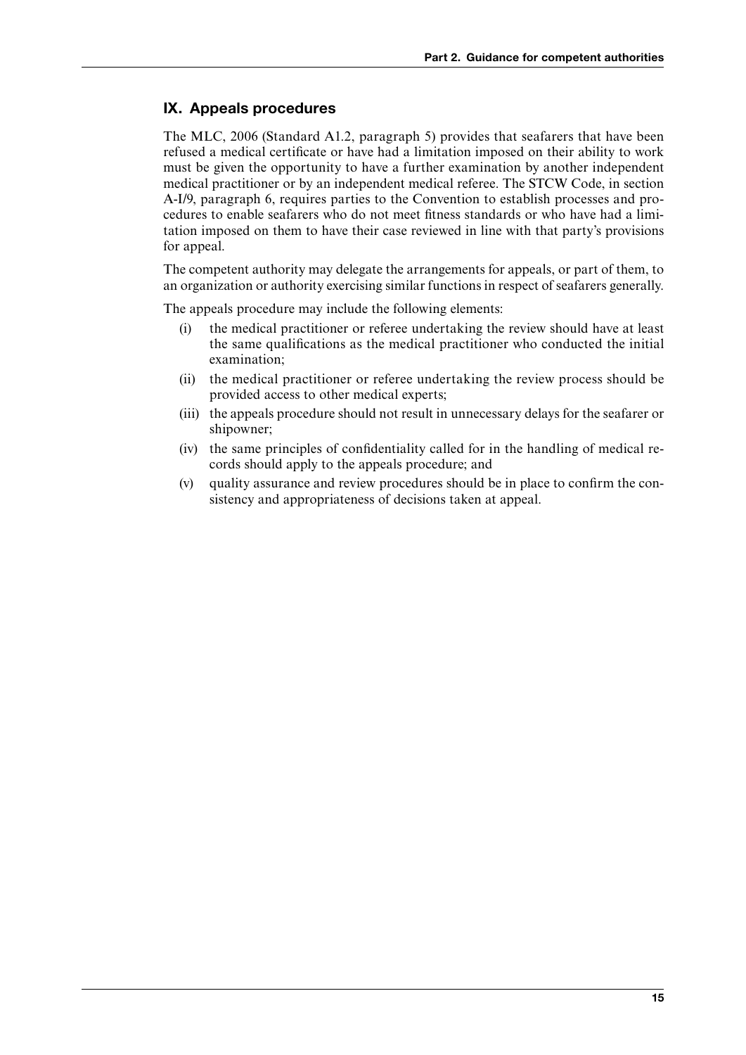## IX. Appeals procedures

The MLC, 2006 (Standard A1.2, paragraph 5) provides that seafarers that have been refused a medical certificate or have had a limitation imposed on their ability to work must be given the opportunity to have a further examination by another independent medical practitioner or by an independent medical referee. The STCW Code, in section A-I/9, paragraph 6, requires parties to the Convention to establish processes and procedures to enable seafarers who do not meet fitness standards or who have had a limitation imposed on them to have their case reviewed in line with that party's provisions for appeal.

The competent authority may delegate the arrangements for appeals, or part of them, to an organization or authority exercising similar functions in respect of seafarers generally.

The appeals procedure may include the following elements:

(i) the medical practitioner or referee undertaking the review should have at least the same qualifications as the medical practitioner who conducted the initial examination;

(ii) the medical practitioner or referee undertaking the review process should be provided access to other medical experts;

(iii) the appeals procedure should not result in unnecessary delays for the seafarer or shipowner;

(iv) the same principles of confidentiality called for in the handling of medical records should apply to the appeals procedure; and

(v) quality assurance and review procedures should be in place to confirm the consistency and appropriateness of decisions taken at appeal.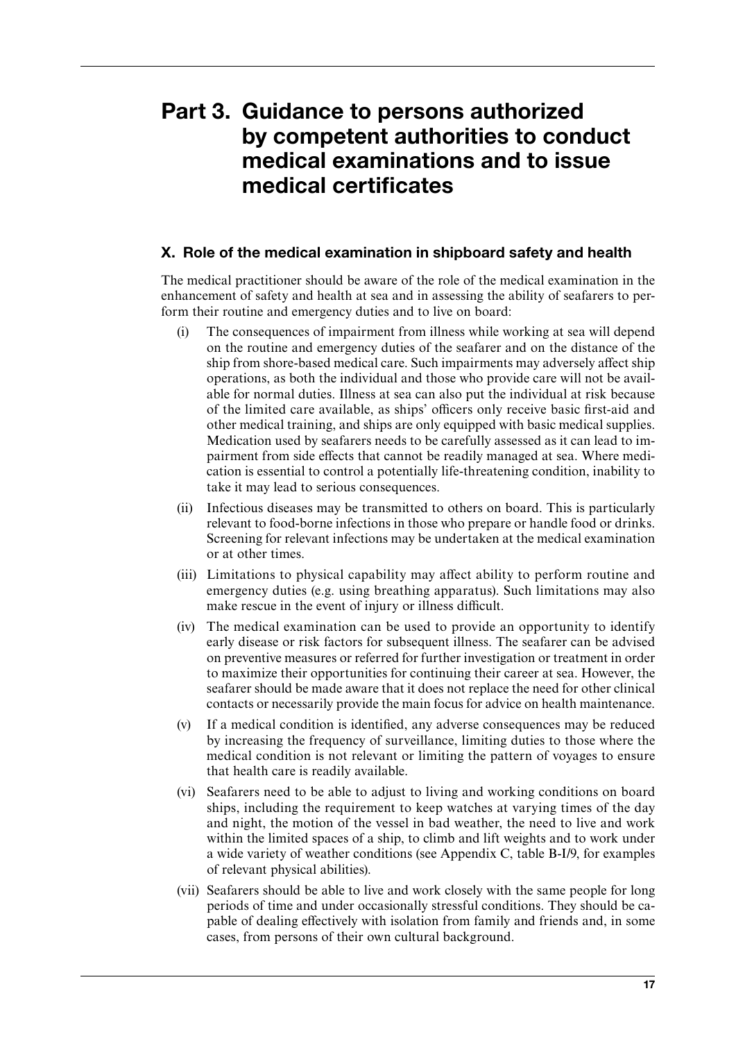# Part 3. Guidance to persons authorized by competent authorities to conduct medical examinations and to issue medical certificates

## X. Role of the medical examination in shipboard safety and health

The medical practitioner should be aware of the role of the medical examination in the enhancement of safety and health at sea and in assessing the ability of seafarers to perform their routine and emergency duties and to live on board:

(i) The consequences of impairment from illness while working at sea will depend on the routine and emergency duties of the seafarer and on the distance of the ship from shore-based medical care. Such impairments may adversely affect ship operations, as both the individual and those who provide care will not be available for normal duties. Illness at sea can also put the individual at risk because of the limited care available, as ships' officers only receive basic first-aid and other medical training, and ships are only equipped with basic medical supplies. Medication used by seafarers needs to be carefully assessed as it can lead to impairment from side effects that cannot be readily managed at sea. Where medication is essential to control a potentially life-threatening condition, inability to take it may lead to serious consequences.

(ii) Infectious diseases may be transmitted to others on board. This is particularly relevant to food-borne infections in those who prepare or handle food or drinks. Screening for relevant infections may be undertaken at the medical examination or at other times.

(iii) Limitations to physical capability may affect ability to perform routine and emergency duties (e.g. using breathing apparatus). Such limitations may also make rescue in the event of injury or illness difficult.

(iv) The medical examination can be used to provide an opportunity to identify early disease or risk factors for subsequent illness. The seafarer can be advised on preventive measures or referred for further investigation or treatment in order to maximize their opportunities for continuing their career at sea. However, the seafarer should be made aware that it does not replace the need for other clinical contacts or necessarily provide the main focus for advice on health maintenance.

(v) If a medical condition is identified, any adverse consequences may be reduced by increasing the frequency of surveillance, limiting duties to those where the medical condition is not relevant or limiting the pattern of voyages to ensure that health care is readily available.

(vi) Seafarers need to be able to adjust to living and working conditions on board ships, including the requirement to keep watches at varying times of the day and night, the motion of the vessel in bad weather, the need to live and work within the limited spaces of a ship, to climb and lift weights and to work under a wide variety of weather conditions (see Appendix C, table B-I/9, for examples of relevant physical abilities).

(vii) Seafarers should be able to live and work closely with the same people for long periods of time and under occasionally stressful conditions. They should be capable of dealing effectively with isolation from family and friends and, in some cases, from persons of their own cultural background.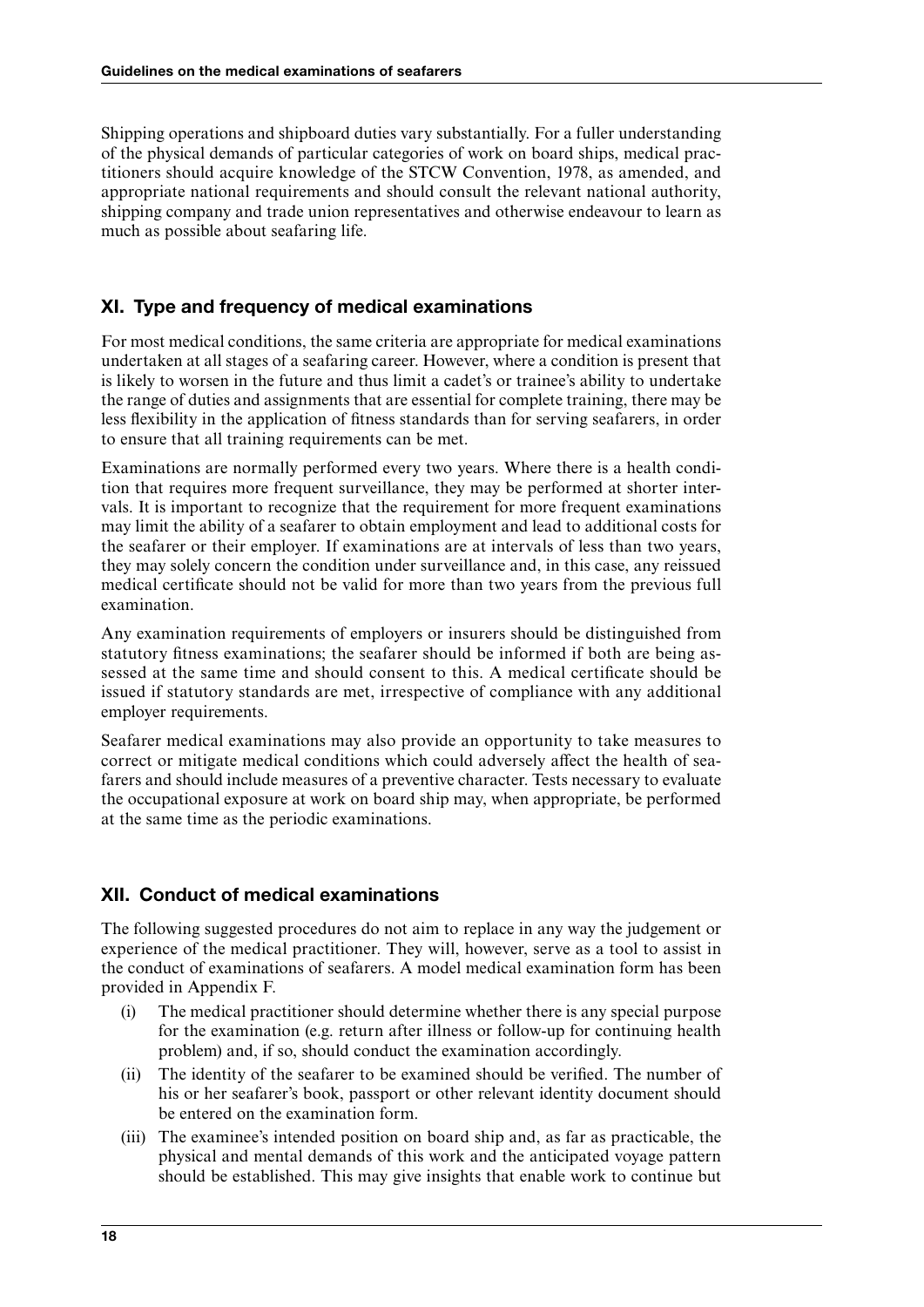Shipping operations and shipboard duties vary substantially. For a fuller understanding of the physical demands of particular categories of work on board ships, medical practitioners should acquire knowledge of the STCW Convention, 1978, as amended, and appropriate national requirements and should consult the relevant national authority, shipping company and trade union representatives and otherwise endeavour to learn as much as possible about seafaring life.

## XI. Type and frequency of medical examinations

For most medical conditions, the same criteria are appropriate for medical examinations undertaken at all stages of a seafaring career. However, where a condition is present that is likely to worsen in the future and thus limit a cadet's or trainee's ability to undertake the range of duties and assignments that are essential for complete training, there may be less flexibility in the application of fitness standards than for serving seafarers, in order to ensure that all training requirements can be met.

Examinations are normally performed every two years. Where there is a health condition that requires more frequent surveillance, they may be performed at shorter intervals. It is important to recognize that the requirement for more frequent examinations may limit the ability of a seafarer to obtain employment and lead to additional costs for the seafarer or their employer. If examinations are at intervals of less than two years, they may solely concern the condition under surveillance and, in this case, any reissued medical certificate should not be valid for more than two years from the previous full examination.

Any examination requirements of employers or insurers should be distinguished from statutory fitness examinations; the seafarer should be informed if both are being assessed at the same time and should consent to this. A medical certificate should be issued if statutory standards are met, irrespective of compliance with any additional employer requirements.

Seafarer medical examinations may also provide an opportunity to take measures to correct or mitigate medical conditions which could adversely affect the health of seafarers and should include measures of a preventive character. Tests necessary to evaluate the occupational exposure at work on board ship may, when appropriate, be performed at the same time as the periodic examinations.

## XII. Conduct of medical examinations

The following suggested procedures do not aim to replace in any way the judgement or experience of the medical practitioner. They will, however, serve as a tool to assist in the conduct of examinations of seafarers. A model medical examination form has been provided in Appendix F.

(i) The medical practitioner should determine whether there is any special purpose for the examination (e.g. return after illness or follow-up for continuing health problem) and, if so, should conduct the examination accordingly.

(ii) The identity of the seafarer to be examined should be verified. The number of his or her seafarer's book, passport or other relevant identity document should be entered on the examination form.

(iii) The examinee's intended position on board ship and, as far as practicable, the physical and mental demands of this work and the anticipated voyage pattern should be established. This may give insights that enable work to continue but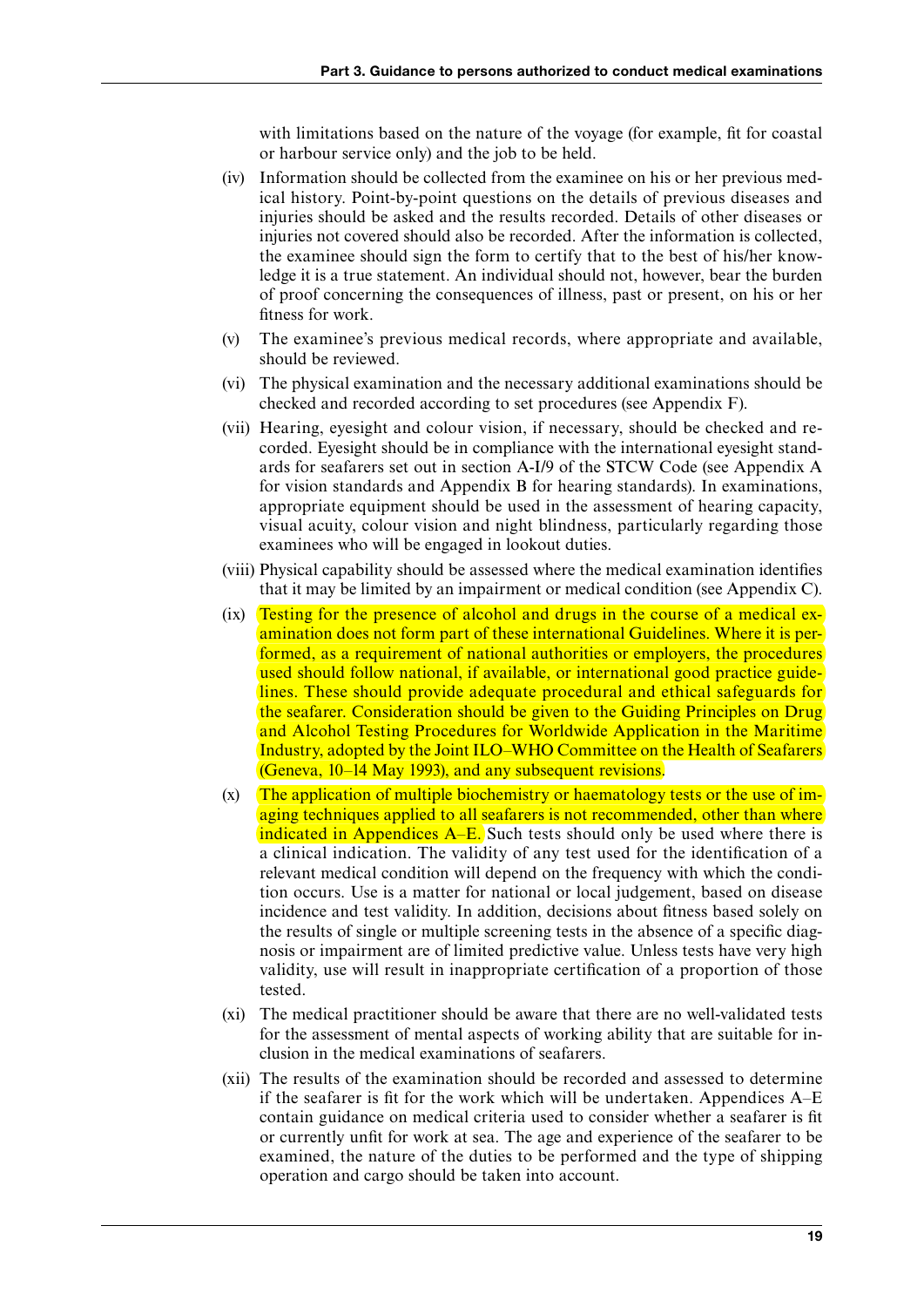with limitations based on the nature of the voyage (for example, fit for coastal or harbour service only) and the job to be held.

(iv) Information should be collected from the examinee on his or her previous medical history. Point-by-point questions on the details of previous diseases and injuries should be asked and the results recorded. Details of other diseases or injuries not covered should also be recorded. After the information is collected, the examinee should sign the form to certify that to the best of his/her knowledge it is a true statement. An individual should not, however, bear the burden of proof concerning the consequences of illness, past or present, on his or her fitness for work.

(v) The examinee's previous medical records, where appropriate and available, should be reviewed.

(vi) The physical examination and the necessary additional examinations should be checked and recorded according to set procedures (see Appendix F).

(vii) Hearing, eyesight and colour vision, if necessary, should be checked and recorded. Eyesight should be in compliance with the international eyesight standards for seafarers set out in section A-I/9 of the STCW Code (see Appendix A for vision standards and Appendix B for hearing standards). In examinations, appropriate equipment should be used in the assessment of hearing capacity, visual acuity, colour vision and night blindness, particularly regarding those examinees who will be engaged in lookout duties.

(viii) Physical capability should be assessed where the medical examination identifies that it may be limited by an impairment or medical condition (see Appendix C).

(ix) Testing for the presence of alcohol and drugs in the course of a medical examination does not form part of these international Guidelines. Where it is performed, as a requirement of national authorities or employers, the procedures used should follow national, if available, or international good practice guidelines. These should provide adequate procedural and ethical safeguards for the seafarer. Consideration should be given to the Guiding Principles on Drug and Alcohol Testing Procedures for Worldwide Application in the Maritime Industry, adopted by the Joint ILO–WHO Committee on the Health of Seafarers (Geneva, 10–14 May 1993), and any subsequent revisions.

(x) The application of multiple biochemistry or haematology tests or the use of imaging techniques applied to all seafarers is not recommended, other than where indicated in Appendices A–E. Such tests should only be used where there is a clinical indication. The validity of any test used for the identification of a relevant medical condition will depend on the frequency with which the condition occurs. Use is a matter for national or local judgement, based on disease incidence and test validity. In addition, decisions about fitness based solely on the results of single or multiple screening tests in the absence of a specific diagnosis or impairment are of limited predictive value. Unless tests have very high validity, use will result in inappropriate certification of a proportion of those tested.

(xi) The medical practitioner should be aware that there are no well-validated tests for the assessment of mental aspects of working ability that are suitable for inclusion in the medical examinations of seafarers.

(xii) The results of the examination should be recorded and assessed to determine if the seafarer is fit for the work which will be undertaken. Appendices A–E contain guidance on medical criteria used to consider whether a seafarer is fit or currently unfit for work at sea. The age and experience of the seafarer to be examined, the nature of the duties to be performed and the type of shipping operation and cargo should be taken into account.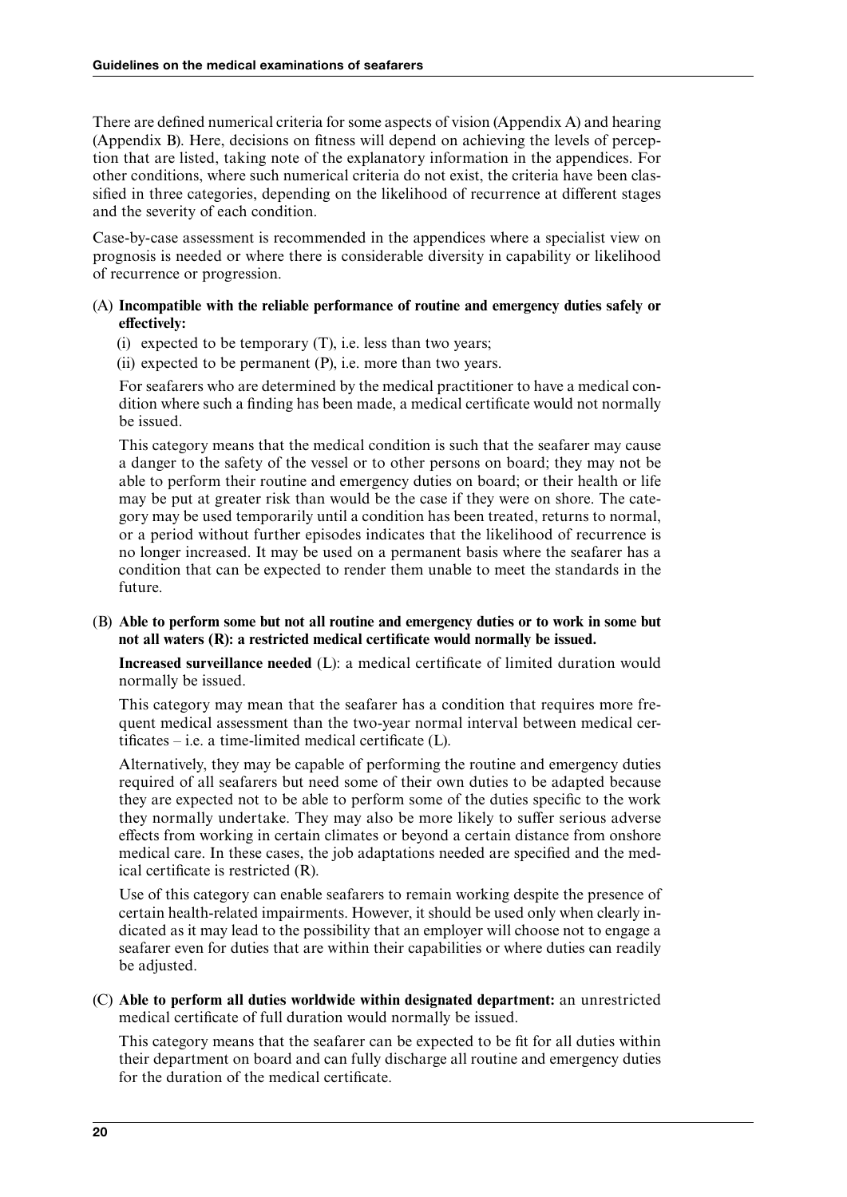There are defined numerical criteria for some aspects of vision (Appendix A) and hearing (Appendix B). Here, decisions on fitness will depend on achieving the levels of perception that are listed, taking note of the explanatory information in the appendices. For other conditions, where such numerical criteria do not exist, the criteria have been classified in three categories, depending on the likelihood of recurrence at different stages and the severity of each condition.

Case-by-case assessment is recommended in the appendices where a specialist view on prognosis is needed or where there is considerable diversity in capability or likelihood of recurrence or progression.

(A) **Incompatible with the reliable performance of routine and emergency duties safely or effectively:**

 (i) expected to be temporary (T), i.e. less than two years;

 (ii) expected to be permanent (P), i.e. more than two years.

 For seafarers who are determined by the medical practitioner to have a medical condition where such a finding has been made, a medical certificate would not normally be issued.

 This category means that the medical condition is such that the seafarer may cause a danger to the safety of the vessel or to other persons on board; they may not be able to perform their routine and emergency duties on board; or their health or life may be put at greater risk than would be the case if they were on shore. The category may be used temporarily until a condition has been treated, returns to normal, or a period without further episodes indicates that the likelihood of recurrence is no longer increased. It may be used on a permanent basis where the seafarer has a condition that can be expected to render them unable to meet the standards in the future.

(B) **Able to perform some but not all routine and emergency duties or to work in some but not all waters (R): a restricted medical certificate would normally be issued.**

 **Increased surveillance needed** (L): a medical certificate of limited duration would normally be issued.

 This category may mean that the seafarer has a condition that requires more frequent medical assessment than the two-year normal interval between medical certificates – i.e. a time-limited medical certificate (L).

 Alternatively, they may be capable of performing the routine and emergency duties required of all seafarers but need some of their own duties to be adapted because they are expected not to be able to perform some of the duties specific to the work they normally undertake. They may also be more likely to suffer serious adverse effects from working in certain climates or beyond a certain distance from onshore medical care. In these cases, the job adaptations needed are specified and the medical certificate is restricted (R).

 Use of this category can enable seafarers to remain working despite the presence of certain health-related impairments. However, it should be used only when clearly indicated as it may lead to the possibility that an employer will choose not to engage a seafarer even for duties that are within their capabilities or where duties can readily be adjusted.

(C) **Able to perform all duties worldwide within designated department:** an unrestricted medical certificate of full duration would normally be issued.

 This category means that the seafarer can be expected to be fit for all duties within their department on board and can fully discharge all routine and emergency duties for the duration of the medical certificate.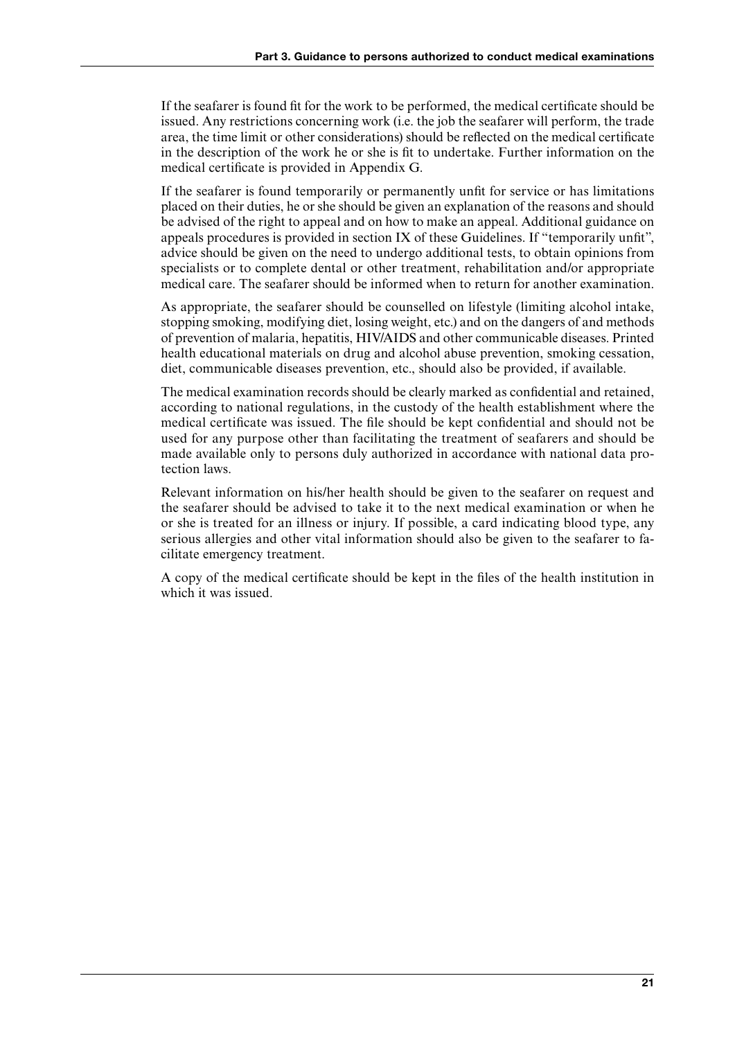If the seafarer is found fit for the work to be performed, the medical certificate should be issued. Any restrictions concerning work (i.e. the job the seafarer will perform, the trade area, the time limit or other considerations) should be reflected on the medical certificate in the description of the work he or she is fit to undertake. Further information on the medical certificate is provided in Appendix G.

If the seafarer is found temporarily or permanently unfit for service or has limitations placed on their duties, he or she should be given an explanation of the reasons and should be advised of the right to appeal and on how to make an appeal. Additional guidance on appeals procedures is provided in section IX of these Guidelines. If "temporarily unfit", advice should be given on the need to undergo additional tests, to obtain opinions from specialists or to complete dental or other treatment, rehabilitation and/or appropriate medical care. The seafarer should be informed when to return for another examination.

As appropriate, the seafarer should be counselled on lifestyle (limiting alcohol intake, stopping smoking, modifying diet, losing weight, etc.) and on the dangers of and methods of prevention of malaria, hepatitis, HIV/AIDS and other communicable diseases. Printed health educational materials on drug and alcohol abuse prevention, smoking cessation, diet, communicable diseases prevention, etc., should also be provided, if available.

The medical examination records should be clearly marked as confidential and retained, according to national regulations, in the custody of the health establishment where the medical certificate was issued. The file should be kept confidential and should not be used for any purpose other than facilitating the treatment of seafarers and should be made available only to persons duly authorized in accordance with national data protection laws.

Relevant information on his/her health should be given to the seafarer on request and the seafarer should be advised to take it to the next medical examination or when he or she is treated for an illness or injury. If possible, a card indicating blood type, any serious allergies and other vital information should also be given to the seafarer to facilitate emergency treatment.

A copy of the medical certificate should be kept in the files of the health institution in which it was issued.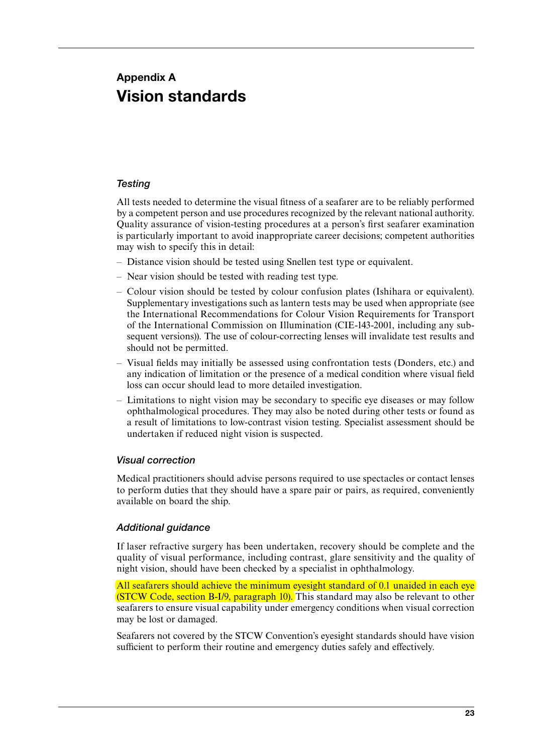# Appendix A
# Vision standards

### *Testing*

All tests needed to determine the visual fitness of a seafarer are to be reliably performed by a competent person and use procedures recognized by the relevant national authority. Quality assurance of vision-testing procedures at a person's first seafarer examination is particularly important to avoid inappropriate career decisions; competent authorities may wish to specify this in detail:

- Distance vision should be tested using Snellen test type or equivalent.
- Near vision should be tested with reading test type.
- Colour vision should be tested by colour confusion plates (Ishihara or equivalent). Supplementary investigations such as lantern tests may be used when appropriate (see the International Recommendations for Colour Vision Requirements for Transport of the International Commission on Illumination (CIE-143-2001, including any subsequent versions)). The use of colour-correcting lenses will invalidate test results and should not be permitted.
- Visual fields may initially be assessed using confrontation tests (Donders, etc.) and any indication of limitation or the presence of a medical condition where visual field loss can occur should lead to more detailed investigation.
- Limitations to night vision may be secondary to specific eye diseases or may follow ophthalmological procedures. They may also be noted during other tests or found as a result of limitations to low-contrast vision testing. Specialist assessment should be undertaken if reduced night vision is suspected.

### *Visual correction*

Medical practitioners should advise persons required to use spectacles or contact lenses to perform duties that they should have a spare pair or pairs, as required, conveniently available on board the ship.

### *Additional guidance*

If laser refractive surgery has been undertaken, recovery should be complete and the quality of visual performance, including contrast, glare sensitivity and the quality of night vision, should have been checked by a specialist in ophthalmology.

All seafarers should achieve the minimum eyesight standard of 0.1 unaided in each eye (STCW Code, section B-I/9, paragraph 10). This standard may also be relevant to other seafarers to ensure visual capability under emergency conditions when visual correction may be lost or damaged.

Seafarers not covered by the STCW Convention's eyesight standards should have vision sufficient to perform their routine and emergency duties safely and effectively.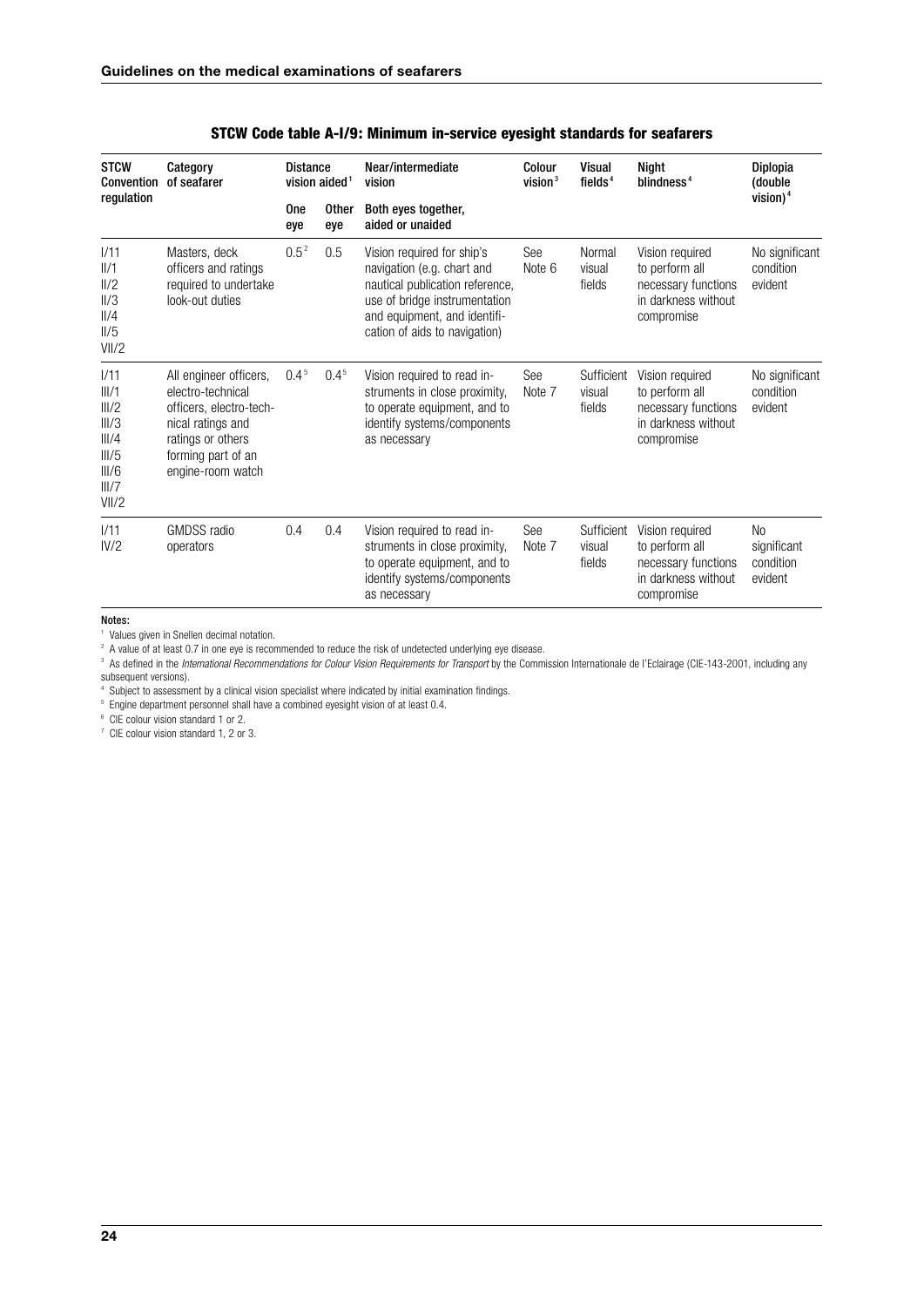## STCW Code table A-I/9: Minimum in-service eyesight standards for seafarers

| STCW Convention regulation | Category of seafarer | Distance vision aided[1] | | Near/intermediate vision | Colour vision[3] | Visual fields[4] | Night blindness[4] | Diplopia (double vision)[4] |
|---|---|---|---|---|---|---|---|---|
| | | One eye | Other eye | Both eyes together, aided or unaided | | | | |
| I/11 II/1 II/2 II/3 II/4 II/5 VII/2 | Masters, deck officers and ratings required to undertake look-out duties | 0.5[2] | 0.5 | Vision required for ship's navigation (e.g. chart and nautical publication reference, use of bridge instrumentation and equipment, and identification of aids to navigation) | See Note 6 | Normal visual fields | Vision required to perform all necessary functions in darkness without compromise | No significant condition evident |
| I/11 III/1 III/2 III/3 III/4 III/5 III/6 III/7 VII/2 | All engineer officers, electro-technical officers, electro-technical ratings and ratings or others forming part of an engine-room watch | 0.4[5] | 0.4[5] | Vision required to read instruments in close proximity, to operate equipment, and to identify systems/components as necessary | See Note 7 | Sufficient visual fields | Vision required to perform all necessary functions in darkness without compromise | No significant condition evident |
| I/11 IV/2 | GMDSS radio operators | 0.4 | 0.4 | Vision required to read instruments in close proximity, to operate equipment, and to identify systems/components as necessary | See Note 7 | Sufficient visual fields | Vision required to perform all necessary functions in darkness without compromise | No significant condition evident |

**Notes:**

[1] Values given in Snellen decimal notation.

[2] A value of at least 0.7 in one eye is recommended to reduce the risk of undetected underlying eye disease.

[3] As defined in the *International Recommendations for Colour Vision Requirements for Transport* by the Commission Internationale de l'Eclairage (CIE-143-2001, including any subsequent versions).

[4] Subject to assessment by a clinical vision specialist where indicated by initial examination findings.

[5] Engine department personnel shall have a combined eyesight vision of at least 0.4.

[6] CIE colour vision standard 1 or 2.

[7] CIE colour vision standard 1, 2 or 3.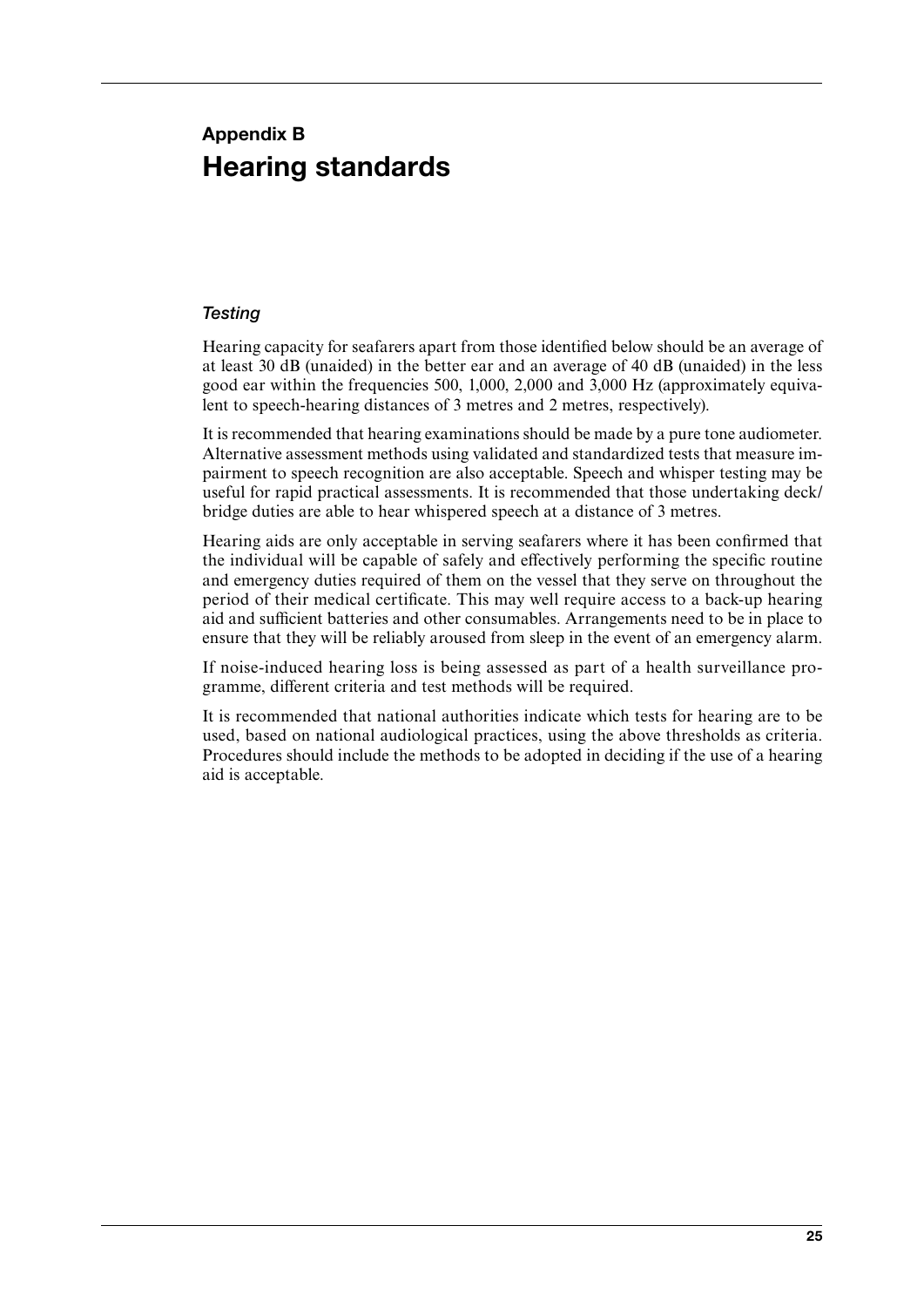# Appendix B
# Hearing standards

### *Testing*

Hearing capacity for seafarers apart from those identified below should be an average of at least 30 dB (unaided) in the better ear and an average of 40 dB (unaided) in the less good ear within the frequencies 500, 1,000, 2,000 and 3,000 Hz (approximately equivalent to speech-hearing distances of 3 metres and 2 metres, respectively).

It is recommended that hearing examinations should be made by a pure tone audiometer. Alternative assessment methods using validated and standardized tests that measure impairment to speech recognition are also acceptable. Speech and whisper testing may be useful for rapid practical assessments. It is recommended that those undertaking deck/bridge duties are able to hear whispered speech at a distance of 3 metres.

Hearing aids are only acceptable in serving seafarers where it has been confirmed that the individual will be capable of safely and effectively performing the specific routine and emergency duties required of them on the vessel that they serve on throughout the period of their medical certificate. This may well require access to a back-up hearing aid and sufficient batteries and other consumables. Arrangements need to be in place to ensure that they will be reliably aroused from sleep in the event of an emergency alarm.

If noise-induced hearing loss is being assessed as part of a health surveillance programme, different criteria and test methods will be required.

It is recommended that national authorities indicate which tests for hearing are to be used, based on national audiological practices, using the above thresholds as criteria. Procedures should include the methods to be adopted in deciding if the use of a hearing aid is acceptable.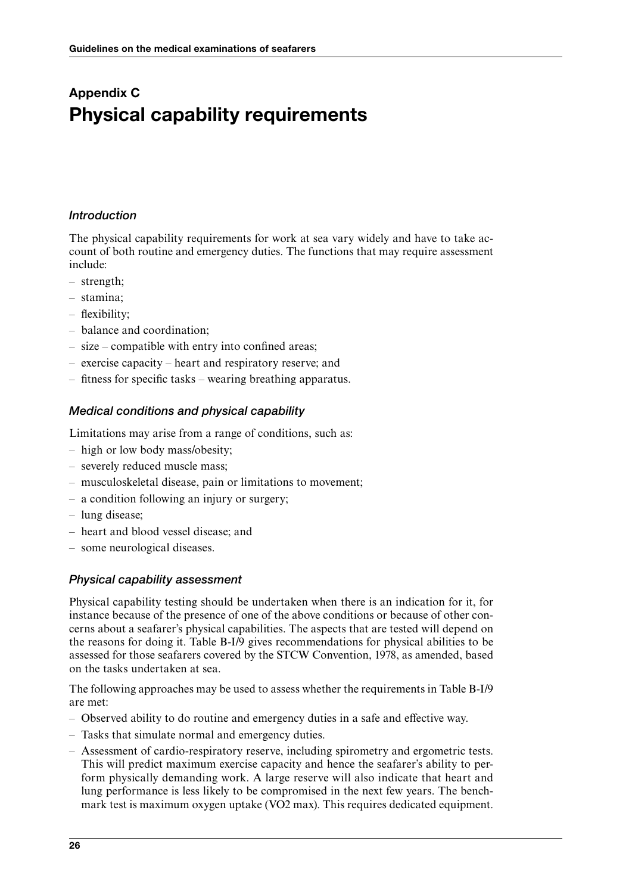# Appendix C
# Physical capability requirements

### *Introduction*

The physical capability requirements for work at sea vary widely and have to take account of both routine and emergency duties. The functions that may require assessment include:

– strength;
– stamina;
– flexibility;
– balance and coordination;
– size – compatible with entry into confined areas;
– exercise capacity – heart and respiratory reserve; and
– fitness for specific tasks – wearing breathing apparatus.

### *Medical conditions and physical capability*

Limitations may arise from a range of conditions, such as:

– high or low body mass/obesity;
– severely reduced muscle mass;
– musculoskeletal disease, pain or limitations to movement;
– a condition following an injury or surgery;
– lung disease;
– heart and blood vessel disease; and
– some neurological diseases.

### *Physical capability assessment*

Physical capability testing should be undertaken when there is an indication for it, for instance because of the presence of one of the above conditions or because of other concerns about a seafarer's physical capabilities. The aspects that are tested will depend on the reasons for doing it. Table B-I/9 gives recommendations for physical abilities to be assessed for those seafarers covered by the STCW Convention, 1978, as amended, based on the tasks undertaken at sea.

The following approaches may be used to assess whether the requirements in Table B-I/9 are met:

– Observed ability to do routine and emergency duties in a safe and effective way.
– Tasks that simulate normal and emergency duties.
– Assessment of cardio-respiratory reserve, including spirometry and ergometric tests. This will predict maximum exercise capacity and hence the seafarer's ability to perform physically demanding work. A large reserve will also indicate that heart and lung performance is less likely to be compromised in the next few years. The benchmark test is maximum oxygen uptake (VO2 max). This requires dedicated equipment.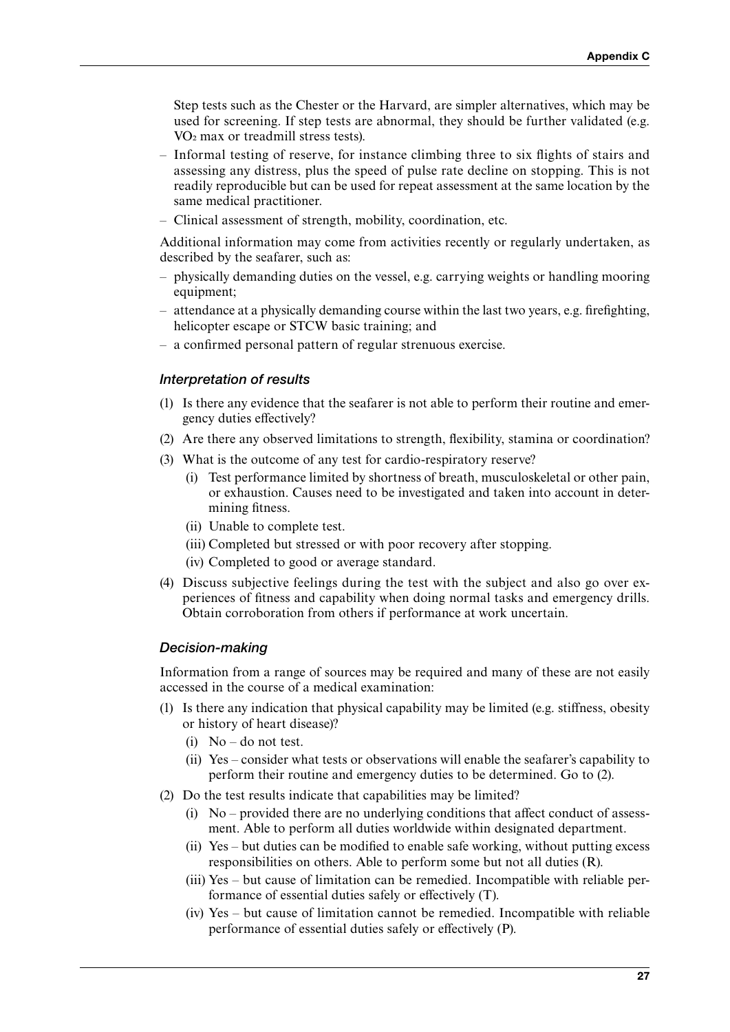Step tests such as the Chester or the Harvard, are simpler alternatives, which may be used for screening. If step tests are abnormal, they should be further validated (e.g. $VO_2$ max or treadmill stress tests).

- Informal testing of reserve, for instance climbing three to six flights of stairs and assessing any distress, plus the speed of pulse rate decline on stopping. This is not readily reproducible but can be used for repeat assessment at the same location by the same medical practitioner.
- Clinical assessment of strength, mobility, coordination, etc.

Additional information may come from activities recently or regularly undertaken, as described by the seafarer, such as:

- physically demanding duties on the vessel, e.g. carrying weights or handling mooring equipment;
- attendance at a physically demanding course within the last two years, e.g. firefighting, helicopter escape or STCW basic training; and
- a confirmed personal pattern of regular strenuous exercise.

### *Interpretation of results*

(1) Is there any evidence that the seafarer is not able to perform their routine and emergency duties effectively?

(2) Are there any observed limitations to strength, flexibility, stamina or coordination?

(3) What is the outcome of any test for cardio-respiratory reserve?

  (i) Test performance limited by shortness of breath, musculoskeletal or other pain, or exhaustion. Causes need to be investigated and taken into account in determining fitness.

  (ii) Unable to complete test.

  (iii) Completed but stressed or with poor recovery after stopping.

  (iv) Completed to good or average standard.

(4) Discuss subjective feelings during the test with the subject and also go over experiences of fitness and capability when doing normal tasks and emergency drills. Obtain corroboration from others if performance at work uncertain.

### *Decision-making*

Information from a range of sources may be required and many of these are not easily accessed in the course of a medical examination:

(1) Is there any indication that physical capability may be limited (e.g. stiffness, obesity or history of heart disease)?

  (i) No – do not test.

  (ii) Yes – consider what tests or observations will enable the seafarer's capability to perform their routine and emergency duties to be determined. Go to (2).

(2) Do the test results indicate that capabilities may be limited?

  (i) No – provided there are no underlying conditions that affect conduct of assessment. Able to perform all duties worldwide within designated department.

  (ii) Yes – but duties can be modified to enable safe working, without putting excess responsibilities on others. Able to perform some but not all duties (R).

  (iii) Yes – but cause of limitation can be remedied. Incompatible with reliable performance of essential duties safely or effectively (T).

  (iv) Yes – but cause of limitation cannot be remedied. Incompatible with reliable performance of essential duties safely or effectively (P).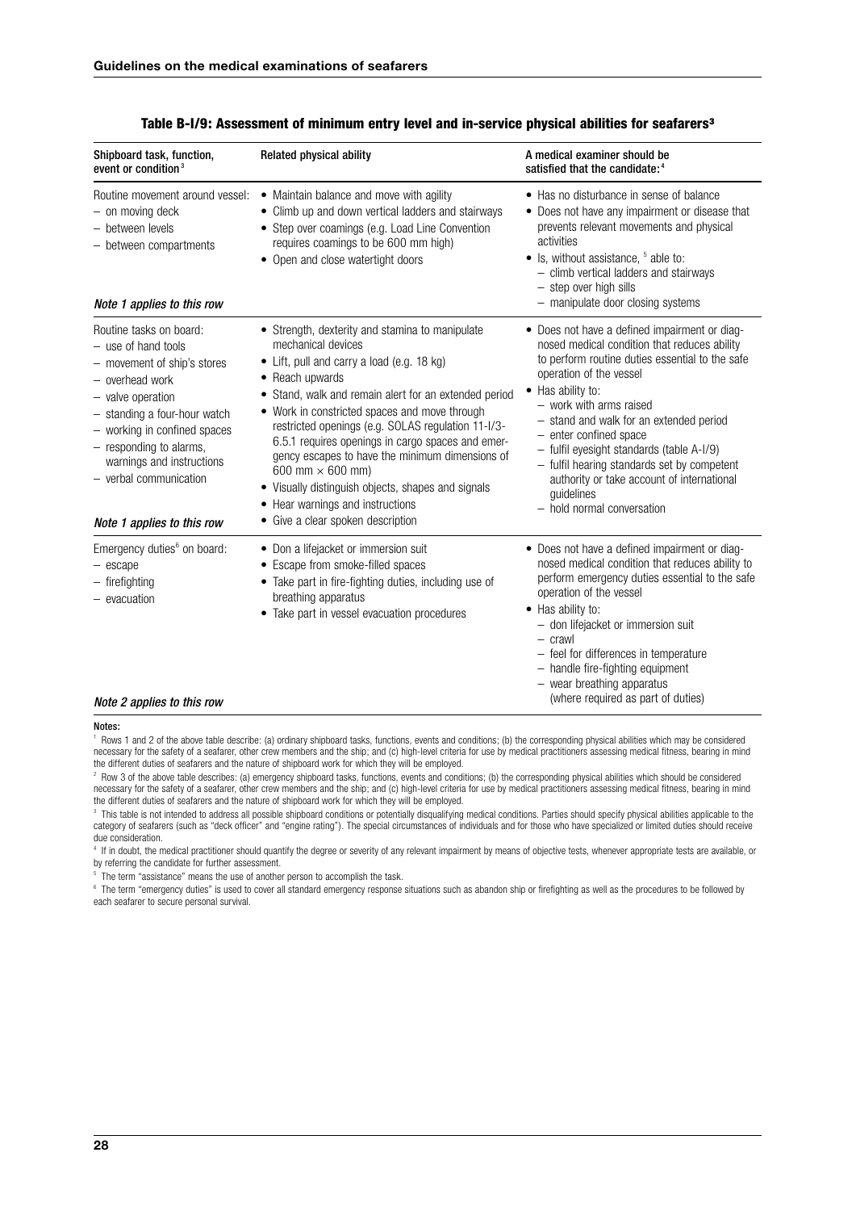### Table B-I/9: Assessment of minimum entry level and in-service physical abilities for seafarers[3]

| Shipboard task, function, event or condition[3] | Related physical ability | A medical examiner should be satisfied that the candidate:[4] |
|---|---|---|
| Routine movement around vessel:<br>– on moving deck<br>– between levels<br>– between compartments<br><br>*Note 1 applies to this row* | • Maintain balance and move with agility<br>• Climb up and down vertical ladders and stairways<br>• Step over coamings (e.g. Load Line Convention requires coamings to be 600 mm high)<br>• Open and close watertight doors | • Has no disturbance in sense of balance<br>• Does not have any impairment or disease that prevents relevant movements and physical activities<br>• Is, without assistance, [5] able to:<br>– climb vertical ladders and stairways<br>– step over high sills<br>– manipulate door closing systems |
| Routine tasks on board:<br>– use of hand tools<br>– movement of ship's stores<br>– overhead work<br>– valve operation<br>– standing a four-hour watch<br>– working in confined spaces<br>– responding to alarms, warnings and instructions<br>– verbal communication<br><br>*Note 1 applies to this row* | • Strength, dexterity and stamina to manipulate mechanical devices<br>• Lift, pull and carry a load (e.g. 18 kg)<br>• Reach upwards<br>• Stand, walk and remain alert for an extended period<br>• Work in constricted spaces and move through restricted openings (e.g. SOLAS regulation 11-I/3-6.5.1 requires openings in cargo spaces and emergency escapes to have the minimum dimensions of 600 mm × 600 mm)<br>• Visually distinguish objects, shapes and signals<br>• Hear warnings and instructions<br>• Give a clear spoken description | • Does not have a defined impairment or diagnosed medical condition that reduces ability to perform routine duties essential to the safe operation of the vessel<br>• Has ability to:<br>– work with arms raised<br>– stand and walk for an extended period<br>– enter confined space<br>– fulfil eyesight standards (table A-I/9)<br>– fulfil hearing standards set by competent authority or take account of international guidelines<br>– hold normal conversation |
| Emergency duties[6] on board:<br>– escape<br>– firefighting<br>– evacuation<br><br>*Note 2 applies to this row* | • Don a lifejacket or immersion suit<br>• Escape from smoke-filled spaces<br>• Take part in fire-fighting duties, including use of breathing apparatus<br>• Take part in vessel evacuation procedures | • Does not have a defined impairment or diagnosed medical condition that reduces ability to perform emergency duties essential to the safe operation of the vessel<br>• Has ability to:<br>– don lifejacket or immersion suit<br>– crawl<br>– feel for differences in temperature<br>– handle fire-fighting equipment<br>– wear breathing apparatus (where required as part of duties) |

**Notes:**

[1] Rows 1 and 2 of the above table describe: (a) ordinary shipboard tasks, functions, events and conditions; (b) the corresponding physical abilities which may be considered necessary for the safety of a seafarer, other crew members and the ship; and (c) high-level criteria for use by medical practitioners assessing medical fitness, bearing in mind the different duties of seafarers and the nature of shipboard work for which they will be employed.

[2] Row 3 of the above table describes: (a) emergency shipboard tasks, functions, events and conditions; (b) the corresponding physical abilities which should be considered necessary for the safety of a seafarer, other crew members and the ship; and (c) high-level criteria for use by medical practitioners assessing medical fitness, bearing in mind the different duties of seafarers and the nature of shipboard work for which they will be employed.

[3] This table is not intended to address all possible shipboard conditions or potentially disqualifying medical conditions. Parties should specify physical abilities applicable to the category of seafarers (such as "deck officer" and "engine rating"). The special circumstances of individuals and for those who have specialized or limited duties should receive due consideration.

[4] If in doubt, the medical practitioner should quantify the degree or severity of any relevant impairment by means of objective tests, whenever appropriate tests are available, or by referring the candidate for further assessment.

[5] The term "assistance" means the use of another person to accomplish the task.

[6] The term "emergency duties" is used to cover all standard emergency response situations such as abandon ship or firefighting as well as the procedures to be followed by each seafarer to secure personal survival.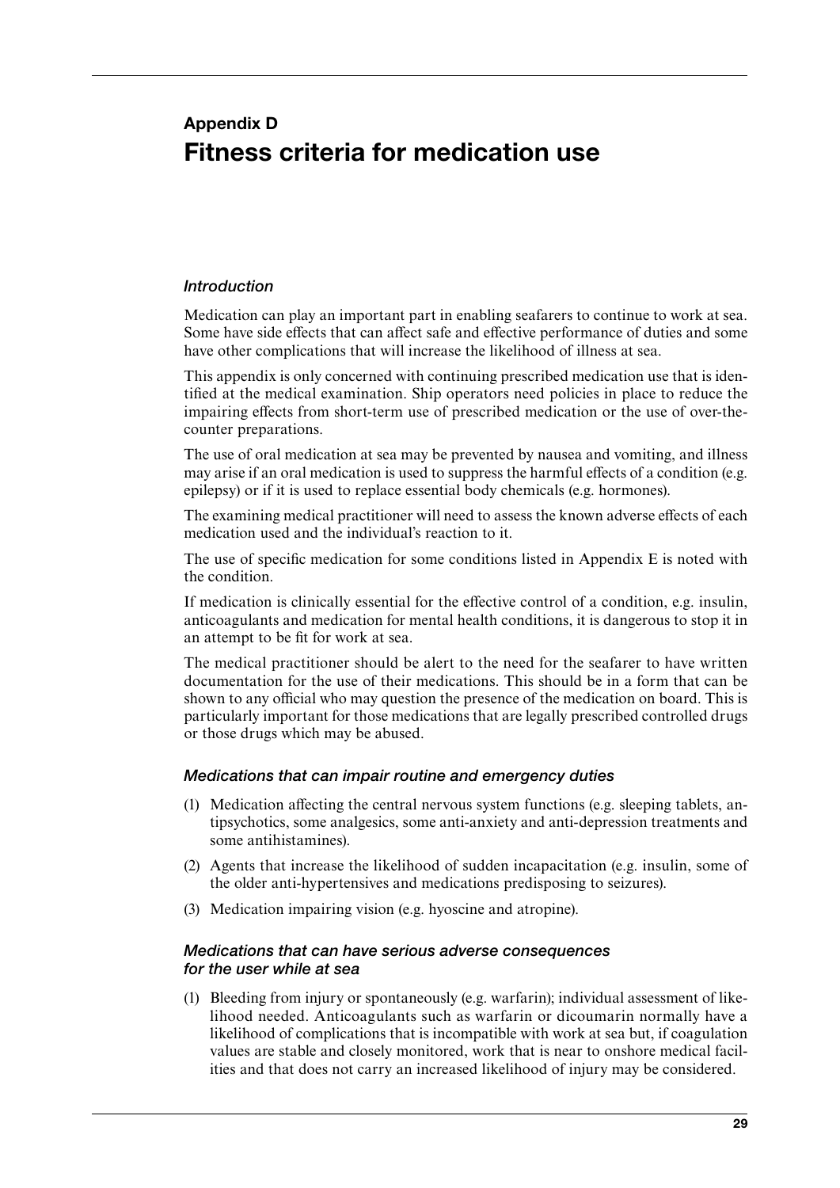# Appendix D
# Fitness criteria for medication use

### *Introduction*

Medication can play an important part in enabling seafarers to continue to work at sea. Some have side effects that can affect safe and effective performance of duties and some have other complications that will increase the likelihood of illness at sea.

This appendix is only concerned with continuing prescribed medication use that is identified at the medical examination. Ship operators need policies in place to reduce the impairing effects from short-term use of prescribed medication or the use of over-the-counter preparations.

The use of oral medication at sea may be prevented by nausea and vomiting, and illness may arise if an oral medication is used to suppress the harmful effects of a condition (e.g. epilepsy) or if it is used to replace essential body chemicals (e.g. hormones).

The examining medical practitioner will need to assess the known adverse effects of each medication used and the individual's reaction to it.

The use of specific medication for some conditions listed in Appendix E is noted with the condition.

If medication is clinically essential for the effective control of a condition, e.g. insulin, anticoagulants and medication for mental health conditions, it is dangerous to stop it in an attempt to be fit for work at sea.

The medical practitioner should be alert to the need for the seafarer to have written documentation for the use of their medications. This should be in a form that can be shown to any official who may question the presence of the medication on board. This is particularly important for those medications that are legally prescribed controlled drugs or those drugs which may be abused.

### *Medications that can impair routine and emergency duties*

(1) Medication affecting the central nervous system functions (e.g. sleeping tablets, antipsychotics, some analgesics, some anti-anxiety and anti-depression treatments and some antihistamines).

(2) Agents that increase the likelihood of sudden incapacitation (e.g. insulin, some of the older anti-hypertensives and medications predisposing to seizures).

(3) Medication impairing vision (e.g. hyoscine and atropine).

### *Medications that can have serious adverse consequences for the user while at sea*

(1) Bleeding from injury or spontaneously (e.g. warfarin); individual assessment of likelihood needed. Anticoagulants such as warfarin or dicoumarin normally have a likelihood of complications that is incompatible with work at sea but, if coagulation values are stable and closely monitored, work that is near to onshore medical facilities and that does not carry an increased likelihood of injury may be considered.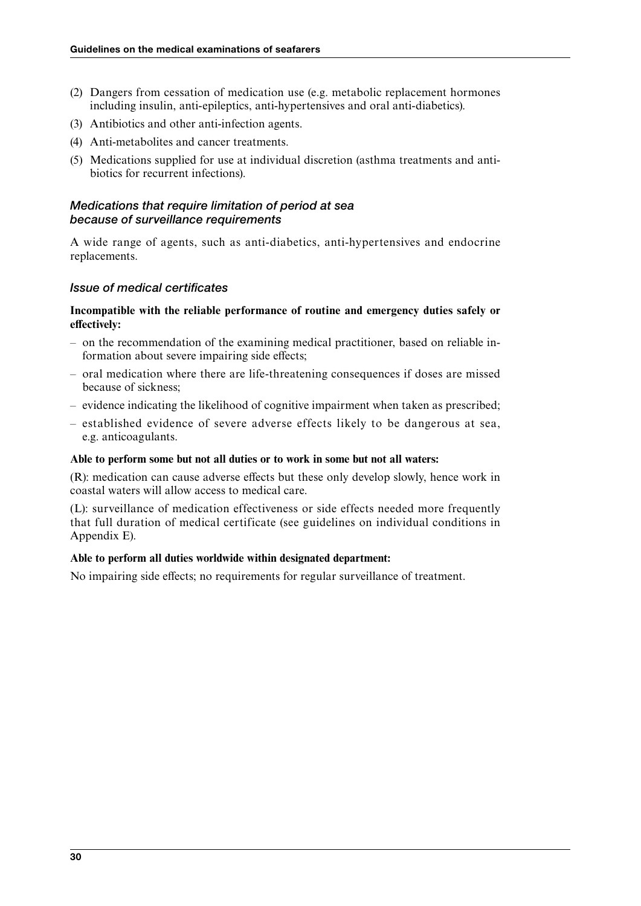(2) Dangers from cessation of medication use (e.g. metabolic replacement hormones including insulin, anti-epileptics, anti-hypertensives and oral anti-diabetics).

(3) Antibiotics and other anti-infection agents.

(4) Anti-metabolites and cancer treatments.

(5) Medications supplied for use at individual discretion (asthma treatments and antibiotics for recurrent infections).

### *Medications that require limitation of period at sea because of surveillance requirements*

A wide range of agents, such as anti-diabetics, anti-hypertensives and endocrine replacements.

### *Issue of medical certificates*

**Incompatible with the reliable performance of routine and emergency duties safely or effectively:**

- on the recommendation of the examining medical practitioner, based on reliable information about severe impairing side effects;
- oral medication where there are life-threatening consequences if doses are missed because of sickness;
- evidence indicating the likelihood of cognitive impairment when taken as prescribed;
- established evidence of severe adverse effects likely to be dangerous at sea, e.g. anticoagulants.

**Able to perform some but not all duties or to work in some but not all waters:**

(R): medication can cause adverse effects but these only develop slowly, hence work in coastal waters will allow access to medical care.

(L): surveillance of medication effectiveness or side effects needed more frequently that full duration of medical certificate (see guidelines on individual conditions in Appendix E).

**Able to perform all duties worldwide within designated department:**

No impairing side effects; no requirements for regular surveillance of treatment.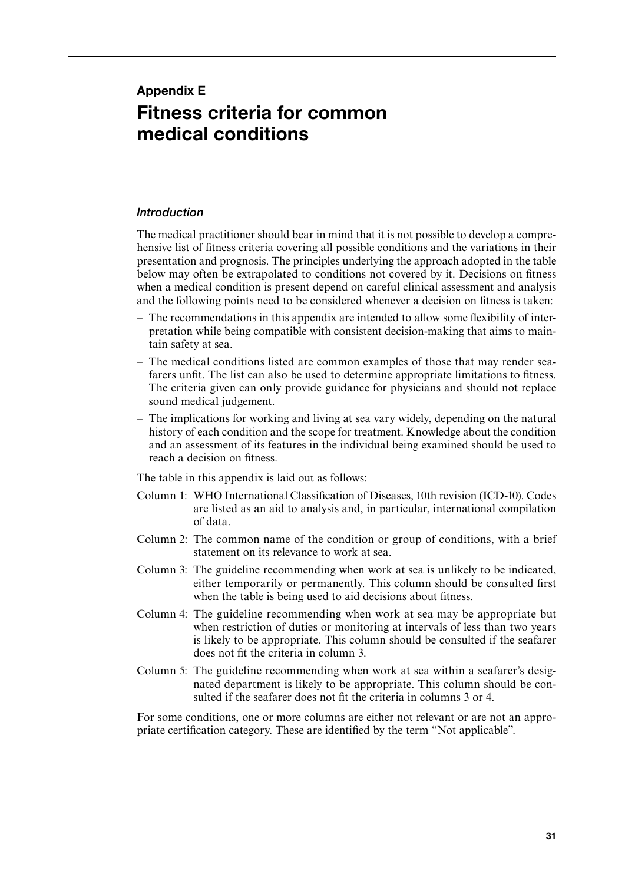## Appendix E

# Fitness criteria for common medical conditions

### *Introduction*

The medical practitioner should bear in mind that it is not possible to develop a comprehensive list of fitness criteria covering all possible conditions and the variations in their presentation and prognosis. The principles underlying the approach adopted in the table below may often be extrapolated to conditions not covered by it. Decisions on fitness when a medical condition is present depend on careful clinical assessment and analysis and the following points need to be considered whenever a decision on fitness is taken:

- The recommendations in this appendix are intended to allow some flexibility of interpretation while being compatible with consistent decision-making that aims to maintain safety at sea.
- The medical conditions listed are common examples of those that may render seafarers unfit. The list can also be used to determine appropriate limitations to fitness. The criteria given can only provide guidance for physicians and should not replace sound medical judgement.
- The implications for working and living at sea vary widely, depending on the natural history of each condition and the scope for treatment. Knowledge about the condition and an assessment of its features in the individual being examined should be used to reach a decision on fitness.

The table in this appendix is laid out as follows:

Column 1: WHO International Classification of Diseases, 10th revision (ICD-10). Codes are listed as an aid to analysis and, in particular, international compilation of data.

Column 2: The common name of the condition or group of conditions, with a brief statement on its relevance to work at sea.

Column 3: The guideline recommending when work at sea is unlikely to be indicated, either temporarily or permanently. This column should be consulted first when the table is being used to aid decisions about fitness.

Column 4: The guideline recommending when work at sea may be appropriate but when restriction of duties or monitoring at intervals of less than two years is likely to be appropriate. This column should be consulted if the seafarer does not fit the criteria in column 3.

Column 5: The guideline recommending when work at sea within a seafarer's designated department is likely to be appropriate. This column should be consulted if the seafarer does not fit the criteria in columns 3 or 4.

For some conditions, one or more columns are either not relevant or are not an appropriate certification category. These are identified by the term "Not applicable".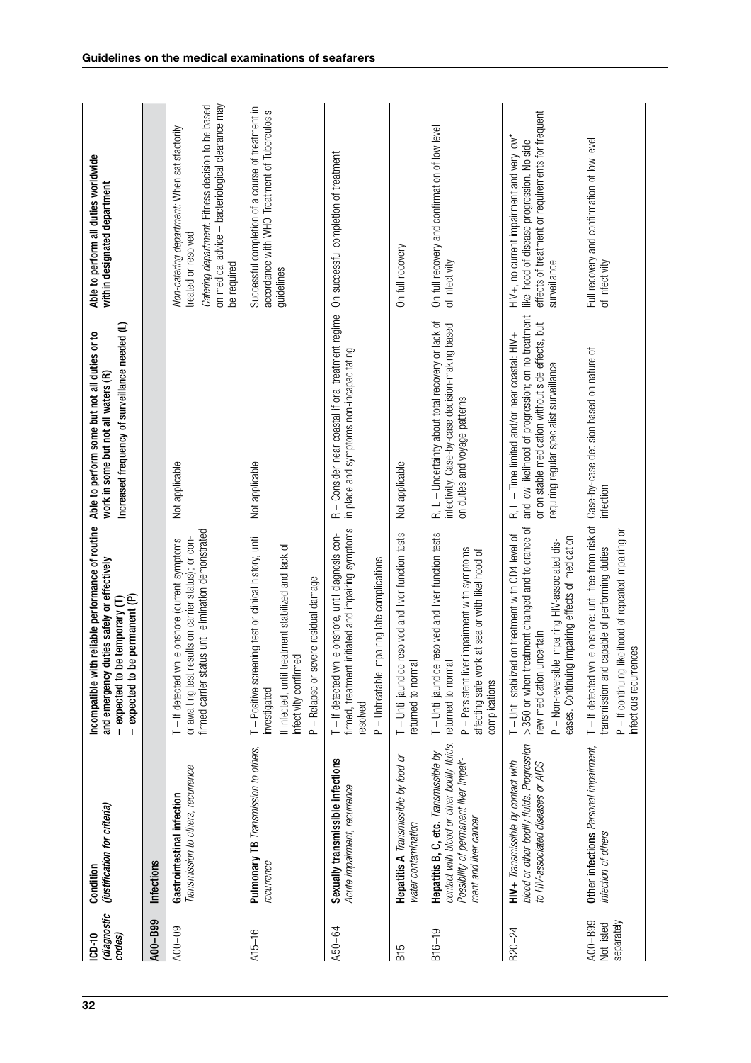| ICD-10 *(diagnostic codes)* | Condition *(justification for criteria)* | Incompatible with reliable performance of routine and emergency duties safely or effectively – expected to be temporary (T) – expected to be permanent (P) | Able to perform some but not all duties or to work in some but not all waters (R) Increased frequency of surveillance needed (L) | Able to perform all duties worldwide within designated department |
|---|---|---|---|---|
| **A00–B99** | **Infections** | | | |
| A00–09 | **Gastrointestinal infection** *Transmission to others, recurrence* | T – If detected while onshore (current symptoms or awaiting test results on carrier status); or confirmed carrier status until elimination demonstrated | Not applicable | *Non-catering department*: When satisfactorily treated or resolved *Catering department*: Fitness decision to be based on medical advice – bacteriological clearance may be required |
| A15–16 | **Pulmonary TB** *Transmission to others, recurrence* | T – Positive screening test or clinical history, until investigated If infected, until treatment stabilized and lack of infectivity confirmed P – Relapse or severe residual damage | Not applicable | Successful completion of a course of treatment in accordance with WHO Treatment of Tuberculosis guidelines |
| A50–64 | **Sexually transmissible infections** *Acute impairment, recurrence* | T – If detected while onshore, until diagnosis confirmed, treatment initiated and impairing symptoms resolved P – Untreatable impairing late complications | R – Consider near coastal if oral treatment regime in place and symptoms non-incapacitating | On successful completion of treatment |
| B15 | **Hepatitis A** *Transmissible by food or water contamination* | T – Until jaundice resolved and liver function tests returned to normal | Not applicable | On full recovery |
| B16–19 | **Hepatitis B, C, etc.** *Transmissible by contact with blood or other bodily fluids. Possibility of permanent liver impairment and liver cancer* | T – Until jaundice resolved and liver function tests returned to normal P – Persistent liver impairment with symptoms affecting safe work at sea or with likelihood of complications | R, L – Uncertainty about total recovery or lack of infectivity. Case-by-case decision-making based on duties and voyage patterns | On full recovery and confirmation of low level of infectivity |
| B20–24 | **HIV+** *Transmissible by contact with blood or other bodily fluids. Progression to HIV-associated diseases or AIDS* | T – Until stabilized on treatment with CD4 level of >350 or when treatment changed and tolerance of new medication uncertain P – Non-reversible impairing HIV-associated diseases. Continuing impairing effects of medication | R, L – Time limited and/or near coastal: HIV+ and low likelihood of progression; on no treatment or on stable medication without side effects, but requiring regular specialist surveillance | HIV+, no current impairment and very low* likelihood of disease progression. No side effects of treatment or requirements for frequent surveillance |
| A00–B99 Not listed separately | **Other infections** *Personal impairment, infection of others* | T – If detected while onshore: until free from risk of transmission and capable of performing duties P – If continuing likelihood of repeated impairing or infectious recurrences | Case-by-case decision based on nature of infection | Full recovery and confirmation of low level of infectivity |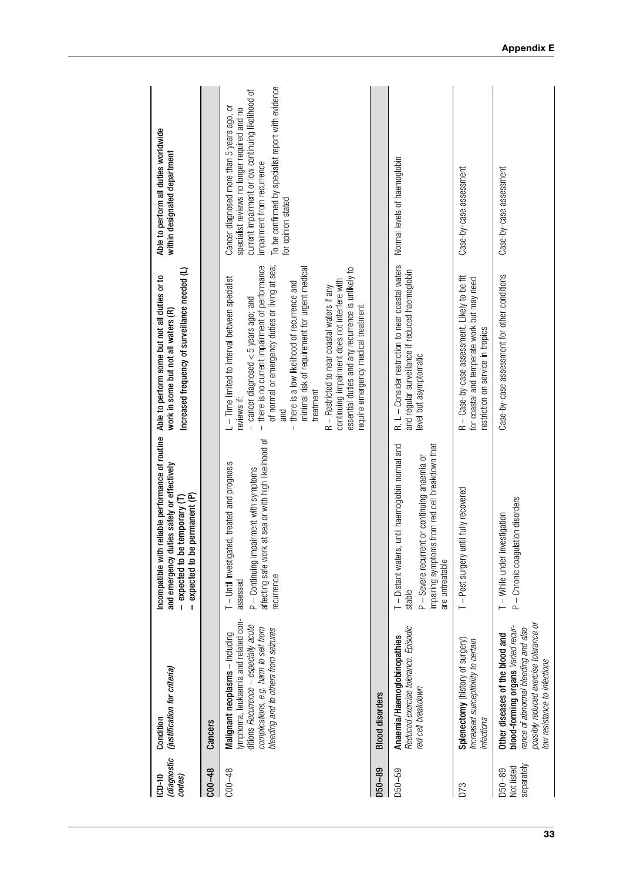| ICD-10 *(diagnostic codes)* | Condition *(justification for criteria)* | Incompatible with reliable performance of routine and emergency duties safely or effectively – expected to be temporary (T) – expected to be permanent (P) | Able to perform some but not all duties or to work in some but not all waters (R) Increased frequency of surveillance needed (L) | Able to perform all duties worldwide within designated department |
|---|---|---|---|---|
| **C00–48** | **Cancers** | | | |
| C00–48 | **Malignant neoplasms** – including lymphoma, leukaemia and related conditions *Recurrence – especially acute complications, e.g. harm to self from bleeding and to others from seizures* | T – Until investigated, treated and prognosis assessed<br>P – Continuing impairment with symptoms affecting safe work at sea or with high likelihood of recurrence | L – Time limited to interval between specialist reviews if:<br>– cancer diagnosed <5 years ago; and<br>– there is no current impairment of performance of normal or emergency duties or living at sea; and<br>– there is a low likelihood of recurrence and minimal risk of requirement for urgent medical treatment<br>R – Restricted to near coastal waters if any continuing impairment does not interfere with essential duties and any recurrence is unlikely to require emergency medical treatment | Cancer diagnosed more than 5 years ago, or specialist reviews no longer required and no current impairment or low continuing likelihood of impairment from recurrence<br>To be confirmed by specialist report with evidence for opinion stated |
| **D50–89** | **Blood disorders** | | | |
| D50–59 | **Anaemia/Haemoglobinopathies** *Reduced exercise tolerance. Episodic red cell breakdown* | T – Distant waters, until haemoglobin normal and stable<br>P – Severe recurrent or continuing anaemia or impairing symptoms from red cell breakdown that are untreatable | R, L – Consider restriction to near coastal waters and regular surveillance if reduced haemoglobin level but asymptomatic | Normal levels of haemoglobin |
| D73 | **Splenectomy** (history of surgery) *Increased susceptibility to certain infections* | T – Post surgery until fully recovered | R – Case-by-case assessment. Likely to be fit for coastal and temperate work but may need restriction on service in tropics | Case-by-case assessment |
| D50–89 Not listed separately | **Other diseases of the blood and blood-forming organs** *Varied recurrence of abnormal bleeding and also possibly reduced exercise tolerance or low resistance to infections* | T – While under investigation<br>P – Chronic coagulation disorders | Case-by-case assessment for other conditions | Case-by-case assessment |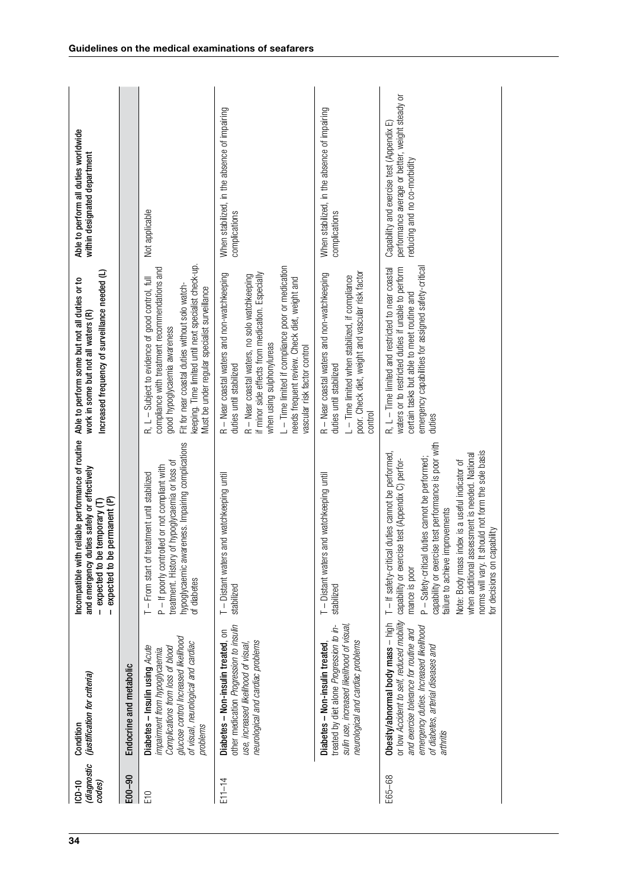| ICD-10 *(diagnostic codes)* | Condition *(justification for criteria)* | Incompatible with reliable performance of routine and emergency duties safely or effectively – expected to be temporary (T) – expected to be permanent (P) | Able to perform some but not all duties or to work in some but not all waters (R) Increased frequency of surveillance needed (L) | Able to perform all duties worldwide within designated department |
|---|---|---|---|---|
| **E00–90** | **Endocrine and metabolic** | | | |
| E10 | **Diabetes – Insulin using** *Acute impairment from hypoglycaemia. Complications from loss of blood glucose control Increased likelihood of visual, neurological and cardiac problems* | T – From start of treatment until stabilized P – If poorly controlled or not compliant with treatment. History of hypoglycaemia or loss of hypoglycaemic awareness. Impairing complications of diabetes | R, L – Subject to evidence of good control, full compliance with treatment recommendations and good hypoglycaemia awareness Fit for near coastal duties without solo watch-keeping. Time limited until next specialist check-up. Must be under regular specialist surveillance | Not applicable |
| E11–14 | **Diabetes – Non-insulin treated**, on other medication *Progression to insulin use, increased likelihood of visual, neurological and cardiac problems* | T – Distant waters and watchkeeping until stabilized | R – Near coastal waters and non-watchkeeping duties until stabilized R – Near coastal waters, no solo watchkeeping if minor side effects from medication. Especially when using sulphonylureas L – Time limited if compliance poor or medication needs frequent review. Check diet, weight and vascular risk factor control | When stabilized, in the absence of impairing complications |
| | **Diabetes – Non-insulin treated**, treated by diet alone *Progression to insulin use, increased likelihood of visual, neurological and cardiac problems* | T – Distant waters and watchkeeping until stabilized | R – Near coastal waters and non-watchkeeping duties until stabilized L – Time limited when stabilized, if compliance poor. Check diet, weight and vascular risk factor control | When stabilized, in the absence of impairing complications |
| E65–68 | **Obesity/abnormal body mass** – high or low *Accident to self, reduced mobility and exercise tolerance for routine and emergency duties. Increased likelihood of diabetes, arterial diseases and arthritis* | T – If safety-critical duties cannot be performed, capability or exercise test (Appendix C) performance is poor P – Safety-critical duties cannot be performed; capability or exercise test performance is poor with failure to achieve improvements Note: Body mass index is a useful indicator of when additional assessment is needed. National norms will vary. It should not form the sole basis for decisions on capability | R, L – Time limited and restricted to near coastal waters or to restricted duties if unable to perform certain tasks but able to meet routine and emergency capabilities for assigned safety-critical duties | Capability and exercise test (Appendix E) performance average or better, weight steady or reducing and no co-morbidity |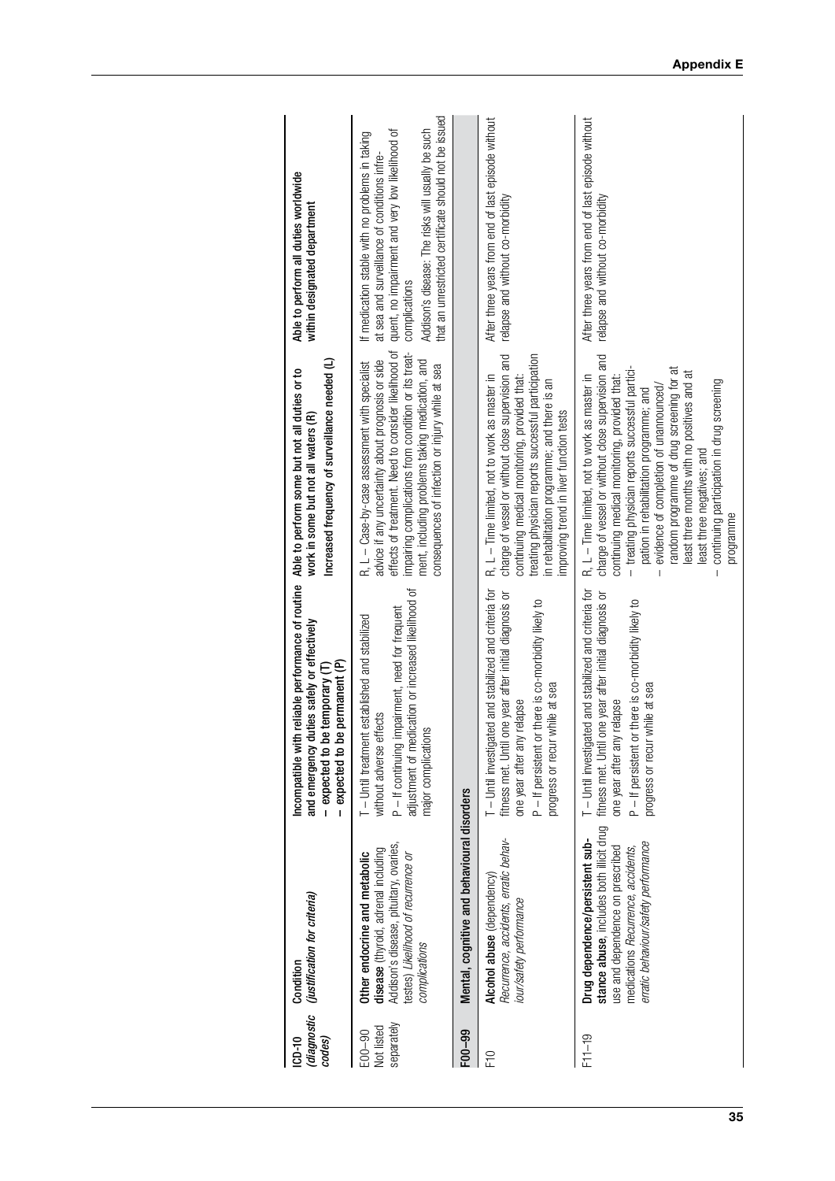| ICD-10 *(diagnostic codes)* | Condition *(justification for criteria)* | Incompatible with reliable performance of routine and emergency duties safely or effectively – expected to be temporary (T) – expected to be permanent (P) | Able to perform some but not all duties or to work in some but not all waters (R) Increased frequency of surveillance needed (L) | Able to perform all duties worldwide within designated department |
|---|---|---|---|---|
| E00–90 Not listed separately | **Other endocrine and metabolic disease** (thyroid, adrenal including Addison's disease, pituitary, ovaries, testes) *Likelihood of recurrence or complications* | T – Until treatment established and stabilized without adverse effects<br>P – If continuing impairment, need for frequent adjustment of medication or increased likelihood of major complications | R, L – Case-by-case assessment with specialist advice if any uncertainty about prognosis or side effects of treatment. Need to consider likelihood of impairing complications from condition or its treatment, including problems taking medication, and consequences of infection or injury while at sea | If medication stable with no problems in taking at sea and surveillance of conditions infrequent, no impairment and very low likelihood of complications<br>Addison's disease: The risks will usually be such that an unrestricted certificate should not be issued |
| **F00–99** | **Mental, cognitive and behavioural disorders** | | | |
| F10 | **Alcohol abuse** (dependency) *Recurrence, accidents, erratic behaviour/safety performance* | T – Until investigated and stabilized and criteria for fitness met. Until one year after initial diagnosis or one year after any relapse<br>P – If persistent or there is co-morbidity likely to progress or recur while at sea | R, L – Time limited, not to work as master in charge of vessel or without close supervision and continuing medical monitoring, provided that: treating physician reports successful participation in rehabilitation programme; and there is an improving trend in liver function tests | After three years from end of last episode without relapse and without co-morbidity |
| F11–19 | **Drug dependence/persistent substance abuse**, includes both illicit drug use and dependence on prescribed medications *Recurrence, accidents, erratic behaviour/safety performance* | T – Until investigated and stabilized and criteria for fitness met. Until one year after initial diagnosis or one year after any relapse<br>P – If persistent or there is co-morbidity likely to progress or recur while at sea | R, L – Time limited, not to work as master in charge of vessel or without close supervision and continuing medical monitoring, provided that:<br>– treating physician reports successful participation in rehabilitation programme; and<br>– evidence of completion of unannounced/random programme of drug screening for at least three months with no positives and at least three negatives; and<br>– continuing participation in drug screening programme | After three years from end of last episode without relapse and without co-morbidity |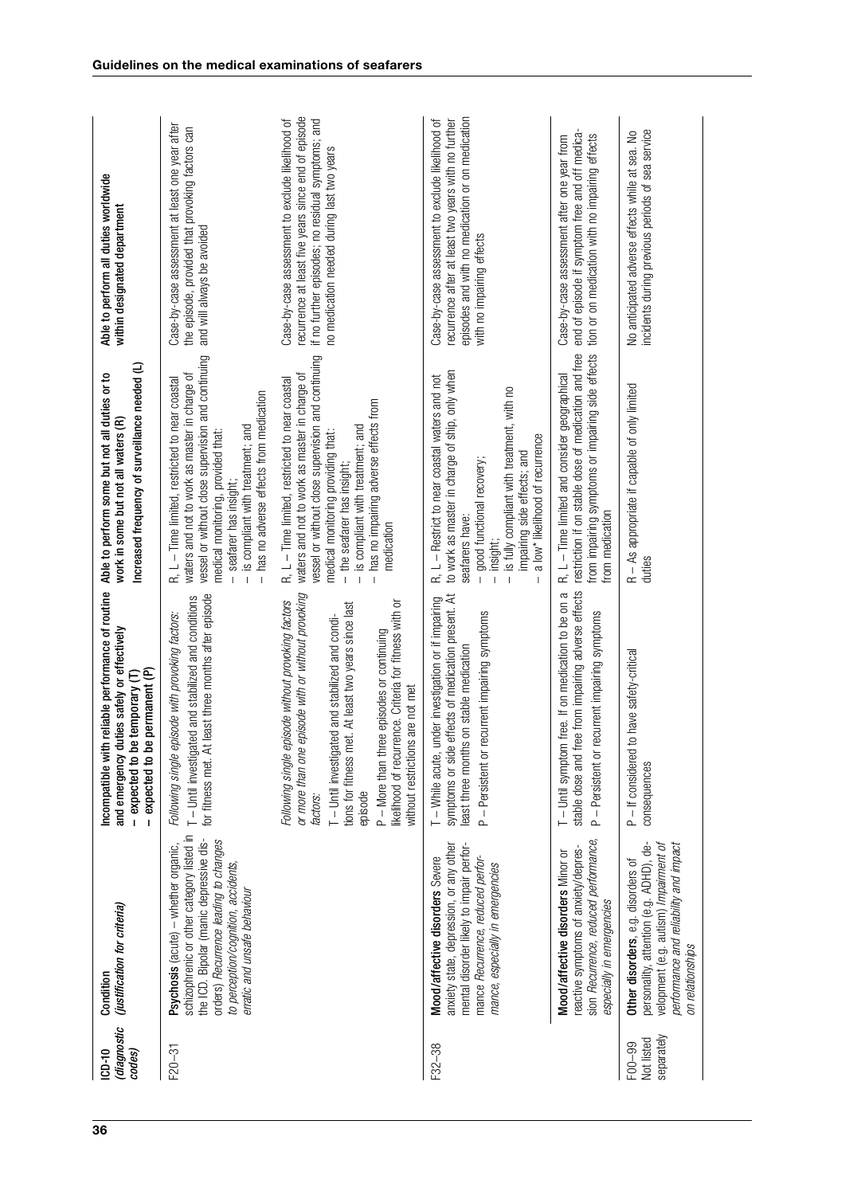| ICD-10 *(diagnostic codes)* | Condition *(justification for criteria)* | Incompatible with reliable performance of routine and emergency duties safely or effectively – expected to be temporary (T) – expected to be permanent (P) | Able to perform some but not all duties or to work in some but not all waters (R) Increased frequency of surveillance needed (L) | Able to perform all duties worldwide within designated department |
|---|---|---|---|---|
| F20–31 | **Psychosis** (acute) – whether organic, schizophrenic or other category listed in the ICD. Bipolar (manic depressive disorders) *Recurrence leading to changes to perception/cognition, accidents, erratic and unsafe behaviour* | *Following single episode with provoking factors:* T – Until investigated and stabilized and conditions for fitness met. At least three months after episode | R, L – Time limited, restricted to near coastal waters and not to work as master in charge of vessel or without close supervision and continuing medical monitoring, provided that: – seafarer has insight; – is compliant with treatment; and – has no adverse effects from medication | Case-by-case assessment at least one year after the episode, provided that provoking factors can and will always be avoided |
| | | *Following single episode without provoking factors or more than one episode with or without provoking factors:* T – Until investigated and stabilized and conditions for fitness met. At least two years since last episode P – More than three episodes or continuing likelihood of recurrence. Criteria for fitness with or without restrictions are not met | R, L – Time limited, restricted to near coastal waters and not to work as master in charge of vessel or without close supervision and continuing medical monitoring providing that: – the seafarer has insight; – is compliant with treatment; and – has no impairing adverse effects from medication | Case-by-case assessment to exclude likelihood of recurrence at least five years since end of episode if no further episodes; no residual symptoms; and no medication needed during last two years |
| F32–38 | **Mood/affective disorders** Severe anxiety state, depression, or any other mental disorder likely to impair performance *Recurrence, reduced performance, especially in emergencies* | T – While acute, under investigation or if impairing symptoms or side effects of medication present. At least three months on stable medication P – Persistent or recurrent impairing symptoms | R, L – Restrict to near coastal waters and not to work as master in charge of ship, only when seafarers have: – good functional recovery; – insight; – is fully compliant with treatment, with no impairing side effects; and – a low* likelihood of recurrence | Case-by-case assessment to exclude likelihood of recurrence after at least two years with no further episodes and with no medication or on medication with no impairing effects |
| | **Mood/affective disorders** Minor or reactive symptoms of anxiety/depression *Recurrence, reduced performance, especially in emergencies* | T – Until symptom free. If on medication to be on a stable dose and free from impairing adverse effects P – Persistent or recurrent impairing symptoms | R, L – Time limited and consider geographical restriction if on stable dose of medication and free from impairing symptoms or impairing side effects from medication | Case-by-case assessment after one year from end of episode if symptom free and off medication or on medication with no impairing effects |
| F00–99 Not listed separately | **Other disorders**, e.g. disorders of personality, attention (e.g. ADHD), development (e.g. autism) *Impairment of performance and reliability and impact on relationships* | P – If considered to have safety-critical consequences | R – As appropriate if capable of only limited duties | No anticipated adverse effects while at sea. No incidents during previous periods of sea service |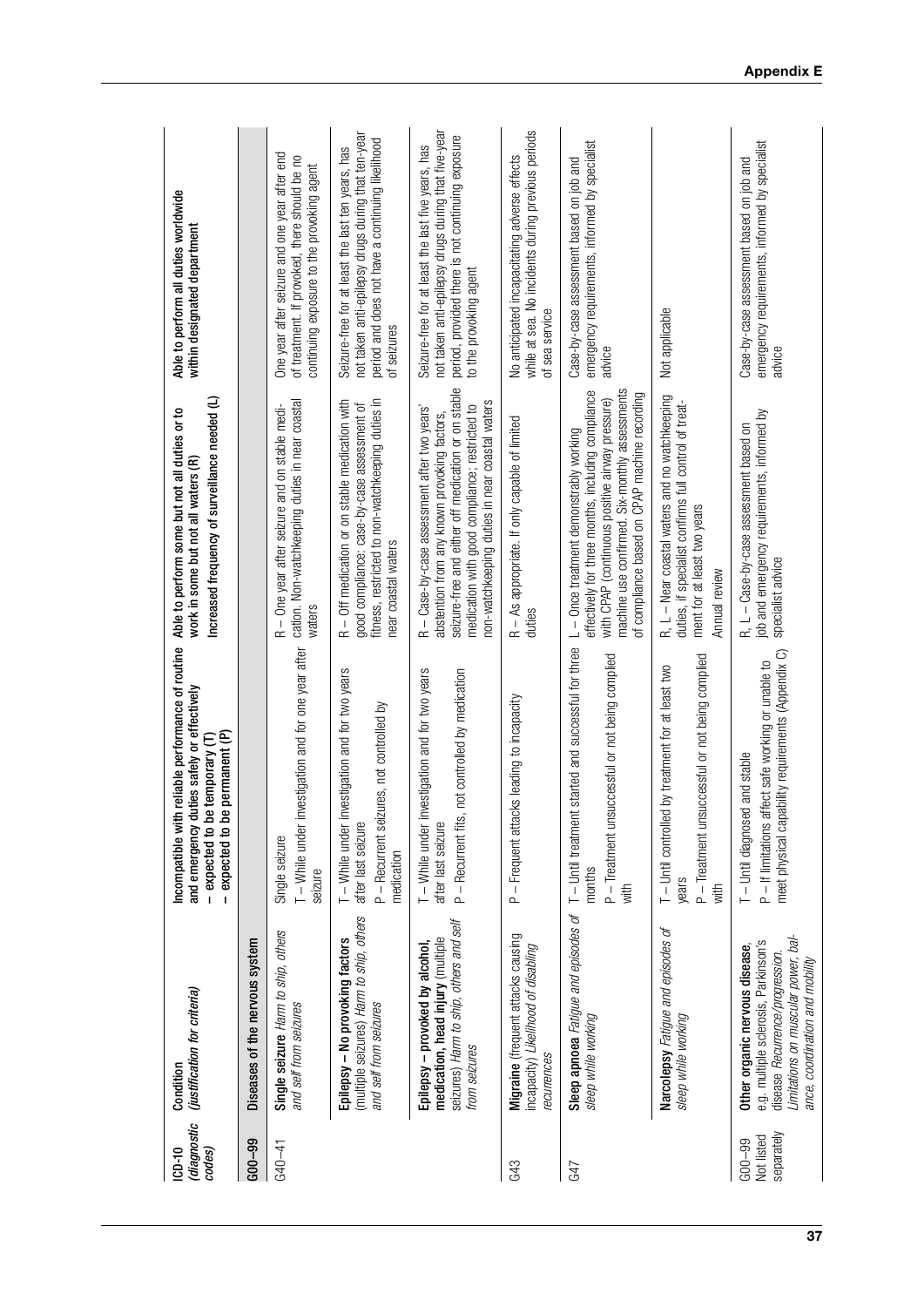| ICD-10 *(diagnostic codes)* | Condition *(justification for criteria)* | Incompatible with reliable performance of routine and emergency duties safely or effectively – expected to be temporary (T) – expected to be permanent (P) | Able to perform some but not all duties or to work in some but not all waters (R) Increased frequency of surveillance needed (L) | Able to perform all duties worldwide within designated department |
|---|---|---|---|---|
| **G00–99** | **Diseases of the nervous system** | | | |
| G40–41 | **Single seizure** *Harm to ship, others and self from seizures* | Single seizure<br>T – While under investigation and for one year after seizure | R – One year after seizure and on stable medication. Non-watchkeeping duties in near coastal waters | One year after seizure and one year after end of treatment. If provoked, there should be no continuing exposure to the provoking agent |
| | **Epilepsy – No provoking factors** (multiple seizures) *Harm to ship, others and self from seizures* | T – While under investigation and for two years after last seizure<br>P – Recurrent seizures, not controlled by medication | R – Off medication or on stable medication with good compliance: case-by-case assessment of fitness, restricted to non-watchkeeping duties in near coastal waters | Seizure-free for at least the last ten years, has not taken anti-epilepsy drugs during that ten-year period and does not have a continuing likelihood of seizures |
| | **Epilepsy – provoked by alcohol, medication, head injury** (multiple seizures) *Harm to ship, others and self from seizures* | T – While under investigation and for two years after last seizure<br>P – Recurrent fits, not controlled by medication | R – Case-by-case assessment after two years' abstention from any known provoking factors, seizure-free and either off medication or on stable medication with good compliance; restricted to non-watchkeeping duties in near coastal waters | Seizure-free for at least the last five years, has not taken anti-epilepsy drugs during that five-year period, provided there is not continuing exposure to the provoking agent |
| G43 | **Migraine** (frequent attacks causing incapacity) *Likelihood of disabling recurrences* | P – Frequent attacks leading to incapacity | R – As appropriate. If only capable of limited duties | No anticipated incapacitating adverse effects while at sea. No incidents during previous periods of sea service |
| G47 | **Sleep apnoea** *Fatigue and episodes of sleep while working* | T – Until treatment started and successful for three months<br>P – Treatment unsuccessful or not being complied with | L – Once treatment demonstrably working effectively for three months, including compliance with CPAP (continuous positive airway pressure) machine use confirmed. Six-monthly assessments of compliance based on CPAP machine recording | Case-by-case assessment based on job and emergency requirements, informed by specialist advice |
| | **Narcolepsy** *Fatigue and episodes of sleep while working* | T – Until controlled by treatment for at least two years<br>P – Treatment unsuccessful or not being complied with | R, L – Near coastal waters and no watchkeeping duties, if specialist confirms full control of treatment for at least two years<br>Annual review | Not applicable |
| G00–99 Not listed separately | **Other organic nervous disease,** e.g. multiple sclerosis, Parkinson's disease *Recurrence/progression. Limitations on muscular power, balance, coordination and mobility* | T – Until diagnosed and stable<br>P – If limitations affect safe working or unable to meet physical capability requirements (Appendix C) | R, L – Case-by-case assessment based on job and emergency requirements, informed by specialist advice | Case-by-case assessment based on job and emergency requirements, informed by specialist advice |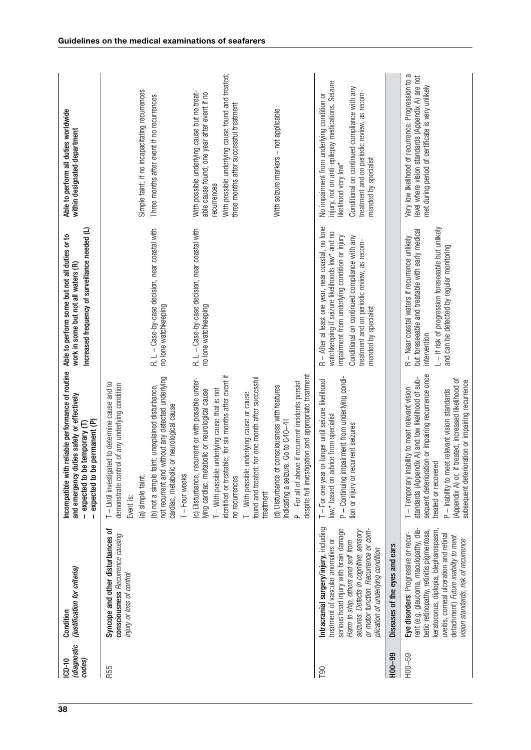| ICD-10 *(diagnostic codes)* | Condition *(justification for criteria)* | Incompatible with reliable performance of routine and emergency duties safely or effectively – expected to be temporary (T) – expected to be permanent (P) | Able to perform some but not all duties or to work in some but not all waters (R) Increased frequency of surveillance needed (L) | Able to perform all duties worldwide within designated department |
|---|---|---|---|---|
| R55 | **Syncope and other disturbances of consciousness** *Recurrence causing injury or loss of control* | T – Until investigated to determine cause and to demonstrate control of any underlying condition<br>Event is:<br>(a) simple faint; | | Simple faint; if no incapacitating recurrences |
| | | (b) not a simple faint; unexplained disturbance, not recurrent and without any detected underlying cardiac, metabolic or neurological cause<br>T – Four weeks | R, L – Case-by-case decision, near coastal with no lone watchkeeping | Three months after event if no recurrences |
| | | (c) Disturbance; recurrent or with possible underlying cardiac, metabolic or neurological cause<br>T – With possible underlying cause that is not identified or treatable; for six months after event if no recurrences<br>T – With possible underlying cause or cause found and treated; for one month after successful treatment | R, L – Case-by-case decision, near coastal with no lone watchkeeping | With possible underlying cause but no treatable cause found; one year after event if no recurrences<br>With possible underlying cause found and treated; three months after successful treatment |
| | | (d) Disturbance of consciousness with features indicating a seizure. Go to G40–41<br>P – For all of above if recurrent incidents persist despite full investigation and appropriate treatment | | With seizure markers – not applicable |
| T90 | **Intracranial surgery/injury**, including treatment of vascular anomalies or serious head injury with brain damage *Harm to ship, others and self from seizures. Defects in cognitive, sensory or motor function. Recurrence or complication of underlying condition* | T – For one year or longer until seizure likelihood low,* based on advice from specialist<br>P – Continuing impairment from underlying condition or injury or recurrent seizures | R – After at least one year, near coastal, no lone watchkeeping if seizure likelihoods low* and no impairment from underlying condition or injury<br>Conditional on continued compliance with any treatment and on periodic review, as recommended by specialist | No impairment from underlying condition or injury, not on anti-epilepsy medications. Seizure likelihood very low*<br>Conditional on continued compliance with any treatment and on periodic review, as recommended by specialist |
| **H00–99** | **Diseases of the eyes and ears** | | | |
| H00–59 | **Eye disorders:** Progressive or recurrent (e.g. glaucoma, maculopathy, diabetic retinopathy, retinitis pigmentosa, keratoconus, diplopia, blepharospasm, uveitis, corneal ulceration and retinal detachment) *Future inability to meet vision standards, risk of recurrence* | T – Temporary inability to meet relevant vision standards (Appendix A) and low likelihood of subsequent deterioration or impairing recurrence once treated or recovered<br>P – Inability to meet relevant vision standards (Appendix A) or, if treated, increased likelihood of subsequent deterioration or impairing recurrence | R – Near coastal waters if recurrence unlikely but foreseeable and treatable with early medical intervention<br>L – If risk of progression foreseeable but unlikely and can be detected by regular monitoring | Very low likelihood of recurrence. Progression to a level where vision standards (Appendix A) are not met during period of certificate is very unlikely |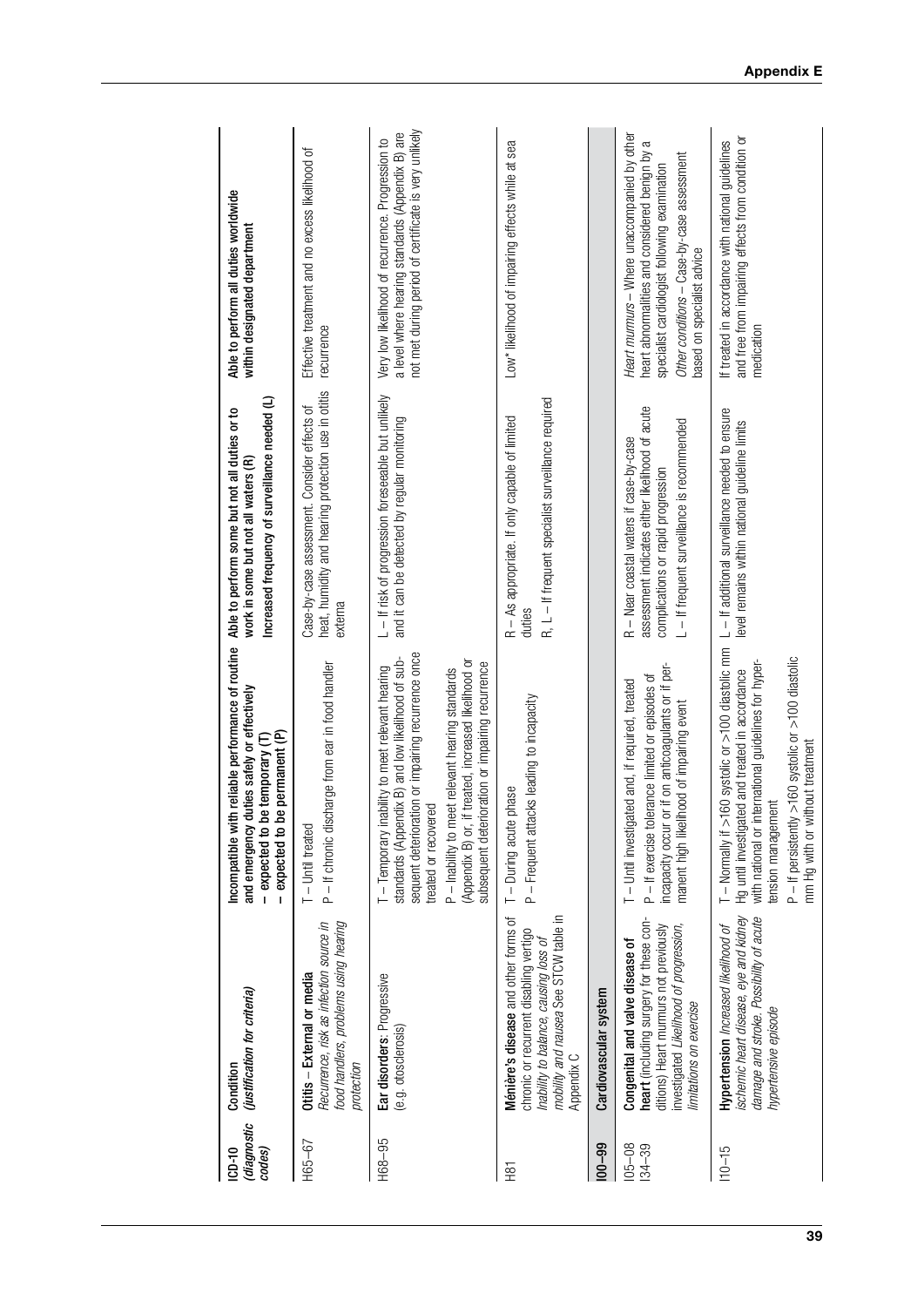| ICD-10 *(diagnostic codes)* | Condition *(justification for criteria)* | Incompatible with reliable performance of routine and emergency duties safely or effectively – expected to be temporary (T) – expected to be permanent (P) | Able to perform some but not all duties or to work in some but not all waters (R) Increased frequency of surveillance needed (L) | Able to perform all duties worldwide within designated department |
|---|---|---|---|---|
| H65–67 | **Otitis** – **External or media** *Recurrence, risk as infection source in food handlers, problems using hearing protection* | T – Until treated P – If chronic discharge from ear in food handler | Case-by-case assessment. Consider effects of heat, humidity and hearing protection use in otitis externa | Effective treatment and no excess likelihood of recurrence |
| H68–95 | **Ear disorders**: Progressive (e.g. otosclerosis) | T – Temporary inability to meet relevant hearing standards (Appendix B) and low likelihood of subsequent deterioration or impairing recurrence once treated or recovered P – Inability to meet relevant hearing standards (Appendix B) or, if treated, increased likelihood or subsequent deterioration or impairing recurrence | L – If risk of progression foreseeable but unlikely and it can be detected by regular monitoring | Very low likelihood of recurrence. Progression to a level where hearing standards (Appendix B) are not met during period of certificate is very unlikely |
| H81 | **Ménière's disease** and other forms of chronic or recurrent disabling vertigo *Inability to balance, causing loss of mobility and nausea* See STCW table in Appendix C | T – During acute phase P – Frequent attacks leading to incapacity | R – As appropriate. If only capable of limited duties R, L – If frequent specialist surveillance required | Low* likelihood of impairing effects while at sea |
| **I00–99** | **Cardiovascular system** | | | |
| I05–08 I34–39 | **Congenital and valve disease of heart** (including surgery for these conditions) Heart murmurs not previously investigated *Likelihood of progression, limitations on exercise* | T – Until investigated and, if required, treated P – If exercise tolerance limited or episodes of incapacity occur or if on anticoagulants or if permanent high likelihood of impairing event | R – Near coastal waters if case-by-case assessment indicates either likelihood of acute complications or rapid progression L – If frequent surveillance is recommended | *Heart murmurs* – Where unaccompanied by other heart abnormalities and considered benign by a specialist cardiologist following examination *Other conditions* – Case-by-case assessment based on specialist advice |
| I10–15 | **Hypertension** *Increased likelihood of ischemic heart disease, eye and kidney damage and stroke. Possibility of acute hypertensive episode* | T – Normally if >160 systolic or >100 diastolic mm Hg until investigated and treated in accordance with national or international guidelines for hypertension management P – If persistently >160 systolic or >100 diastolic mm Hg with or without treatment | L – If additional surveillance needed to ensure level remains within national guideline limits | If treated in accordance with national guidelines and free from impairing effects from condition or medication |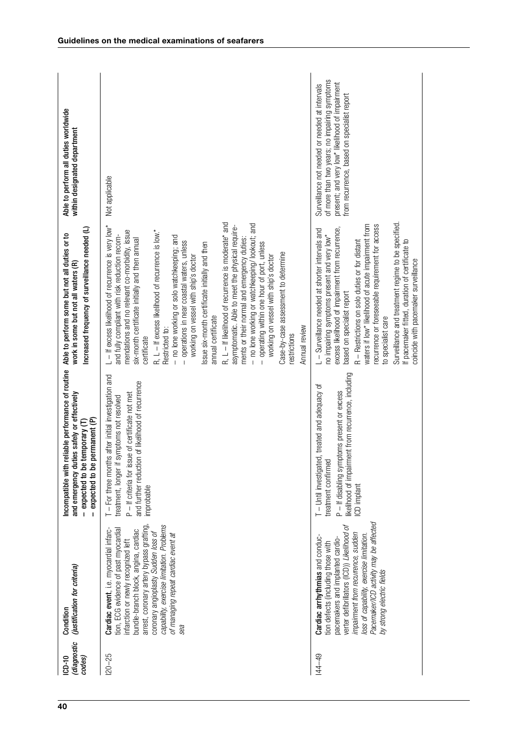| ICD-10 *(diagnostic codes)* | Condition *(justification for criteria)* | Incompatible with reliable performance of routine and emergency duties safely or effectively – expected to be temporary (T) – expected to be permanent (P) | Able to perform some but not all duties or to work in some but not all waters (R) Increased frequency of surveillance needed (L) | Able to perform all duties worldwide within designated department |
|---|---|---|---|---|
| I20–25 | **Cardiac event**, i.e. myocardial infarction, ECG evidence of past myocardial infarction or newly recognized left bundle-branch block, angina, cardiac arrest, coronary artery bypass grafting, coronary angioplasty *Sudden loss of capability, exercise limitation. Problems of managing repeat cardiac event at sea* | T – For three months after initial investigation and treatment, longer if symptoms not resolved<br>P – If criteria for issue of certificate not met and further reduction of likelihood of recurrence improbable | L – If excess likelihood of recurrence is very low* and fully compliant with risk reduction recommendations and no relevant co-morbidity, issue six-month certificate initially and then annual certificate<br>R, L – If excess likelihood of recurrence is low.* Restricted to:<br>– no lone working or solo watchkeeping; and<br>– operations in near coastal waters, unless working on vessel with ship's doctor<br>Issue six-month certificate initially and then annual certificate<br>R, L – If likelihood of recurrence is moderate* and asymptomatic. Able to meet the physical requirements or their normal and emergency duties:<br>– no lone working or watchkeeping/ lookout; and<br>– operating within one hour of port, unless working on vessel with ship's doctor<br>Case-by-case assessment to determine restrictions<br>Annual review | Not applicable |
| I44–49 | **Cardiac arrhythmias** and conduction defects (including those with pacemakers and implanted cardioverter defibrillators (ICD)) *Likelihood of impairment from recurrence, sudden loss of capability, exercise limitation. Pacemaker/ICD activity may be affected by strong electric fields* | T – Until investigated, treated and adequacy of treatment confirmed<br>P – If disabling symptoms present or excess likelihood of impairment from recurrence, including ICD implant | L – Surveillance needed at shorter intervals and no impairing symptoms present and very low* excess likelihood of impairment from recurrence, based on specialist report<br>R – Restrictions on solo duties or for distant waters if low* likelihood of acute impairment from recurrence or foreseeable requirement for access to specialist care<br>Surveillance and treatment regime to be specified.<br>If pacemaker fitted, duration of certificate to coincide with pacemaker surveillance | Surveillance not needed or needed at intervals of more than two years; no impairing symptoms present; and very low* likelihood of impairment from recurrence, based on specialist report |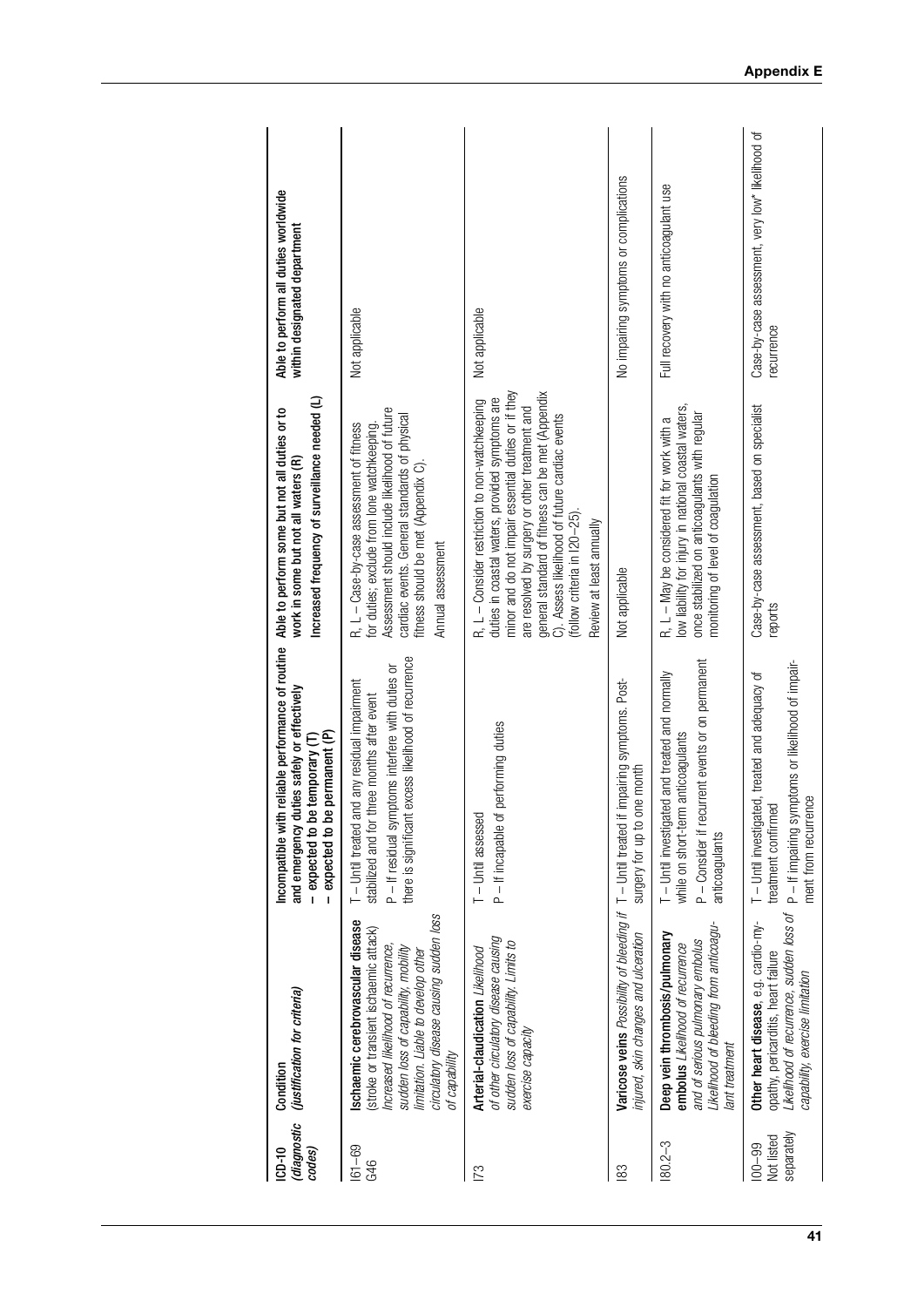| ICD-10 *(diagnostic codes)* | Condition *(justification for criteria)* | Incompatible with reliable performance of routine and emergency duties safely or effectively – expected to be temporary (T) – expected to be permanent (P) | Able to perform some but not all duties or to work in some but not all waters (R) Increased frequency of surveillance needed (L) | Able to perform all duties worldwide within designated department |
|---|---|---|---|---|
| I61–69 G46 | **Ischaemic cerebrovascular disease** (stroke or transient ischaemic attack) *Increased likelihood of recurrence, sudden loss of capability, mobility limitation. Liable to develop other circulatory disease causing sudden loss of capability* | T – Until treated and any residual impairment stabilized and for three months after event P – If residual symptoms interfere with duties or there is significant excess likelihood of recurrence | R, L – Case-by-case assessment of fitness for duties; exclude from lone watchkeeping. Assessment should include likelihood of future cardiac events. General standards of physical fitness should be met (Appendix C). Annual assessment | Not applicable |
| I73 | **Arterial-claudication** *Likelihood of other circulatory disease causing sudden loss of capability. Limits to exercise capacity* | T – Until assessed P – If incapable of performing duties | R, L – Consider restriction to non-watchkeeping duties in coastal waters, provided symptoms are minor and do not impair essential duties or if they are resolved by surgery or other treatment and general standard of fitness can be met (Appendix C). Assess likelihood of future cardiac events (follow criteria in I20–25). Review at least annually | Not applicable |
| I83 | **Varicose veins** *Possibility of bleeding if injured, skin changes and ulceration* | T – Until treated if impairing symptoms. Post-surgery for up to one month | Not applicable | No impairing symptoms or complications |
| I80.2–3 | **Deep vein thrombosis/pulmonary embolus** *Likelihood of recurrence and of serious pulmonary embolus Likelihood of bleeding from anticoagulant treatment* | T – Until investigated and treated and normally while on short-term anticoagulants P – Consider if recurrent events or on permanent anticoagulants | R, L – May be considered fit for work with a low liability for injury in national coastal waters, once stabilized on anticoagulants with regular monitoring of level of coagulation | Full recovery with no anticoagulant use |
| I00–99 Not listed separately | **Other heart disease**, e.g. cardio-myopathy, pericarditis, heart failure *Likelihood of recurrence, sudden loss of capability, exercise limitation* | T – Until investigated, treated and adequacy of treatment confirmed P – If impairing symptoms or likelihood of impairment from recurrence | Case-by-case assessment, based on specialist reports | Case-by-case assessment, very low* likelihood of recurrence |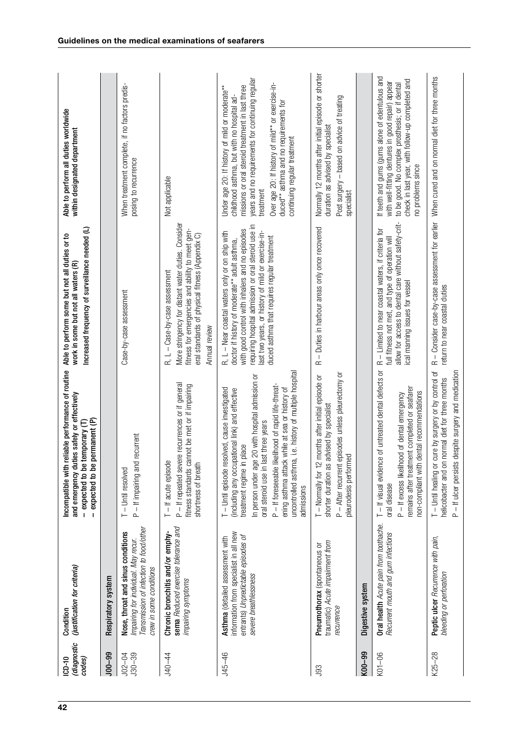| ICD-10 *(diagnostic codes)* | Condition *(justification for criteria)* | Incompatible with reliable performance of routine and emergency duties safely or effectively – expected to be temporary (T) – expected to be permanent (P) | Able to perform some but not all duties or to work in some but not all waters (R) Increased frequency of surveillance needed (L) | Able to perform all duties worldwide within designated department |
|---|---|---|---|---|
| **J00–99** | **Respiratory system** | | | |
| J02–04 J30–39 | **Nose, throat and sinus conditions** *Impairing for individual. May recur. Transmission of infection to food/other crew in some conditions* | T – Until resolved P – If impairing and recurrent | Case-by-case assessment | When treatment complete, if no factors predisposing to recurrence |
| J40–44 | **Chronic bronchitis and/or emphysema** *Reduced exercise tolerance and impairing symptoms* | T – If acute episode P – If repeated severe recurrences or if general fitness standards cannot be met or if impairing shortness of breath | R, L – Case-by-case assessment More stringency for distant water duties. Consider fitness for emergencies and ability to meet general standards of physical fitness (Appendix C) Annual review | Not applicable |
| J45–46 | **Asthma** (detailed assessment with information from specialist in all new entrants) *Unpredictable episodes of severe breathlessness* | T – Until episode resolved, cause investigated (including any occupational link) and effective treatment regime in place In person under age 20 with hospital admission or oral steroid use in last three years P – If foreseeable likelihood of rapid life-threatening asthma attack while at sea or history of uncontrolled asthma, i.e. history of multiple hospital admissions | R, L – Near coastal waters only or on ship with doctor if history of moderate** adult asthma, with good control with inhalers and no episodes requiring hospital admission or oral steroid use in last two years, or history of mild or exercise-induced asthma that requires regular treatment | Under age 20: If history of mild or moderate** childhood asthma, but with no hospital admissions or oral steroid treatment in last three years and no requirements for continuing regular treatment Over age 20: If history of mild** or exercise-induced** asthma and no requirements for continuing regular treatment |
| J93 | **Pneumothorax** (spontaneous or traumatic) *Acute impairment from recurrence* | T – Normally for 12 months after initial episode or shorter duration as advised by specialist P – After recurrent episodes unless pleurectomy or pleurodesis performed | R – Duties in harbour areas only once recovered | Normally 12 months after initial episode or shorter duration as advised by specialist Post surgery – based on advice of treating specialist |
| **K00–99** | **Digestive system** | | | |
| K01–06 | **Oral health** *Acute pain from toothache. Recurrent mouth and gum infections* | T – If visual evidence of untreated dental defects or oral disease P – If excess likelihood of dental emergency remains after treatment completed or seafarer non-compliant with dental recommendations | R – Limited to near coastal waters, if criteria for full fitness not met, and type of operation will allow for access to dental care without safety-critical manning issues for vessel | If teeth and gums (gums alone of edentulous and with well-fitting dentures in good repair) appear to be good. No complex prosthesis; or if dental check in last year, with follow-up completed and no problems since |
| K25–28 | **Peptic ulcer** *Recurrence with pain, bleeding or perforation* | T – Until healing or cure by surgery or by control of helicobacter and on normal diet for three months P – If ulcer persists despite surgery and medication | R – Consider case-by-case assessment for earlier return to near coastal duties | When cured and on normal diet for three months |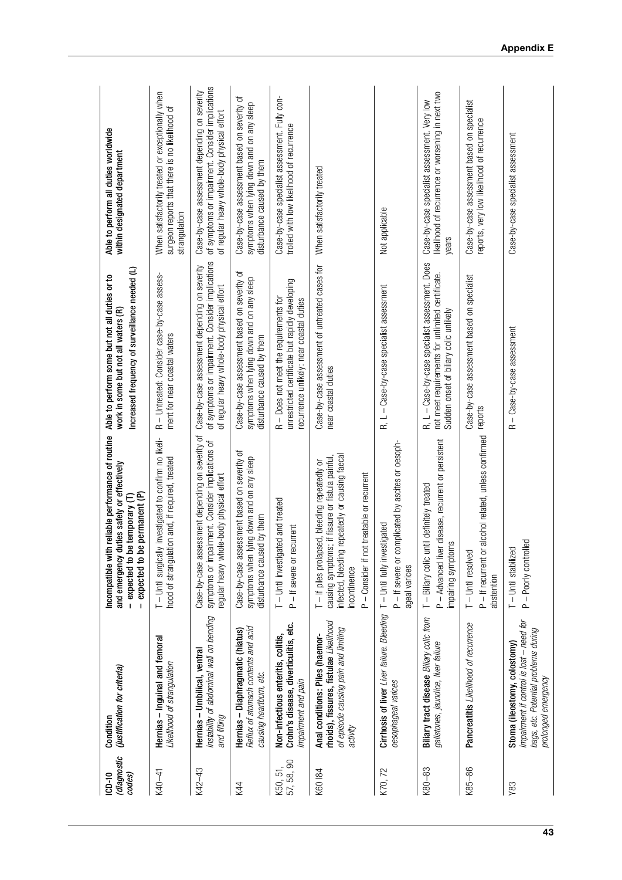| ICD-10 *(diagnostic codes)* | Condition *(justification for criteria)* | Incompatible with reliable performance of routine and emergency duties safely or effectively – expected to be temporary (T) – expected to be permanent (P) | Able to perform some but not all duties or to work in some but not all waters (R) Increased frequency of surveillance needed (L) | Able to perform all duties worldwide within designated department |
|---|---|---|---|---|
| K40–41 | **Hernias – Inguinal and femoral** *Likelihood of strangulation* | T – Until surgically investigated to confirm no likelihood of strangulation and, if required, treated | R – Untreated: Consider case-by-case assessment for near coastal waters | When satisfactorily treated or exceptionally when surgeon reports that there is no likelihood of strangulation |
| K42–43 | **Hernias – Umbilical, ventral** *Instability of abdominal wall on bending and lifting* | Case-by-case assessment depending on severity of symptoms or impairment. Consider implications of regular heavy whole-body physical effort | Case-by-case assessment depending on severity of symptoms or impairment. Consider implications of regular heavy whole-body physical effort | Case-by-case assessment depending on severity of symptoms or impairment. Consider implications of regular heavy whole-body physical effort |
| K44 | **Hernias – Diaphragmatic (hiatus)** *Reflux of stomach contents and acid causing heartburn, etc.* | Case-by-case assessment based on severity of symptoms when lying down and on any sleep disturbance caused by them | Case-by-case assessment based on severity of symptoms when lying down and on any sleep disturbance caused by them | Case-by-case assessment based on severity of symptoms when lying down and on any sleep disturbance caused by them |
| K50, 51, 57, 58, 90 | **Non-infectious enteritis, colitis, Crohn's disease, diverticulitis, etc.** *Impairment and pain* | T – Until investigated and treated<br>P – If severe or recurrent | R – Does not meet the requirements for unrestricted certificate but rapidly developing recurrence unlikely: near coastal duties | Case-by-case specialist assessment. Fully controlled with low likelihood of recurrence |
| K60 I84 | **Anal conditions: Piles (haemorrhoids), fissures, fistulae** *Likelihood of episode causing pain and limiting activity* | T – If piles prolapsed, bleeding repeatedly or causing symptoms; if fissure or fistula painful, infected, bleeding repeatedly or causing faecal incontinence<br>P – Consider if not treatable or recurrent | Case-by-case assessment of untreated cases for near coastal duties | When satisfactorily treated |
| K70, 72 | **Cirrhosis of liver** *Liver failure. Bleeding oesophageal varices* | T – Until fully investigated<br>P – If severe or complicated by ascites or oesophageal varices | R, L – Case-by-case specialist assessment | Not applicable |
| K80–83 | **Biliary tract disease** *Biliary colic from gallstones, jaundice, liver failure* | T – Biliary colic until definitely treated<br>P – Advanced liver disease, recurrent or persistent impairing symptoms | R, L – Case-by-case specialist assessment. Does not meet requirements for unlimited certificate. Sudden onset of biliary colic unlikely | Case-by-case specialist assessment. Very low likelihood of recurrence or worsening in next two years |
| K85–86 | **Pancreatitis** *Likelihood of recurrence* | T – Until resolved<br>P – If recurrent or alcohol related, unless confirmed abstention | Case-by-case assessment based on specialist reports | Case-by-case assessment based on specialist reports, very low likelihood of recurrence |
| Y83 | **Stoma (ileostomy, colostomy)** *Impairment if control is lost – need for bags, etc. Potential problems during prolonged emergency* | T – Until stabilized<br>P – Poorly controlled | R – Case-by-case assessment | Case-by-case specialist assessment |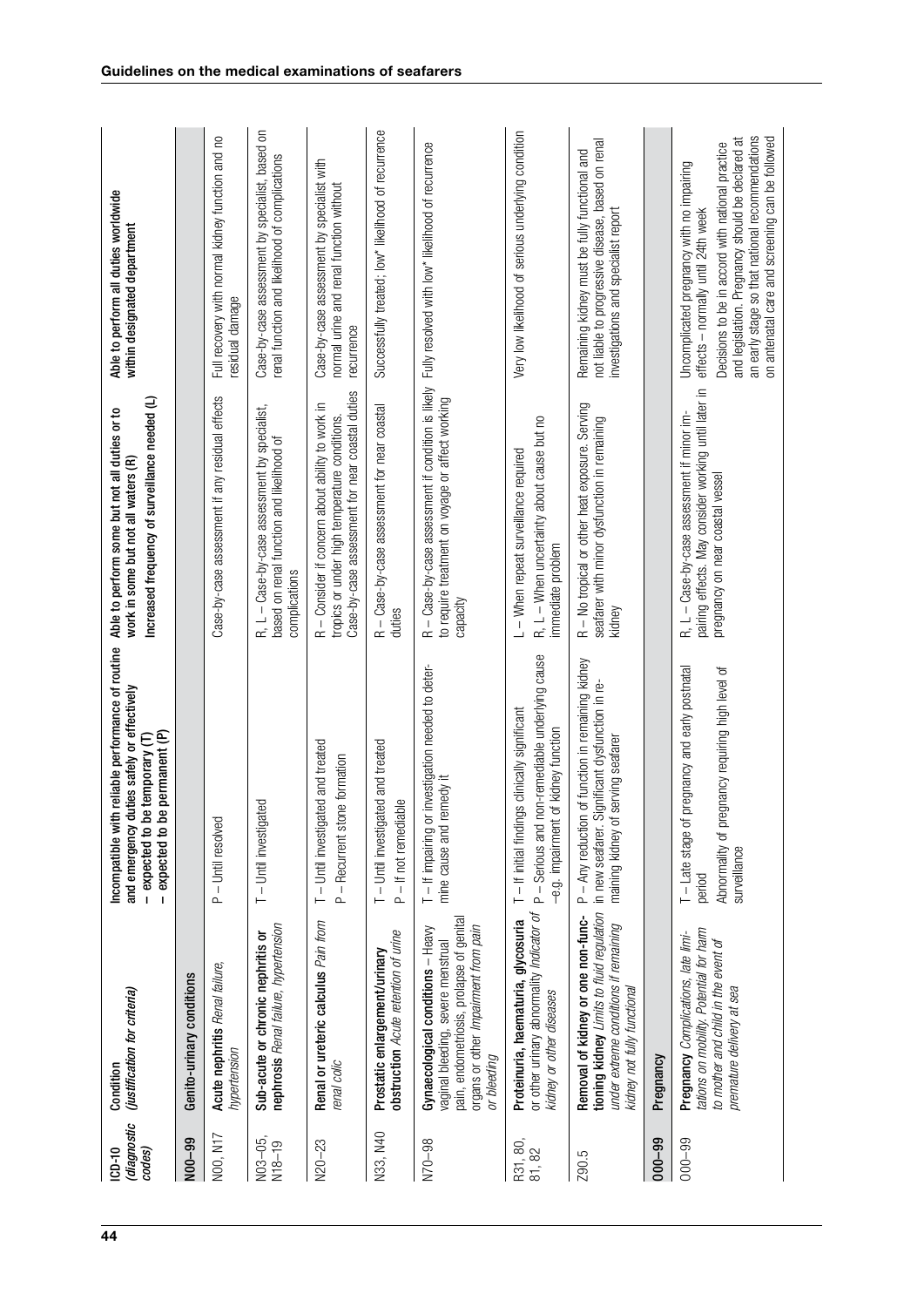| ICD-10 *(diagnostic codes)* | Condition *(justification for criteria)* | Incompatible with reliable performance of routine and emergency duties safely or effectively – expected to be temporary (T) – expected to be permanent (P) | Able to perform some but not all duties or to work in some but not all waters (R) Increased frequency of surveillance needed (L) | Able to perform all duties worldwide within designated department |
|---|---|---|---|---|
| **N00–99** | **Genito-urinary conditions** | | | |
| N00, N17 | **Acute nephritis** *Renal failure, hypertension* | P – Until resolved | Case-by-case assessment if any residual effects | Full recovery with normal kidney function and no residual damage |
| N03–05, N18–19 | **Sub-acute or chronic nephritis or nephrosis** *Renal failure, hypertension* | T – Until investigated | R, L – Case-by-case assessment by specialist, based on renal function and likelihood of complications | Case-by-case assessment by specialist, based on renal function and likelihood of complications |
| N20–23 | **Renal or ureteric calculus** *Pain from renal colic* | T – Until investigated and treated<br>P – Recurrent stone formation | R – Consider if concern about ability to work in tropics or under high temperature conditions. Case-by-case assessment for near coastal duties | Case-by-case assessment by specialist with normal urine and renal function without recurrence |
| N33, N40 | **Prostatic enlargement/urinary obstruction** *Acute retention of urine* | T – Until investigated and treated<br>P – If not remediable | R – Case-by-case assessment for near coastal duties | Successfully treated; low* likelihood of recurrence |
| N70–98 | **Gynaecological conditions** – Heavy vaginal bleeding, severe menstrual pain, endometriosis, prolapse of genital organs or other *Impairment from pain or bleeding* | T – If impairing or investigation needed to determine cause and remedy it | R – Case-by-case assessment if condition is likely to require treatment on voyage or affect working capacity | Fully resolved with low* likelihood of recurrence |
| R31, 80, 81, 82 | **Proteinuria, haematuria, glycosuria** or other urinary abnormality *Indicator of kidney or other diseases* | T – If initial findings clinically significant<br>P – Serious and non-remediable underlying cause –e.g. impairment of kidney function | L – When repeat surveillance required<br>R, L – When uncertainty about cause but no immediate problem | Very low likelihood of serious underlying condition |
| Z90.5 | **Removal of kidney or one non-functioning kidney** *Limits to fluid regulation under extreme conditions if remaining kidney not fully functional* | P – Any reduction of function in remaining kidney in new seafarer. Significant dysfunction in remaining kidney of serving seafarer | R – No tropical or other heat exposure. Serving seafarer with minor dysfunction in remaining kidney | Remaining kidney must be fully functional and not liable to progressive disease, based on renal investigations and specialist report |
| **O00–99** | **Pregnancy** | | | |
| O00–99 | **Pregnancy** *Complications, late limitations on mobility. Potential for harm to mother and child in the event of premature delivery at sea* | T – Late stage of pregnancy and early postnatal period<br>Abnormality of pregnancy requiring high level of surveillance | R, L – Case-by-case assessment if minor impairing effects. May consider working until later in pregnancy on near coastal vessel | Uncomplicated pregnancy with no impairing effects – normally until 24th week<br>Decisions to be in accord with national practice and legislation. Pregnancy should be declared at an early stage so that national recommendations on antenatal care and screening can be followed |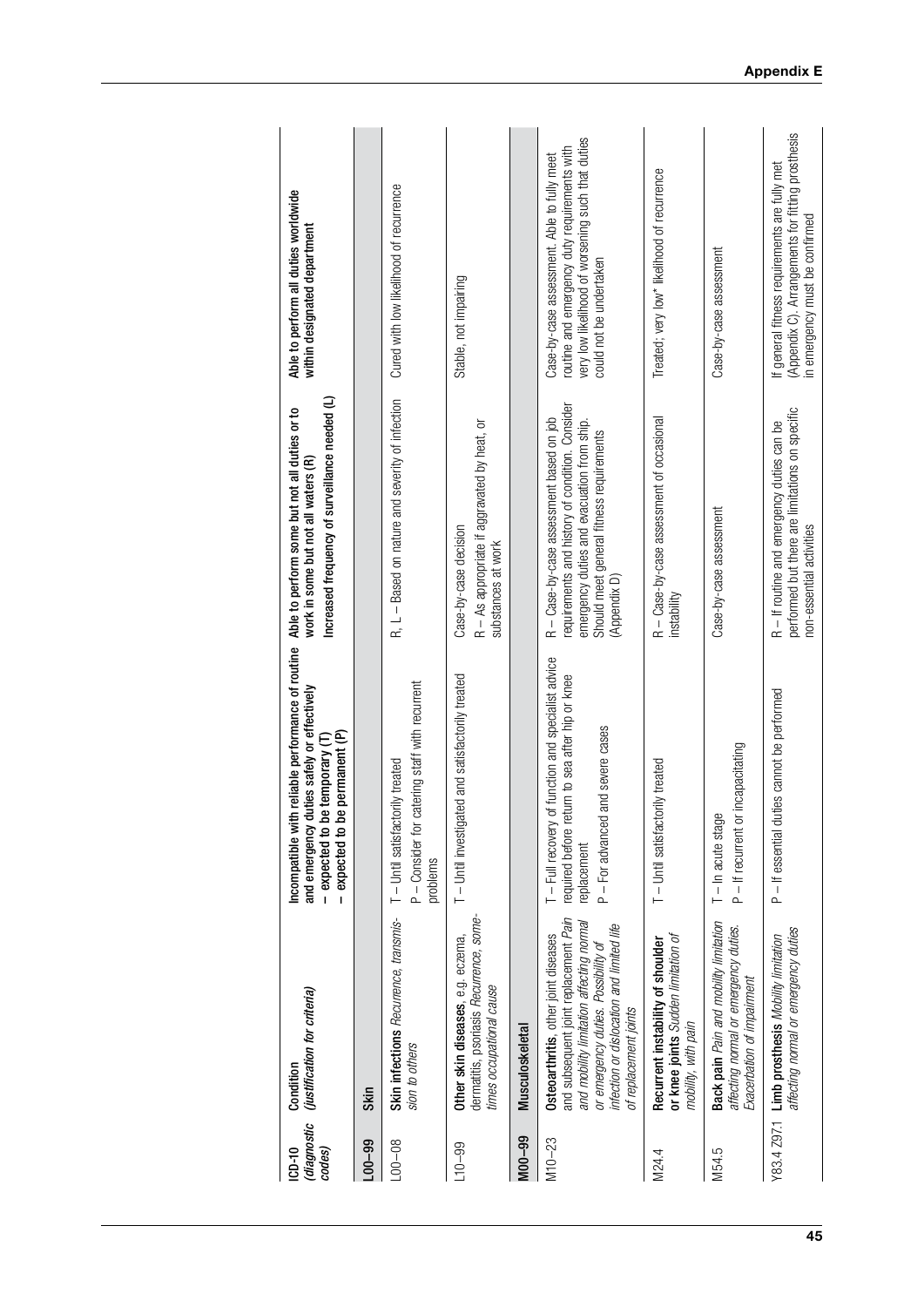| ICD-10 *(diagnostic codes)* | Condition *(justification for criteria)* | Incompatible with reliable performance of routine and emergency duties safely or effectively – expected to be temporary (T) – expected to be permanent (P) | Able to perform some but not all duties or to work in some but not all waters (R) Increased frequency of surveillance needed (L) | Able to perform all duties worldwide within designated department |
|---|---|---|---|---|
| **L00–99** | **Skin** | | | |
| L00–08 | **Skin infections** *Recurrence, transmission to others* | T – Until satisfactorily treated P – Consider for catering staff with recurrent problems | R, L – Based on nature and severity of infection | Cured with low likelihood of recurrence |
| L10–99 | **Other skin diseases**, e.g. eczema, dermatitis, psoriasis *Recurrence, sometimes occupational cause* | T – Until investigated and satisfactorily treated | Case-by-case decision R – As appropriate if aggravated by heat, or substances at work | Stable, not impairing |
| **M00–99** | **Musculoskeletal** | | | |
| M10–23 | **Osteoarthritis**, other joint diseases and subsequent joint replacement *Pain and mobility limitation affecting normal or emergency duties. Possibility of infection or dislocation and limited life of replacement joints* | T – Full recovery of function and specialist advice required before return to sea after hip or knee replacement P – For advanced and severe cases | R – Case-by-case assessment based on job requirements and history of condition. Consider emergency duties and evacuation from ship. Should meet general fitness requirements (Appendix D) | Case-by-case assessment. Able to fully meet routine and emergency duty requirements with very low likelihood of worsening such that duties could not be undertaken |
| M24.4 | **Recurrent instability of shoulder or knee joints** *Sudden limitation of mobility, with pain* | T – Until satisfactorily treated | R – Case-by-case assessment of occasional instability | Treated; very low* likelihood of recurrence |
| M54.5 | **Back pain** *Pain and mobility limitation affecting normal or emergency duties. Exacerbation of impairment* | T – In acute stage P – If recurrent or incapacitating | Case-by-case assessment | Case-by-case assessment |
| Y83.4 Z97.1 | **Limb prosthesis** *Mobility limitation affecting normal or emergency duties* | P – If essential duties cannot be performed | R – If routine and emergency duties can be performed but there are limitations on specific non-essential activities | If general fitness requirements are fully met (Appendix C). Arrangements for fitting prosthesis in emergency must be confirmed |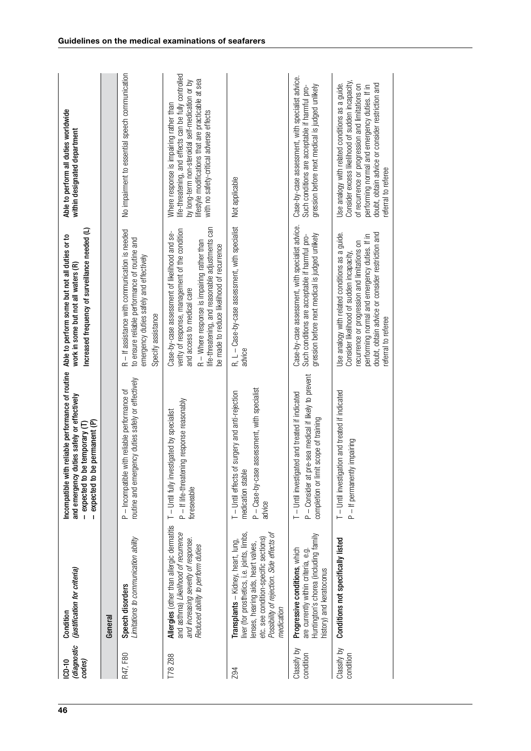| ICD-10 *(diagnostic codes)* | Condition *(justification for criteria)* | Incompatible with reliable performance of routine and emergency duties safely or effectively – expected to be temporary (T) – expected to be permanent (P) | Able to perform some but not all duties or to work in some but not all waters (R) Increased frequency of surveillance needed (L) | Able to perform all duties worldwide within designated department |
|---|---|---|---|---|
| | **General** | | | |
| R47, F80 | **Speech disorders** *Limitations to communication ability* | P – Incompatible with reliable performance of routine and emergency duties safely or effectively | R – If assistance with communication is needed to ensure reliable performance of routine and emergency duties safely and effectively Specify assistance | No impairment to essential speech communication |
| T78 Z88 | **Allergies** (other than allergic dermatitis and asthma) *Likelihood of recurrence and increasing severity of response. Reduced ability to perform duties* | T – Until fully investigated by specialist P – If life-threatening response reasonably foreseeable | Case-by-case assessment of likelihood and severity of response, management of the condition and access to medical care R – Where response is impairing rather than life-threatening, and reasonable adjustments can be made to reduce likelihood of recurrence | Where response is impairing rather than life-threatening, and effects can be fully controlled by long-term non-steroidal self-medication or by lifestyle modifications that are practicable at sea with no safety-critical adverse effects |
| Z94 | **Transplants** – Kidney, heart, lung, liver (for prosthetics, i.e. joints, limbs, lenses, hearing aids, heart valves, etc. see condition-specific sections) *Possibility of rejection. Side effects of medication* | T – Until effects of surgery and anti-rejection medication stable P – Case-by-case assessment, with specialist advice | R, L – Case-by-case assessment, with specialist advice | Not applicable |
| Classify by condition | **Progressive conditions**, which are currently within criteria, e.g. Huntington's chorea (including family history) and keratoconus | T – Until investigated and treated if indicated P – Consider at pre-sea medical if likely to prevent completion or limit scope of training | Case-by-case assessment, with specialist advice. Such conditions are acceptable if harmful progression before next medical is judged unlikely | Case-by-case assessment, with specialist advice. Such conditions are acceptable if harmful progression before next medical is judged unlikely |
| Classify by condition | **Conditions not specifically listed** | T – Until investigation and treated if indicated P – If permanently impairing | Use analogy with related conditions as a guide. Consider likelihood of sudden incapacity, recurrence or progression and limitations on performing normal and emergency duties. If in doubt, obtain advice or consider restriction and referral to referee | Use analogy with related conditions as a guide. Consider excess likelihood of sudden incapacity, of recurrence or progression and limitations on performing normal and emergency duties. If in doubt, obtain advice or consider restriction and referral to referee |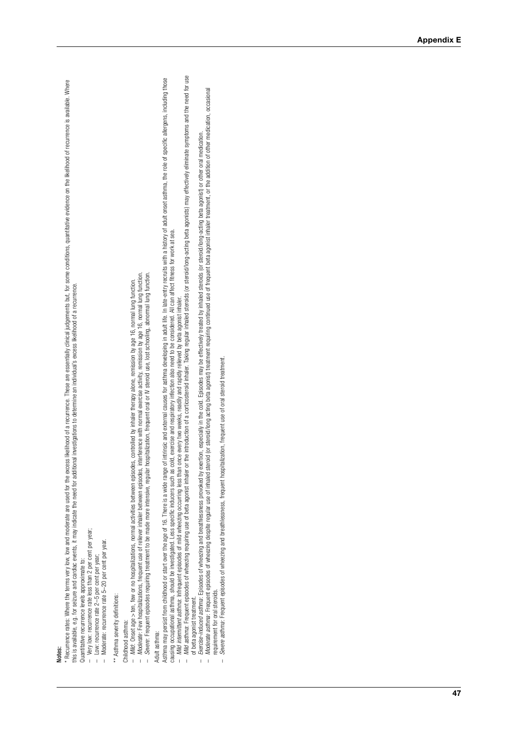**Notes:**

* Recurrence rates: Where the terms very low, low and moderate are used for the excess likelihood of a recurrence. These are essentially clinical judgements but, for some conditions, quantitative evidence on the likelihood of recurrence is available. Where this is available, e.g. for seizure and cardiac events, it may indicate the need for additional investigations to determine an individual's excess likelihood of a recurrence.

Quantitative recurrence levels approximate to:

- Very low: recurrence rate less than 2 per cent per year;
- Low: recurrence rate 2–5 per cent per year;
- Moderate: recurrence rate 5–20 per cent per year.

** Asthma severity definitions:

Childhood asthma:

- *Mild*: Onset age > ten, few or no hospitalizations, normal activities between episodes, controlled by inhaler therapy alone, remission by age 16, normal lung function.
- *Moderate*: Few hospitalizations, frequent use of reliever inhaler between episodes, interference with normal exercise activity, remission by age 16, normal lung function.
- *Severe*: Frequent episodes requiring treatment to be made more intensive, regular hospitalization, frequent oral or IV steroid use, lost schooling, abnormal lung function.

Adult asthma:

Asthma may persist from childhood or start over the age of 16. There is a wide range of intrinsic and external causes for asthma developing in adult life. In late-entry recruits with a history of adult onset asthma, the role of specific allergens, including those causing occupational asthma, should be investigated. Less specific inducers such as cold, exercise and respiratory infection also need to be considered. All can affect fitness for work at sea.

- *Mild intermittent asthma*: Infrequent episodes of mild wheezing occurring less than once every two weeks, readily and rapidly relieved by beta agonist inhaler.
- *Mild asthma*: Frequent episodes of wheezing requiring use of beta agonist inhaler or the introduction of a corticosteroid inhaler. Taking regular inhaled steroids (or steroid/long-acting beta agonists) may effectively eliminate symptoms and the need for use of beta agonist treatment.
- *Exercise-induced asthma*: Episodes of wheezing and breathlessness provoked by exertion, especially in the cold. Episodes may be effectively treated by inhaled steroids (or steroid/long-acting beta agonist) or other oral medication.
- *Moderate asthma*: Frequent episodes of wheezing despite regular use of inhaled steroid (or steroid/long acting beta agonist) treatment requiring continued use of frequent beta agonist inhaler treatment, or the addition of other medication, occasional requirement for oral steroids.
- *Severe asthma*: Frequent episodes of wheezing and breathlessness, frequent hospitalization, frequent use of oral steroid treatment.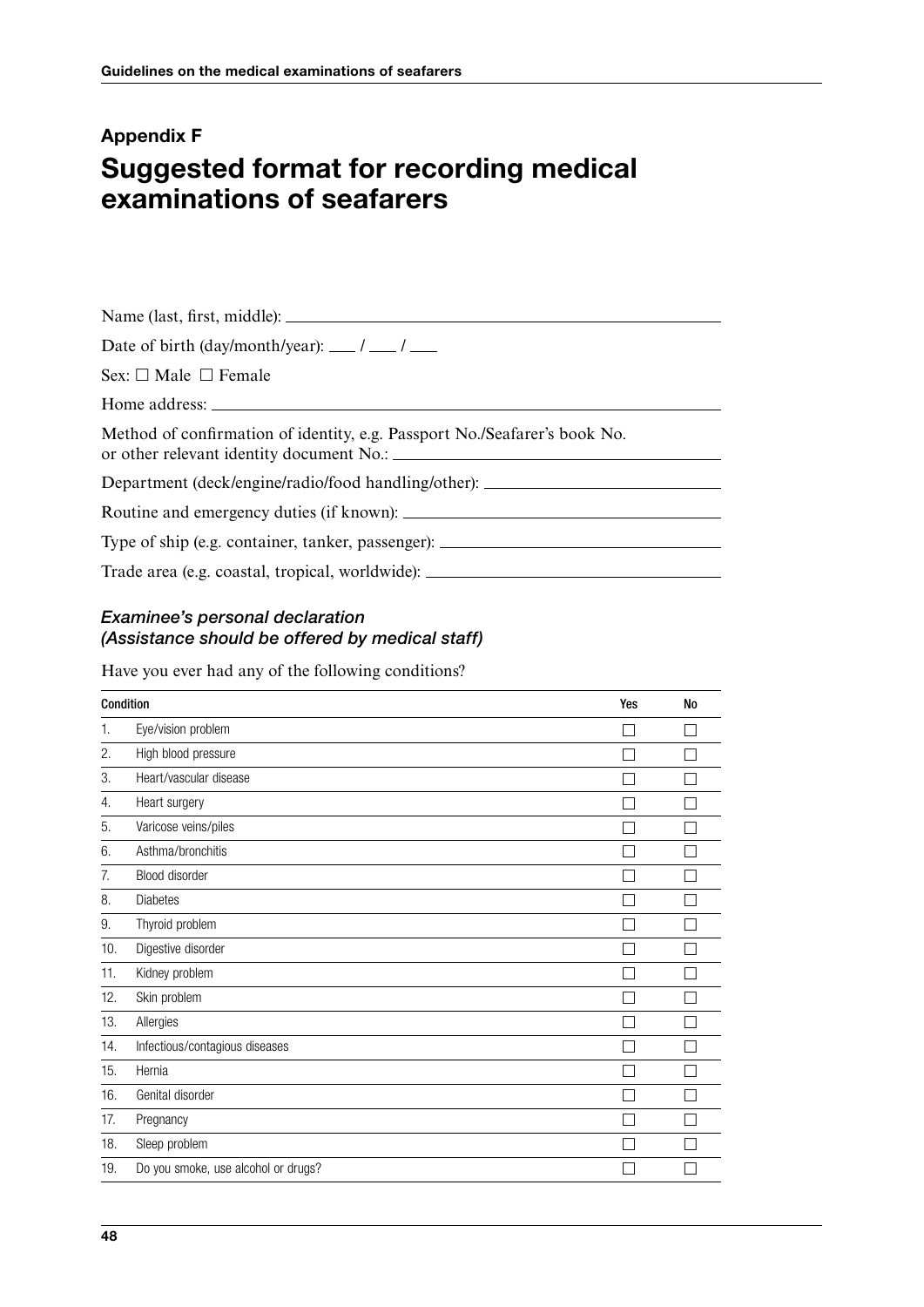## Appendix F

# Suggested format for recording medical examinations of seafarers

Name (last, first, middle): ______________________________

Date of birth (day/month/year): ___ / ___ / ___

Sex: ☐ Male ☐ Female

Home address: ______________________________

Method of confirmation of identity, e.g. Passport No./Seafarer's book No. or other relevant identity document No.: ______________________________

Department (deck/engine/radio/food handling/other): ______________________________

Routine and emergency duties (if known): ______________________________

Type of ship (e.g. container, tanker, passenger): ______________________________

Trade area (e.g. coastal, tropical, worldwide): ______________________________

### *Examinee's personal declaration (Assistance should be offered by medical staff)*

Have you ever had any of the following conditions?

| Condition | | Yes | No |
|---|---|---|---|
| 1. | Eye/vision problem | ☐ | ☐ |
| 2. | High blood pressure | ☐ | ☐ |
| 3. | Heart/vascular disease | ☐ | ☐ |
| 4. | Heart surgery | ☐ | ☐ |
| 5. | Varicose veins/piles | ☐ | ☐ |
| 6. | Asthma/bronchitis | ☐ | ☐ |
| 7. | Blood disorder | ☐ | ☐ |
| 8. | Diabetes | ☐ | ☐ |
| 9. | Thyroid problem | ☐ | ☐ |
| 10. | Digestive disorder | ☐ | ☐ |
| 11. | Kidney problem | ☐ | ☐ |
| 12. | Skin problem | ☐ | ☐ |
| 13. | Allergies | ☐ | ☐ |
| 14. | Infectious/contagious diseases | ☐ | ☐ |
| 15. | Hernia | ☐ | ☐ |
| 16. | Genital disorder | ☐ | ☐ |
| 17. | Pregnancy | ☐ | ☐ |
| 18. | Sleep problem | ☐ | ☐ |
| 19. | Do you smoke, use alcohol or drugs? | ☐ | ☐ |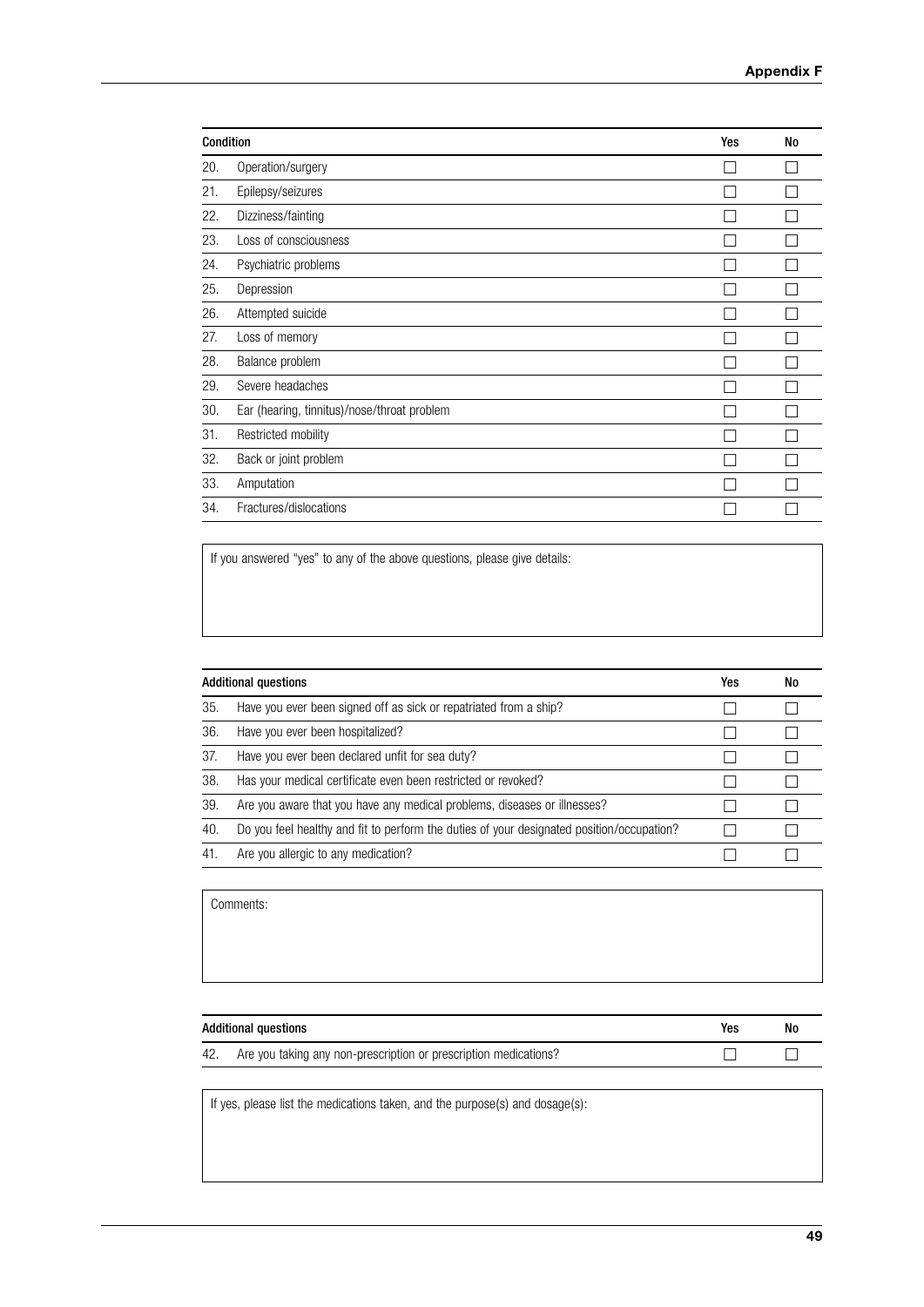| Condition | | Yes | No |
|---|---|---|---|
| 20. | Operation/surgery | ☐ | ☐ |
| 21. | Epilepsy/seizures | ☐ | ☐ |
| 22. | Dizziness/fainting | ☐ | ☐ |
| 23. | Loss of consciousness | ☐ | ☐ |
| 24. | Psychiatric problems | ☐ | ☐ |
| 25. | Depression | ☐ | ☐ |
| 26. | Attempted suicide | ☐ | ☐ |
| 27. | Loss of memory | ☐ | ☐ |
| 28. | Balance problem | ☐ | ☐ |
| 29. | Severe headaches | ☐ | ☐ |
| 30. | Ear (hearing, tinnitus)/nose/throat problem | ☐ | ☐ |
| 31. | Restricted mobility | ☐ | ☐ |
| 32. | Back or joint problem | ☐ | ☐ |
| 33. | Amputation | ☐ | ☐ |
| 34. | Fractures/dislocations | ☐ | ☐ |

If you answered "yes" to any of the above questions, please give details:

| Additional questions | | Yes | No |
|---|---|---|---|
| 35. | Have you ever been signed off as sick or repatriated from a ship? | ☐ | ☐ |
| 36. | Have you ever been hospitalized? | ☐ | ☐ |
| 37. | Have you ever been declared unfit for sea duty? | ☐ | ☐ |
| 38. | Has your medical certificate even been restricted or revoked? | ☐ | ☐ |
| 39. | Are you aware that you have any medical problems, diseases or illnesses? | ☐ | ☐ |
| 40. | Do you feel healthy and fit to perform the duties of your designated position/occupation? | ☐ | ☐ |
| 41. | Are you allergic to any medication? | ☐ | ☐ |

Comments:

| Additional questions | | Yes | No |
|---|---|---|---|
| 42. | Are you taking any non-prescription or prescription medications? | ☐ | ☐ |

If yes, please list the medications taken, and the purpose(s) and dosage(s):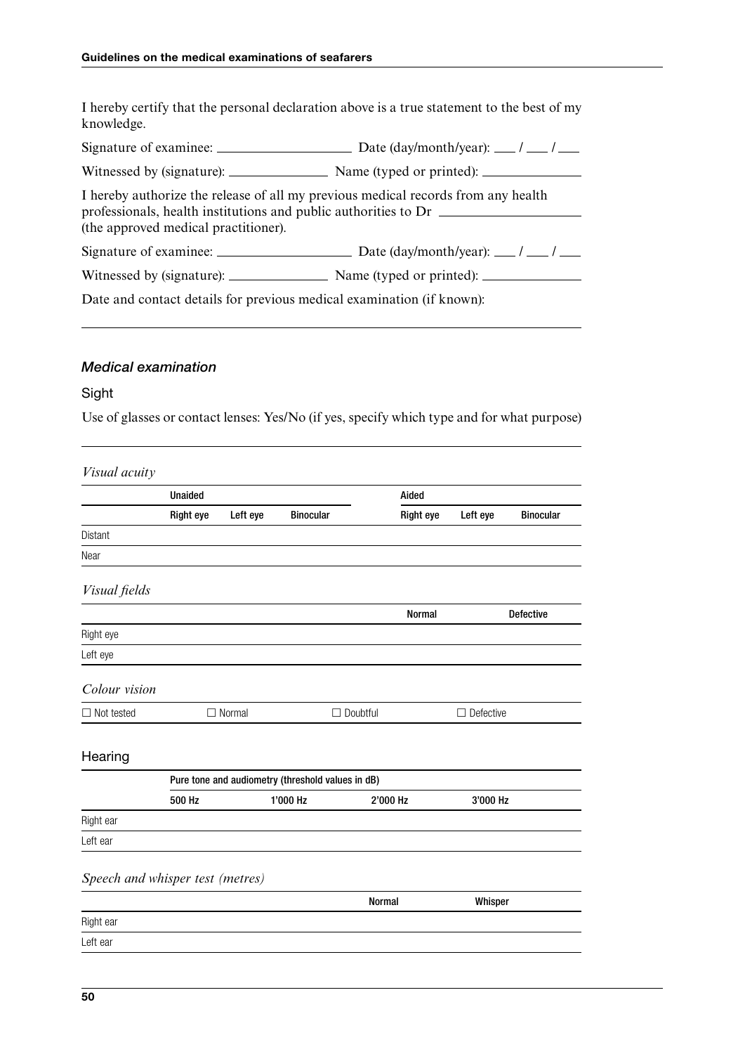I hereby certify that the personal declaration above is a true statement to the best of my knowledge.

Signature of examinee: ____________________ Date (day/month/year): ___ / ___ / ___

Witnessed by (signature): _______________ Name (typed or printed): _______________

I hereby authorize the release of all my previous medical records from any health professionals, health institutions and public authorities to Dr ____________________ (the approved medical practitioner).

Signature of examinee: ____________________ Date (day/month/year): ___ / ___ / ___

Witnessed by (signature): _______________ Name (typed or printed): _______________

Date and contact details for previous medical examination (if known):

______________________________________________________________________

### *Medical examination*

#### Sight

Use of glasses or contact lenses: Yes/No (if yes, specify which type and for what purpose)

______________________________________________________________________

*Visual acuity*

| | Unaided | | | Aided | | |
|---|---|---|---|---|---|---|
| | Right eye | Left eye | Binocular | Right eye | Left eye | Binocular |
| Distant | | | | | | |
| Near | | | | | | |

*Visual fields*

| | Normal | Defective |
|---|---|---|
| Right eye | | |
| Left eye | | |

*Colour vision*

| ☐ Not tested | ☐ Normal | ☐ Doubtful | ☐ Defective |
|---|---|---|---|

#### Hearing

| | Pure tone and audiometry (threshold values in dB) | | | |
|---|---|---|---|---|
| | 500 Hz | 1'000 Hz | 2'000 Hz | 3'000 Hz |
| Right ear | | | | |
| Left ear | | | | |

*Speech and whisper test (metres)*

| | Normal | Whisper |
|---|---|---|
| Right ear | | |
| Left ear | | |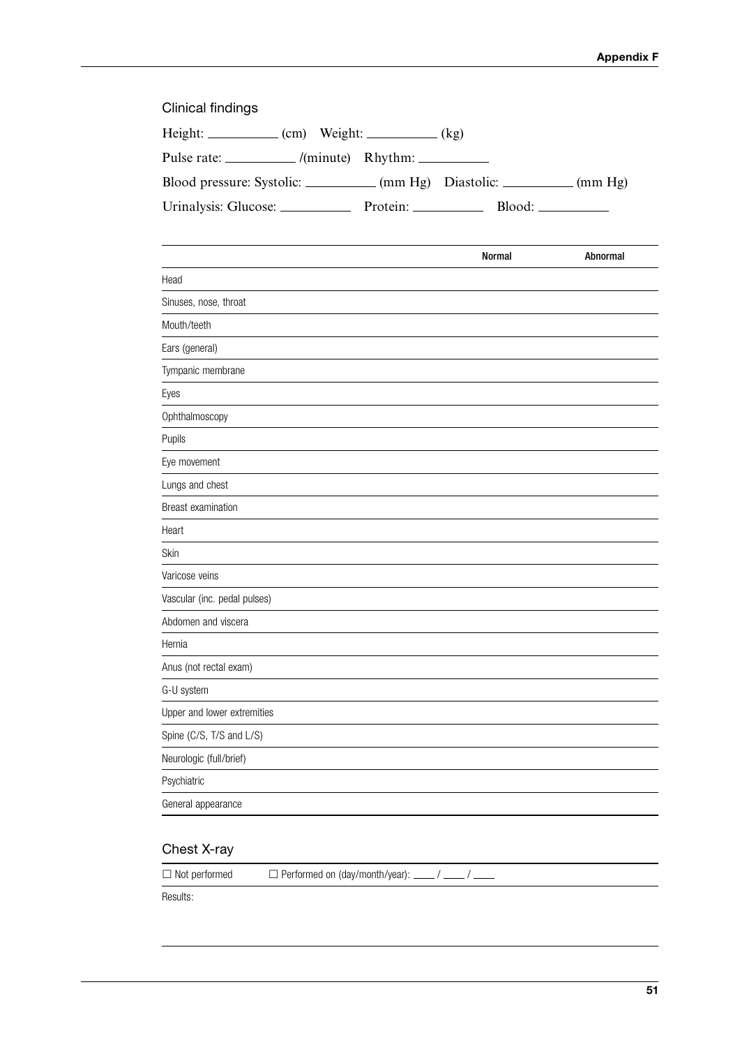## Clinical findings

Height: __________ (cm) Weight: __________ (kg)

Pulse rate: __________ /(minute) Rhythm: __________

Blood pressure: Systolic: __________ (mm Hg) Diastolic: __________ (mm Hg)

Urinalysis: Glucose: __________ Protein: __________ Blood: __________

| | Normal | Abnormal |
|---|---|---|
| Head | | |
| Sinuses, nose, throat | | |
| Mouth/teeth | | |
| Ears (general) | | |
| Tympanic membrane | | |
| Eyes | | |
| Ophthalmoscopy | | |
| Pupils | | |
| Eye movement | | |
| Lungs and chest | | |
| Breast examination | | |
| Heart | | |
| Skin | | |
| Varicose veins | | |
| Vascular (inc. pedal pulses) | | |
| Abdomen and viscera | | |
| Hernia | | |
| Anus (not rectal exam) | | |
| G-U system | | |
| Upper and lower extremities | | |
| Spine (C/S, T/S and L/S) | | |
| Neurologic (full/brief) | | |
| Psychiatric | | |
| General appearance | | |

## Chest X-ray

☐ Not performed ☐ Performed on (day/month/year): ____ / ____ / ____

Results: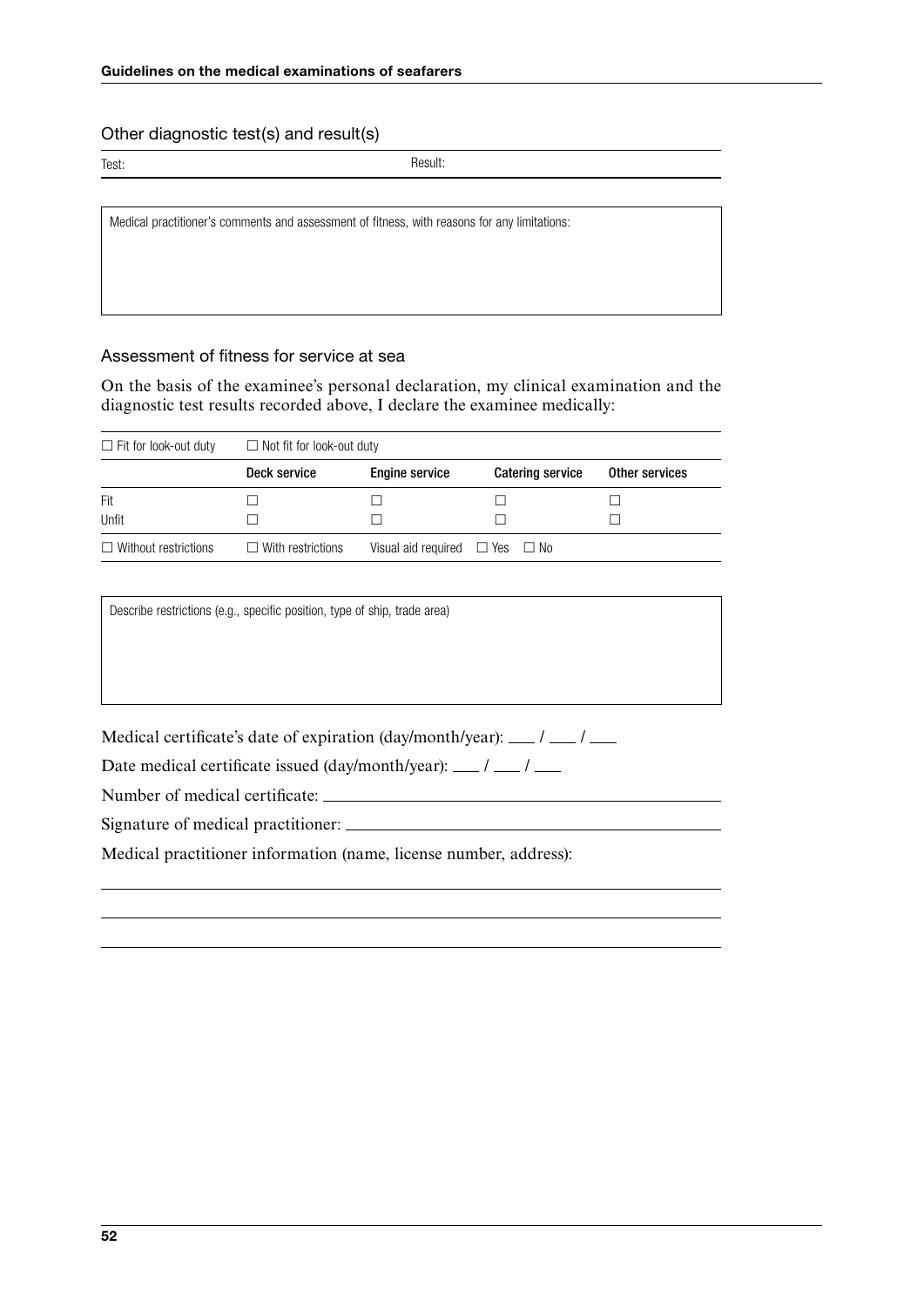### Other diagnostic test(s) and result(s)

| Test: | Result: |
|---|---|
| | |

| Medical practitioner's comments and assessment of fitness, with reasons for any limitations: |
|---|
| |

### Assessment of fitness for service at sea

On the basis of the examinee's personal declaration, my clinical examination and the diagnostic test results recorded above, I declare the examinee medically:

| ☐ Fit for look-out duty | ☐ Not fit for look-out duty | | | |
|---|---|---|---|---|
| | **Deck service** | **Engine service** | **Catering service** | **Other services** |
| Fit | ☐ | ☐ | ☐ | ☐ |
| Unfit | ☐ | ☐ | ☐ | ☐ |
| ☐ Without restrictions | ☐ With restrictions | Visual aid required | ☐ Yes ☐ No | |

| Describe restrictions (e.g., specific position, type of ship, trade area) |
|---|
| |

Medical certificate's date of expiration (day/month/year): ___ / ___ / ___

Date medical certificate issued (day/month/year): ___ / ___ / ___

Number of medical certificate: ______________________________

Signature of medical practitioner: ______________________________

Medical practitioner information (name, license number, address):

______________________________

______________________________

______________________________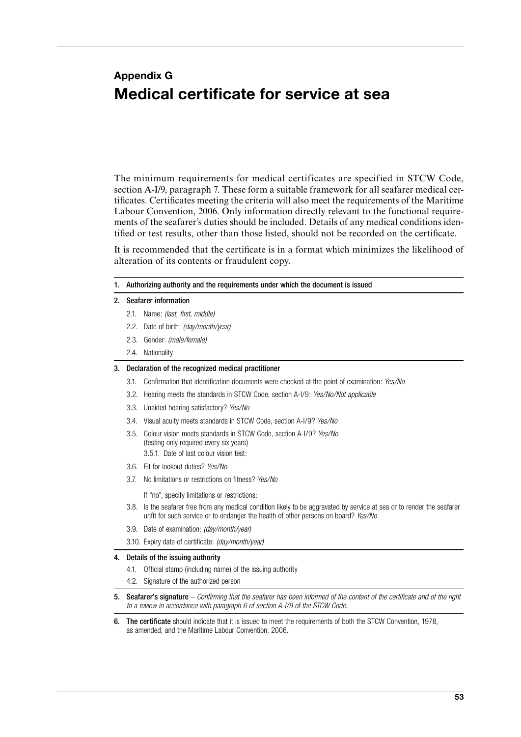## Appendix G

# Medical certificate for service at sea

The minimum requirements for medical certificates are specified in STCW Code, section A-I/9, paragraph 7. These form a suitable framework for all seafarer medical certificates. Certificates meeting the criteria will also meet the requirements of the Maritime Labour Convention, 2006. Only information directly relevant to the functional requirements of the seafarer's duties should be included. Details of any medical conditions identified or test results, other than those listed, should not be recorded on the certificate.

It is recommended that the certificate is in a format which minimizes the likelihood of alteration of its contents or fraudulent copy.

1. Authorizing authority and the requirements under which the document is issued

2. Seafarer information
   - 2.1. Name: *(last, first, middle)*
   - 2.2. Date of birth: *(day/month/year)*
   - 2.3. Gender: *(male/female)*
   - 2.4. Nationality

3. Declaration of the recognized medical practitioner
   - 3.1. Confirmation that identification documents were checked at the point of examination: *Yes/No*
   - 3.2. Hearing meets the standards in STCW Code, section A-I/9: *Yes/No/Not applicable*
   - 3.3. Unaided hearing satisfactory? *Yes/No*
   - 3.4. Visual acuity meets standards in STCW Code, section A-I/9? *Yes/No*
   - 3.5. Colour vision meets standards in STCW Code, section A-I/9? *Yes/No* (testing only required every six years)
     - 3.5.1. Date of last colour vision test:
   - 3.6. Fit for lookout duties? *Yes/No*
   - 3.7. No limitations or restrictions on fitness? *Yes/No*

     If "no", specify limitations or restrictions:
   - 3.8. Is the seafarer free from any medical condition likely to be aggravated by service at sea or to render the seafarer unfit for such service or to endanger the health of other persons on board? *Yes/No*
   - 3.9. Date of examination: *(day/month/year)*
   - 3.10. Expiry date of certificate: *(day/month/year)*

4. Details of the issuing authority
   - 4.1. Official stamp (including name) of the issuing authority
   - 4.2. Signature of the authorized person

5. **Seafarer's signature** – *Confirming that the seafarer has been informed of the content of the certificate and of the right to a review in accordance with paragraph 6 of section A-I/9 of the STCW Code.*

6. **The certificate** should indicate that it is issued to meet the requirements of both the STCW Convention, 1978, as amended, and the Maritime Labour Convention, 2006.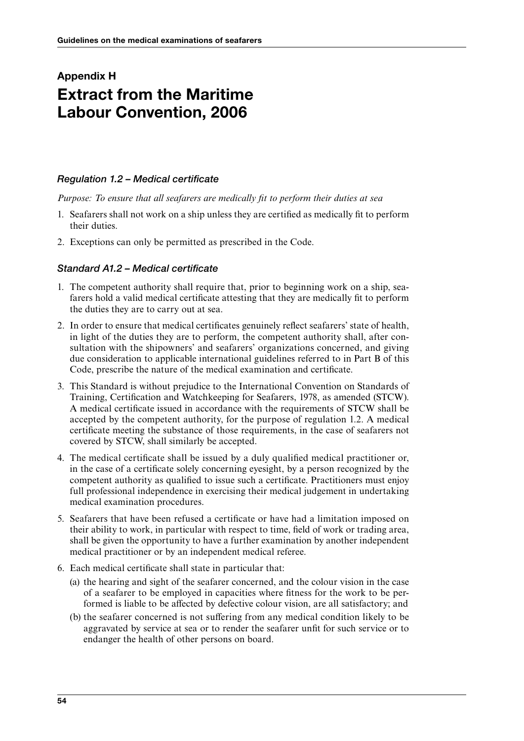# Appendix H
# Extract from the Maritime Labour Convention, 2006

### *Regulation 1.2 – Medical certificate*

*Purpose: To ensure that all seafarers are medically fit to perform their duties at sea*

1. Seafarers shall not work on a ship unless they are certified as medically fit to perform their duties.
2. Exceptions can only be permitted as prescribed in the Code.

### *Standard A1.2 – Medical certificate*

1. The competent authority shall require that, prior to beginning work on a ship, seafarers hold a valid medical certificate attesting that they are medically fit to perform the duties they are to carry out at sea.
2. In order to ensure that medical certificates genuinely reflect seafarers' state of health, in light of the duties they are to perform, the competent authority shall, after consultation with the shipowners' and seafarers' organizations concerned, and giving due consideration to applicable international guidelines referred to in Part B of this Code, prescribe the nature of the medical examination and certificate.
3. This Standard is without prejudice to the International Convention on Standards of Training, Certification and Watchkeeping for Seafarers, 1978, as amended (STCW). A medical certificate issued in accordance with the requirements of STCW shall be accepted by the competent authority, for the purpose of regulation 1.2. A medical certificate meeting the substance of those requirements, in the case of seafarers not covered by STCW, shall similarly be accepted.
4. The medical certificate shall be issued by a duly qualified medical practitioner or, in the case of a certificate solely concerning eyesight, by a person recognized by the competent authority as qualified to issue such a certificate. Practitioners must enjoy full professional independence in exercising their medical judgement in undertaking medical examination procedures.
5. Seafarers that have been refused a certificate or have had a limitation imposed on their ability to work, in particular with respect to time, field of work or trading area, shall be given the opportunity to have a further examination by another independent medical practitioner or by an independent medical referee.
6. Each medical certificate shall state in particular that:
   - (a) the hearing and sight of the seafarer concerned, and the colour vision in the case of a seafarer to be employed in capacities where fitness for the work to be performed is liable to be affected by defective colour vision, are all satisfactory; and
   - (b) the seafarer concerned is not suffering from any medical condition likely to be aggravated by service at sea or to render the seafarer unfit for such service or to endanger the health of other persons on board.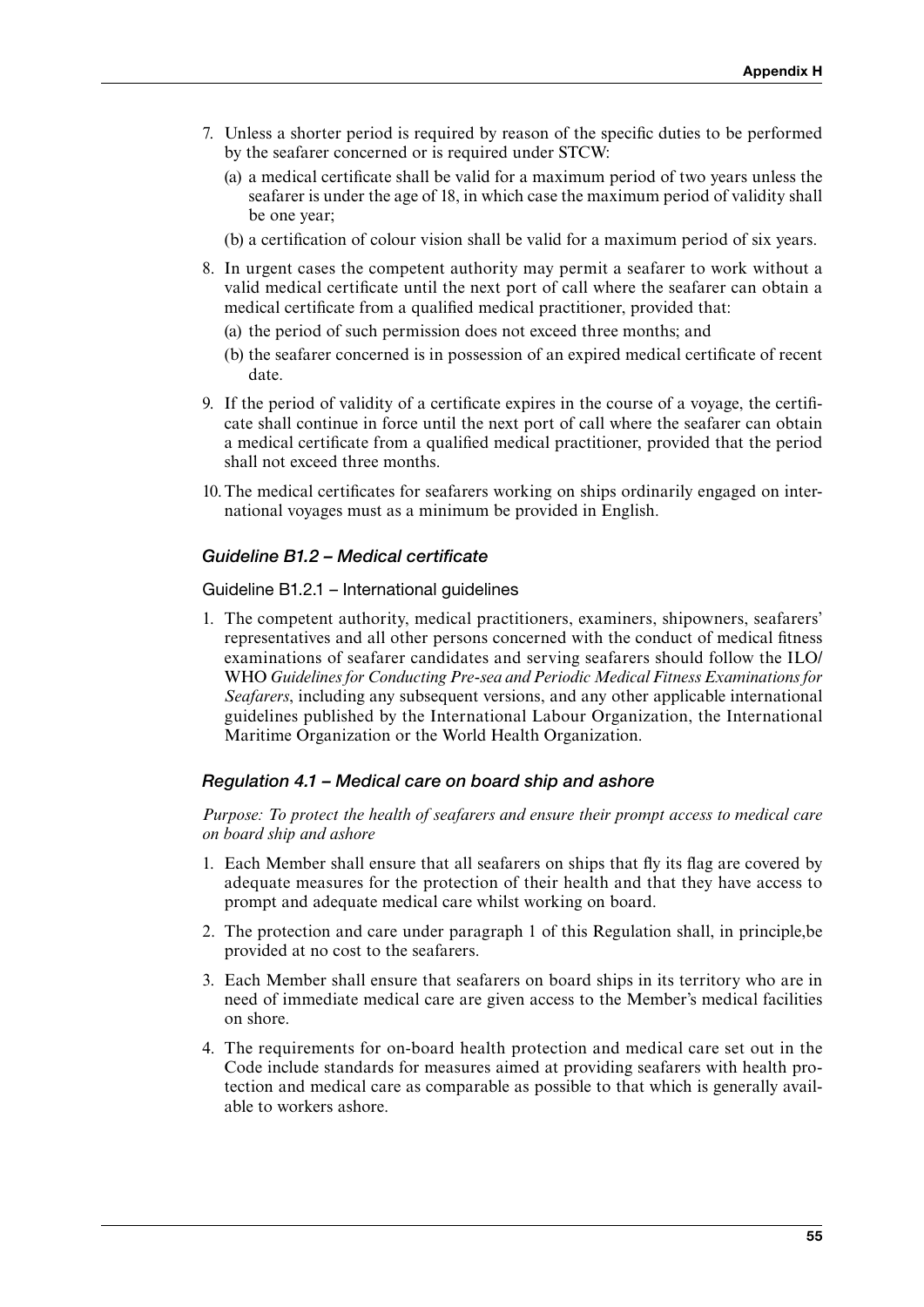7. Unless a shorter period is required by reason of the specific duties to be performed by the seafarer concerned or is required under STCW:
   (a) a medical certificate shall be valid for a maximum period of two years unless the seafarer is under the age of 18, in which case the maximum period of validity shall be one year;
   (b) a certification of colour vision shall be valid for a maximum period of six years.
8. In urgent cases the competent authority may permit a seafarer to work without a valid medical certificate until the next port of call where the seafarer can obtain a medical certificate from a qualified medical practitioner, provided that:
   (a) the period of such permission does not exceed three months; and
   (b) the seafarer concerned is in possession of an expired medical certificate of recent date.
9. If the period of validity of a certificate expires in the course of a voyage, the certificate shall continue in force until the next port of call where the seafarer can obtain a medical certificate from a qualified medical practitioner, provided that the period shall not exceed three months.
10. The medical certificates for seafarers working on ships ordinarily engaged on international voyages must as a minimum be provided in English.

### *Guideline B1.2 – Medical certificate*

#### Guideline B1.2.1 – International guidelines

1. The competent authority, medical practitioners, examiners, shipowners, seafarers' representatives and all other persons concerned with the conduct of medical fitness examinations of seafarer candidates and serving seafarers should follow the ILO/WHO *Guidelines for Conducting Pre-sea and Periodic Medical Fitness Examinations for Seafarers*, including any subsequent versions, and any other applicable international guidelines published by the International Labour Organization, the International Maritime Organization or the World Health Organization.

### *Regulation 4.1 – Medical care on board ship and ashore*

*Purpose: To protect the health of seafarers and ensure their prompt access to medical care on board ship and ashore*

1. Each Member shall ensure that all seafarers on ships that fly its flag are covered by adequate measures for the protection of their health and that they have access to prompt and adequate medical care whilst working on board.
2. The protection and care under paragraph 1 of this Regulation shall, in principle,be provided at no cost to the seafarers.
3. Each Member shall ensure that seafarers on board ships in its territory who are in need of immediate medical care are given access to the Member's medical facilities on shore.
4. The requirements for on-board health protection and medical care set out in the Code include standards for measures aimed at providing seafarers with health protection and medical care as comparable as possible to that which is generally available to workers ashore.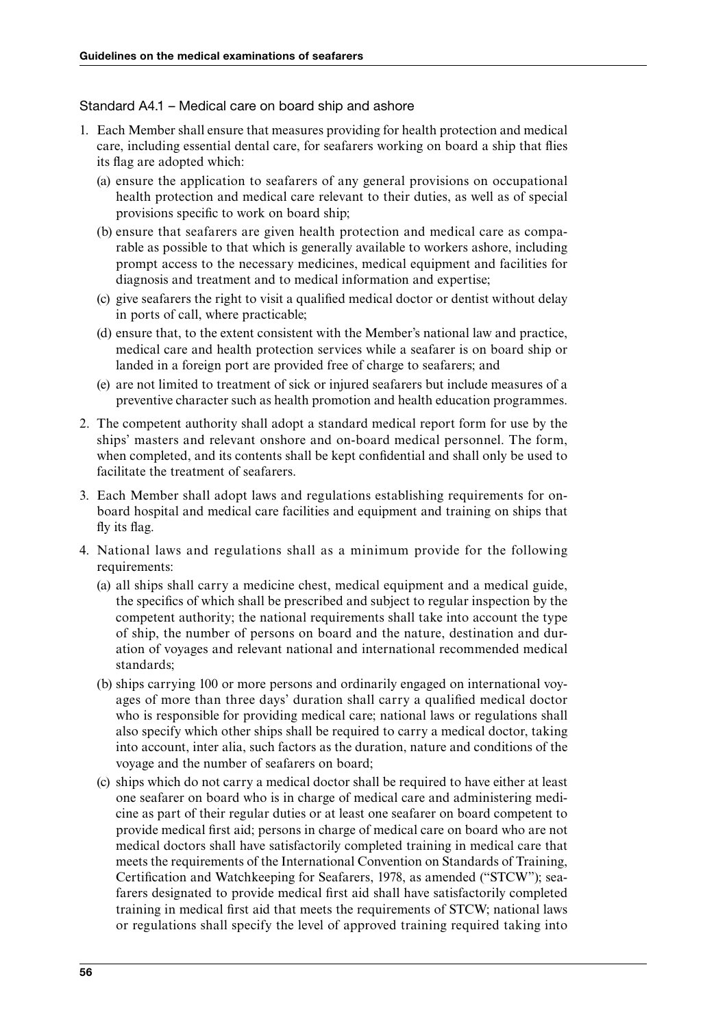### Standard A4.1 – Medical care on board ship and ashore

1. Each Member shall ensure that measures providing for health protection and medical care, including essential dental care, for seafarers working on board a ship that flies its flag are adopted which:
   (a) ensure the application to seafarers of any general provisions on occupational health protection and medical care relevant to their duties, as well as of special provisions specific to work on board ship;
   (b) ensure that seafarers are given health protection and medical care as comparable as possible to that which is generally available to workers ashore, including prompt access to the necessary medicines, medical equipment and facilities for diagnosis and treatment and to medical information and expertise;
   (c) give seafarers the right to visit a qualified medical doctor or dentist without delay in ports of call, where practicable;
   (d) ensure that, to the extent consistent with the Member's national law and practice, medical care and health protection services while a seafarer is on board ship or landed in a foreign port are provided free of charge to seafarers; and
   (e) are not limited to treatment of sick or injured seafarers but include measures of a preventive character such as health promotion and health education programmes.
2. The competent authority shall adopt a standard medical report form for use by the ships' masters and relevant onshore and on-board medical personnel. The form, when completed, and its contents shall be kept confidential and shall only be used to facilitate the treatment of seafarers.
3. Each Member shall adopt laws and regulations establishing requirements for on-board hospital and medical care facilities and equipment and training on ships that fly its flag.
4. National laws and regulations shall as a minimum provide for the following requirements:
   (a) all ships shall carry a medicine chest, medical equipment and a medical guide, the specifics of which shall be prescribed and subject to regular inspection by the competent authority; the national requirements shall take into account the type of ship, the number of persons on board and the nature, destination and duration of voyages and relevant national and international recommended medical standards;
   (b) ships carrying 100 or more persons and ordinarily engaged on international voyages of more than three days' duration shall carry a qualified medical doctor who is responsible for providing medical care; national laws or regulations shall also specify which other ships shall be required to carry a medical doctor, taking into account, inter alia, such factors as the duration, nature and conditions of the voyage and the number of seafarers on board;
   (c) ships which do not carry a medical doctor shall be required to have either at least one seafarer on board who is in charge of medical care and administering medicine as part of their regular duties or at least one seafarer on board competent to provide medical first aid; persons in charge of medical care on board who are not medical doctors shall have satisfactorily completed training in medical care that meets the requirements of the International Convention on Standards of Training, Certification and Watchkeeping for Seafarers, 1978, as amended ("STCW"); seafarers designated to provide medical first aid shall have satisfactorily completed training in medical first aid that meets the requirements of STCW; national laws or regulations shall specify the level of approved training required taking into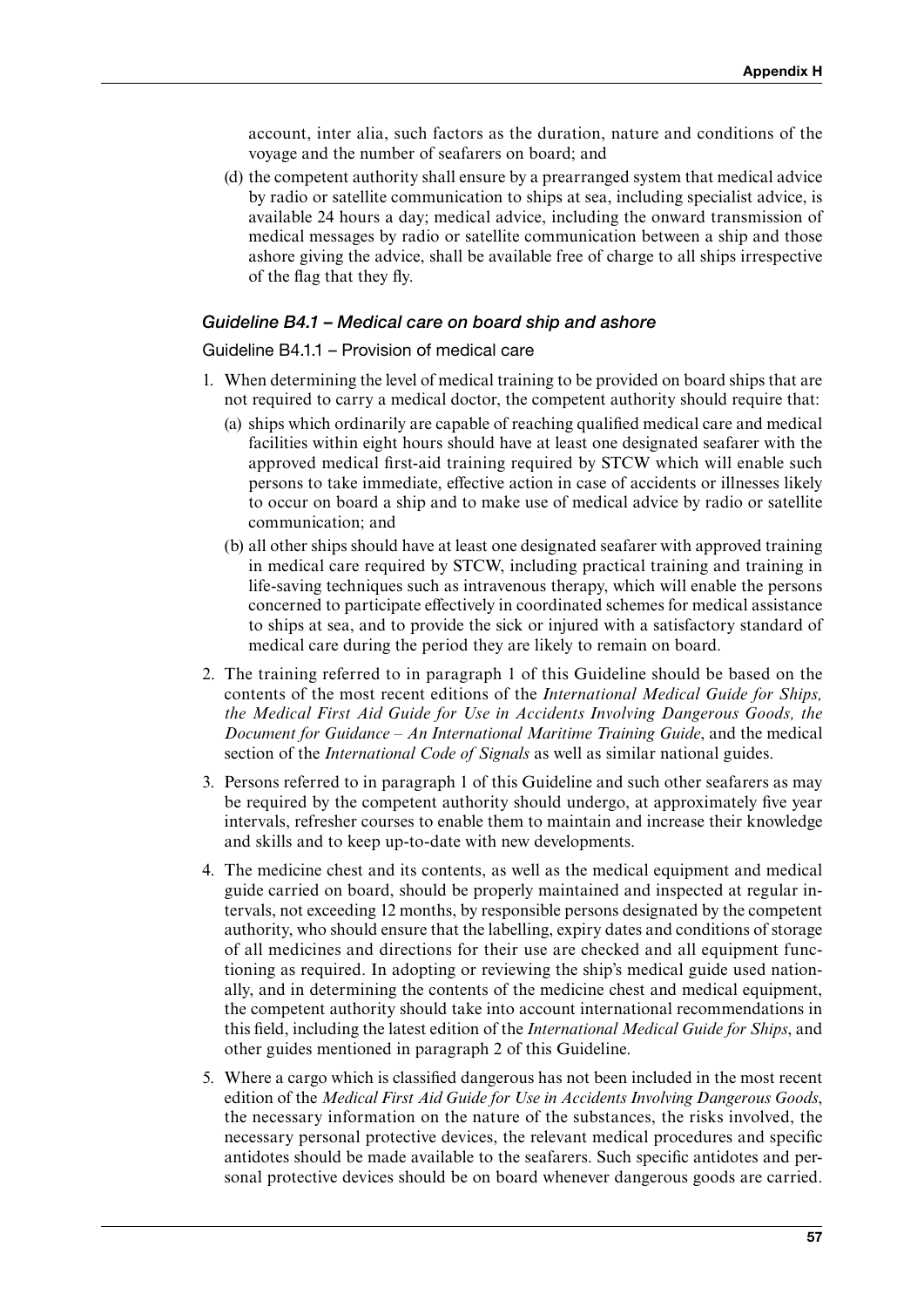account, inter alia, such factors as the duration, nature and conditions of the voyage and the number of seafarers on board; and

(d) the competent authority shall ensure by a prearranged system that medical advice by radio or satellite communication to ships at sea, including specialist advice, is available 24 hours a day; medical advice, including the onward transmission of medical messages by radio or satellite communication between a ship and those ashore giving the advice, shall be available free of charge to all ships irrespective of the flag that they fly.

### *Guideline B4.1 – Medical care on board ship and ashore*

#### Guideline B4.1.1 – Provision of medical care

1. When determining the level of medical training to be provided on board ships that are not required to carry a medical doctor, the competent authority should require that:
   (a) ships which ordinarily are capable of reaching qualified medical care and medical facilities within eight hours should have at least one designated seafarer with the approved medical first-aid training required by STCW which will enable such persons to take immediate, effective action in case of accidents or illnesses likely to occur on board a ship and to make use of medical advice by radio or satellite communication; and
   (b) all other ships should have at least one designated seafarer with approved training in medical care required by STCW, including practical training and training in life-saving techniques such as intravenous therapy, which will enable the persons concerned to participate effectively in coordinated schemes for medical assistance to ships at sea, and to provide the sick or injured with a satisfactory standard of medical care during the period they are likely to remain on board.
2. The training referred to in paragraph 1 of this Guideline should be based on the contents of the most recent editions of the *International Medical Guide for Ships, the Medical First Aid Guide for Use in Accidents Involving Dangerous Goods, the Document for Guidance – An International Maritime Training Guide*, and the medical section of the *International Code of Signals* as well as similar national guides.
3. Persons referred to in paragraph 1 of this Guideline and such other seafarers as may be required by the competent authority should undergo, at approximately five year intervals, refresher courses to enable them to maintain and increase their knowledge and skills and to keep up-to-date with new developments.
4. The medicine chest and its contents, as well as the medical equipment and medical guide carried on board, should be properly maintained and inspected at regular intervals, not exceeding 12 months, by responsible persons designated by the competent authority, who should ensure that the labelling, expiry dates and conditions of storage of all medicines and directions for their use are checked and all equipment functioning as required. In adopting or reviewing the ship's medical guide used nationally, and in determining the contents of the medicine chest and medical equipment, the competent authority should take into account international recommendations in this field, including the latest edition of the *International Medical Guide for Ships*, and other guides mentioned in paragraph 2 of this Guideline.
5. Where a cargo which is classified dangerous has not been included in the most recent edition of the *Medical First Aid Guide for Use in Accidents Involving Dangerous Goods*, the necessary information on the nature of the substances, the risks involved, the necessary personal protective devices, the relevant medical procedures and specific antidotes should be made available to the seafarers. Such specific antidotes and personal protective devices should be on board whenever dangerous goods are carried.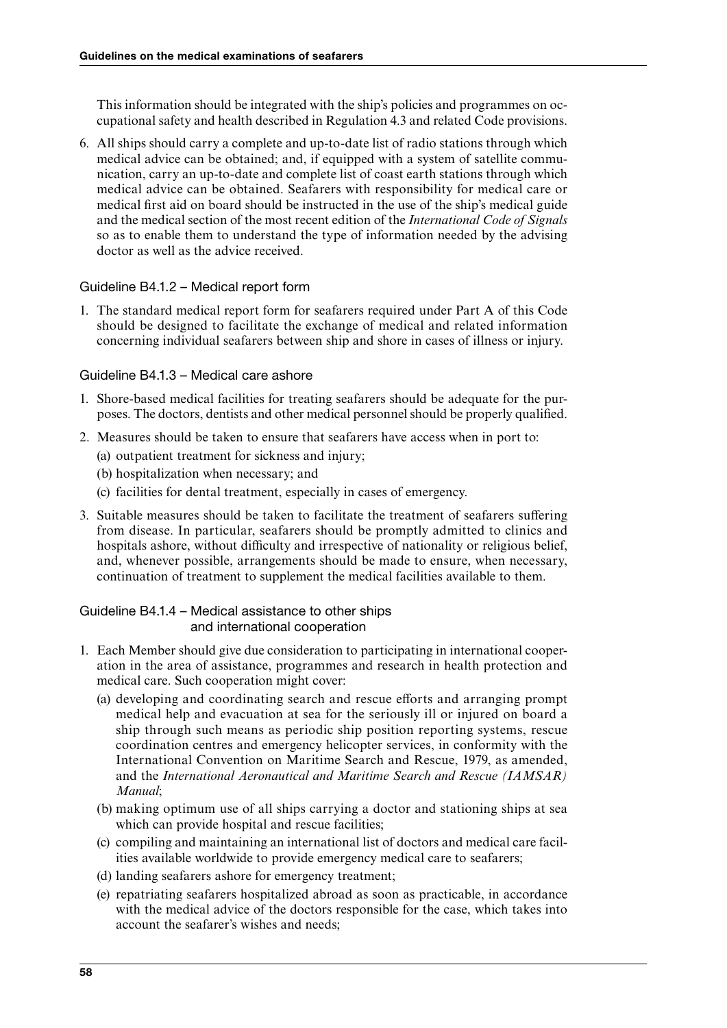This information should be integrated with the ship's policies and programmes on occupational safety and health described in Regulation 4.3 and related Code provisions.

6. All ships should carry a complete and up-to-date list of radio stations through which medical advice can be obtained; and, if equipped with a system of satellite communication, carry an up-to-date and complete list of coast earth stations through which medical advice can be obtained. Seafarers with responsibility for medical care or medical first aid on board should be instructed in the use of the ship's medical guide and the medical section of the most recent edition of the *International Code of Signals* so as to enable them to understand the type of information needed by the advising doctor as well as the advice received.

### Guideline B4.1.2 – Medical report form

1. The standard medical report form for seafarers required under Part A of this Code should be designed to facilitate the exchange of medical and related information concerning individual seafarers between ship and shore in cases of illness or injury.

### Guideline B4.1.3 – Medical care ashore

1. Shore-based medical facilities for treating seafarers should be adequate for the purposes. The doctors, dentists and other medical personnel should be properly qualified.
2. Measures should be taken to ensure that seafarers have access when in port to:
   (a) outpatient treatment for sickness and injury;
   (b) hospitalization when necessary; and
   (c) facilities for dental treatment, especially in cases of emergency.
3. Suitable measures should be taken to facilitate the treatment of seafarers suffering from disease. In particular, seafarers should be promptly admitted to clinics and hospitals ashore, without difficulty and irrespective of nationality or religious belief, and, whenever possible, arrangements should be made to ensure, when necessary, continuation of treatment to supplement the medical facilities available to them.

### Guideline B4.1.4 – Medical assistance to other ships and international cooperation

1. Each Member should give due consideration to participating in international cooperation in the area of assistance, programmes and research in health protection and medical care. Such cooperation might cover:
   (a) developing and coordinating search and rescue efforts and arranging prompt medical help and evacuation at sea for the seriously ill or injured on board a ship through such means as periodic ship position reporting systems, rescue coordination centres and emergency helicopter services, in conformity with the International Convention on Maritime Search and Rescue, 1979, as amended, and the *International Aeronautical and Maritime Search and Rescue (IAMSAR) Manual*;
   (b) making optimum use of all ships carrying a doctor and stationing ships at sea which can provide hospital and rescue facilities;
   (c) compiling and maintaining an international list of doctors and medical care facilities available worldwide to provide emergency medical care to seafarers;
   (d) landing seafarers ashore for emergency treatment;
   (e) repatriating seafarers hospitalized abroad as soon as practicable, in accordance with the medical advice of the doctors responsible for the case, which takes into account the seafarer's wishes and needs;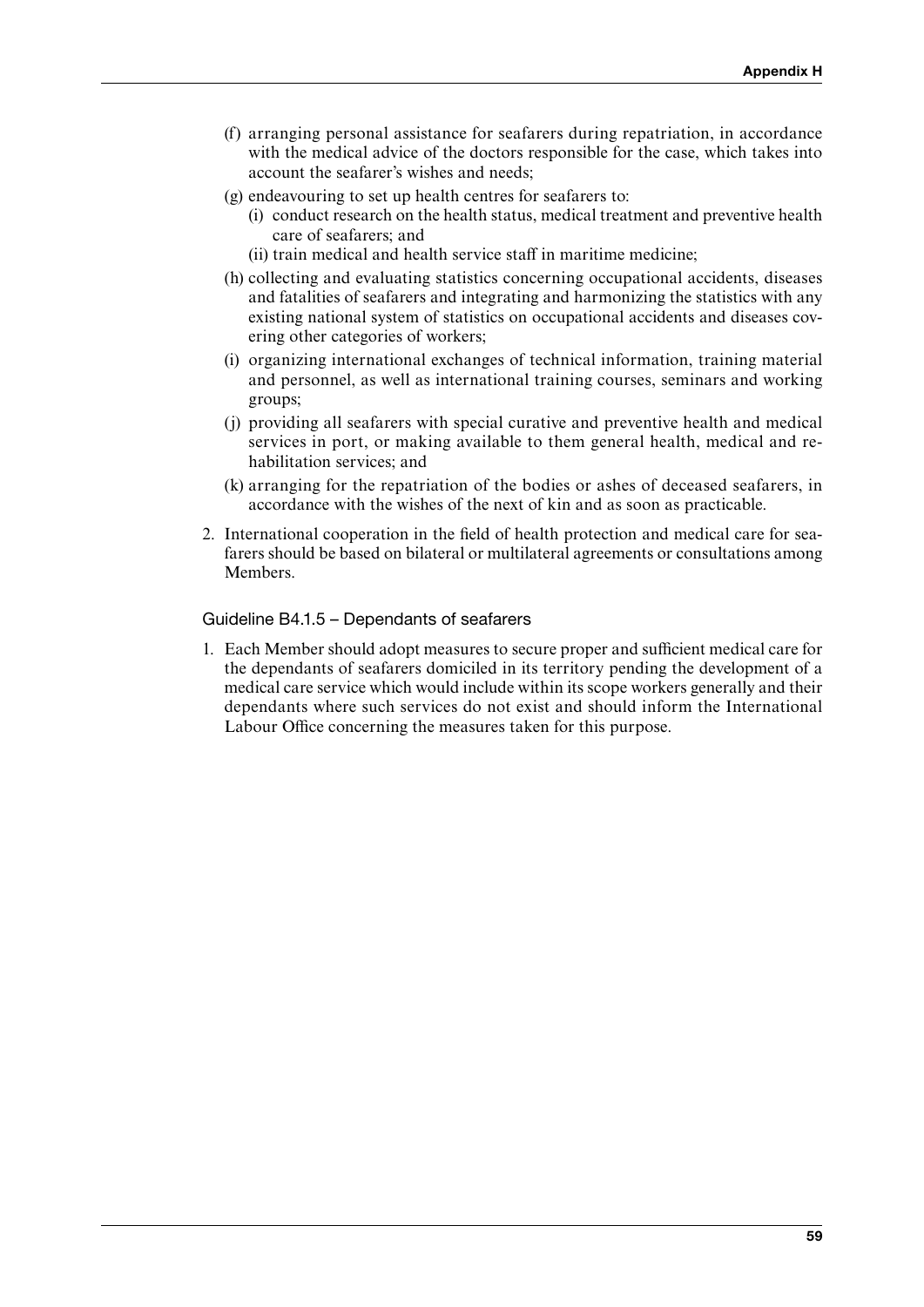(f) arranging personal assistance for seafarers during repatriation, in accordance with the medical advice of the doctors responsible for the case, which takes into account the seafarer's wishes and needs;

(g) endeavouring to set up health centres for seafarers to:

  (i) conduct research on the health status, medical treatment and preventive health care of seafarers; and

  (ii) train medical and health service staff in maritime medicine;

(h) collecting and evaluating statistics concerning occupational accidents, diseases and fatalities of seafarers and integrating and harmonizing the statistics with any existing national system of statistics on occupational accidents and diseases covering other categories of workers;

(i) organizing international exchanges of technical information, training material and personnel, as well as international training courses, seminars and working groups;

(j) providing all seafarers with special curative and preventive health and medical services in port, or making available to them general health, medical and rehabilitation services; and

(k) arranging for the repatriation of the bodies or ashes of deceased seafarers, in accordance with the wishes of the next of kin and as soon as practicable.

2. International cooperation in the field of health protection and medical care for seafarers should be based on bilateral or multilateral agreements or consultations among Members.

### Guideline B4.1.5 – Dependants of seafarers

1. Each Member should adopt measures to secure proper and sufficient medical care for the dependants of seafarers domiciled in its territory pending the development of a medical care service which would include within its scope workers generally and their dependants where such services do not exist and should inform the International Labour Office concerning the measures taken for this purpose.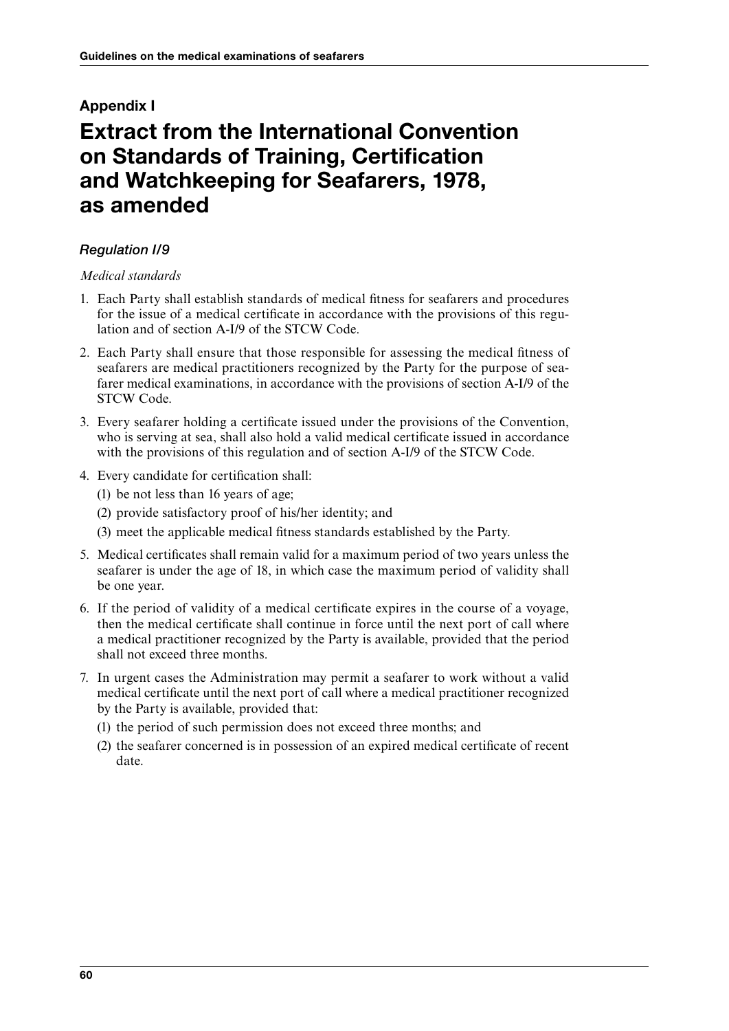## Appendix I

# Extract from the International Convention on Standards of Training, Certification and Watchkeeping for Seafarers, 1978, as amended

### *Regulation I/9*

*Medical standards*

1. Each Party shall establish standards of medical fitness for seafarers and procedures for the issue of a medical certificate in accordance with the provisions of this regulation and of section A-I/9 of the STCW Code.
2. Each Party shall ensure that those responsible for assessing the medical fitness of seafarers are medical practitioners recognized by the Party for the purpose of seafarer medical examinations, in accordance with the provisions of section A-I/9 of the STCW Code.
3. Every seafarer holding a certificate issued under the provisions of the Convention, who is serving at sea, shall also hold a valid medical certificate issued in accordance with the provisions of this regulation and of section A-I/9 of the STCW Code.
4. Every candidate for certification shall:
   (1) be not less than 16 years of age;
   (2) provide satisfactory proof of his/her identity; and
   (3) meet the applicable medical fitness standards established by the Party.
5. Medical certificates shall remain valid for a maximum period of two years unless the seafarer is under the age of 18, in which case the maximum period of validity shall be one year.
6. If the period of validity of a medical certificate expires in the course of a voyage, then the medical certificate shall continue in force until the next port of call where a medical practitioner recognized by the Party is available, provided that the period shall not exceed three months.
7. In urgent cases the Administration may permit a seafarer to work without a valid medical certificate until the next port of call where a medical practitioner recognized by the Party is available, provided that:
   (1) the period of such permission does not exceed three months; and
   (2) the seafarer concerned is in possession of an expired medical certificate of recent date.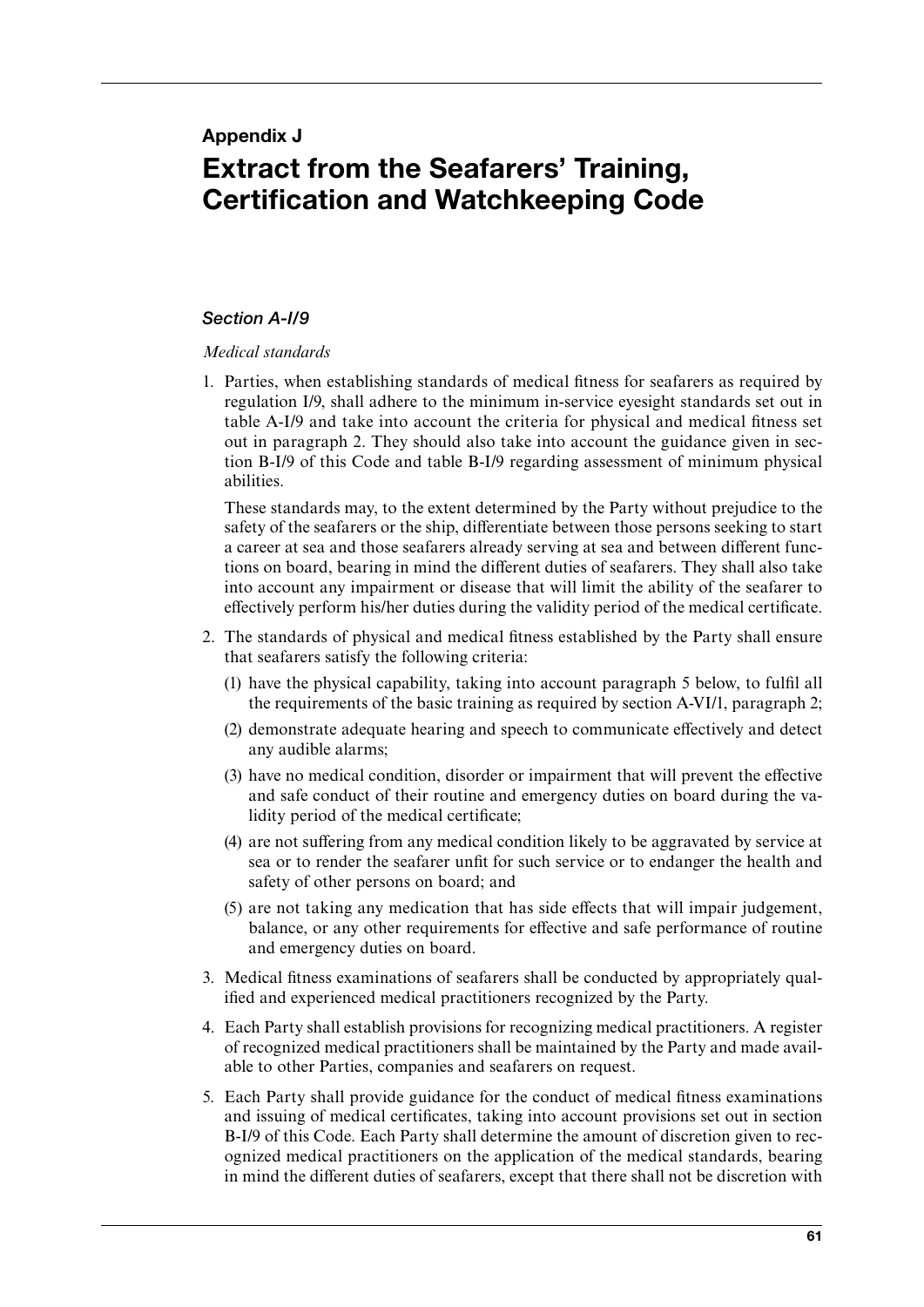# Appendix J

# Extract from the Seafarers' Training, Certification and Watchkeeping Code

### *Section A-I/9*

*Medical standards*

1. Parties, when establishing standards of medical fitness for seafarers as required by regulation I/9, shall adhere to the minimum in-service eyesight standards set out in table A-I/9 and take into account the criteria for physical and medical fitness set out in paragraph 2. They should also take into account the guidance given in section B-I/9 of this Code and table B-I/9 regarding assessment of minimum physical abilities.

   These standards may, to the extent determined by the Party without prejudice to the safety of the seafarers or the ship, differentiate between those persons seeking to start a career at sea and those seafarers already serving at sea and between different functions on board, bearing in mind the different duties of seafarers. They shall also take into account any impairment or disease that will limit the ability of the seafarer to effectively perform his/her duties during the validity period of the medical certificate.

2. The standards of physical and medical fitness established by the Party shall ensure that seafarers satisfy the following criteria:

   (1) have the physical capability, taking into account paragraph 5 below, to fulfil all the requirements of the basic training as required by section A-VI/1, paragraph 2;

   (2) demonstrate adequate hearing and speech to communicate effectively and detect any audible alarms;

   (3) have no medical condition, disorder or impairment that will prevent the effective and safe conduct of their routine and emergency duties on board during the validity period of the medical certificate;

   (4) are not suffering from any medical condition likely to be aggravated by service at sea or to render the seafarer unfit for such service or to endanger the health and safety of other persons on board; and

   (5) are not taking any medication that has side effects that will impair judgement, balance, or any other requirements for effective and safe performance of routine and emergency duties on board.

3. Medical fitness examinations of seafarers shall be conducted by appropriately qualified and experienced medical practitioners recognized by the Party.

4. Each Party shall establish provisions for recognizing medical practitioners. A register of recognized medical practitioners shall be maintained by the Party and made available to other Parties, companies and seafarers on request.

5. Each Party shall provide guidance for the conduct of medical fitness examinations and issuing of medical certificates, taking into account provisions set out in section B-I/9 of this Code. Each Party shall determine the amount of discretion given to recognized medical practitioners on the application of the medical standards, bearing in mind the different duties of seafarers, except that there shall not be discretion with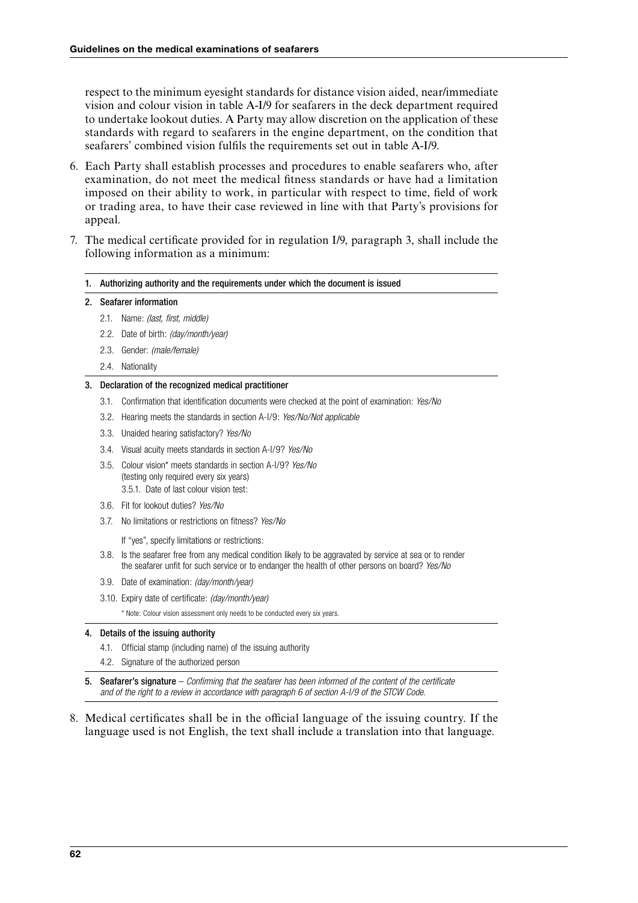respect to the minimum eyesight standards for distance vision aided, near/immediate vision and colour vision in table A-I/9 for seafarers in the deck department required to undertake lookout duties. A Party may allow discretion on the application of these standards with regard to seafarers in the engine department, on the condition that seafarers' combined vision fulfils the requirements set out in table A-I/9.

6. Each Party shall establish processes and procedures to enable seafarers who, after examination, do not meet the medical fitness standards or have had a limitation imposed on their ability to work, in particular with respect to time, field of work or trading area, to have their case reviewed in line with that Party's provisions for appeal.

7. The medical certificate provided for in regulation I/9, paragraph 3, shall include the following information as a minimum:

**1. Authorizing authority and the requirements under which the document is issued**

**2. Seafarer information**

- 2.1. Name: *(last, first, middle)*
- 2.2. Date of birth: *(day/month/year)*
- 2.3. Gender: *(male/female)*
- 2.4. Nationality

**3. Declaration of the recognized medical practitioner**

- 3.1. Confirmation that identification documents were checked at the point of examination: *Yes/No*
- 3.2. Hearing meets the standards in section A-I/9: *Yes/No/Not applicable*
- 3.3. Unaided hearing satisfactory? *Yes/No*
- 3.4. Visual acuity meets standards in section A-I/9? *Yes/No*
- 3.5. Colour vision* meets standards in section A-I/9? *Yes/No* (testing only required every six years)
  - 3.5.1. Date of last colour vision test:
- 3.6. Fit for lookout duties? *Yes/No*
- 3.7. No limitations or restrictions on fitness? *Yes/No*

  If "yes", specify limitations or restrictions:
- 3.8. Is the seafarer free from any medical condition likely to be aggravated by service at sea or to render the seafarer unfit for such service or to endanger the health of other persons on board? *Yes/No*
- 3.9. Date of examination: *(day/month/year)*
- 3.10. Expiry date of certificate: *(day/month/year)*

  * Note: Colour vision assessment only needs to be conducted every six years.

**4. Details of the issuing authority**

- 4.1. Official stamp (including name) of the issuing authority
- 4.2. Signature of the authorized person

**5. Seafarer's signature** – *Confirming that the seafarer has been informed of the content of the certificate and of the right to a review in accordance with paragraph 6 of section A-I/9 of the STCW Code.*

8. Medical certificates shall be in the official language of the issuing country. If the language used is not English, the text shall include a translation into that language.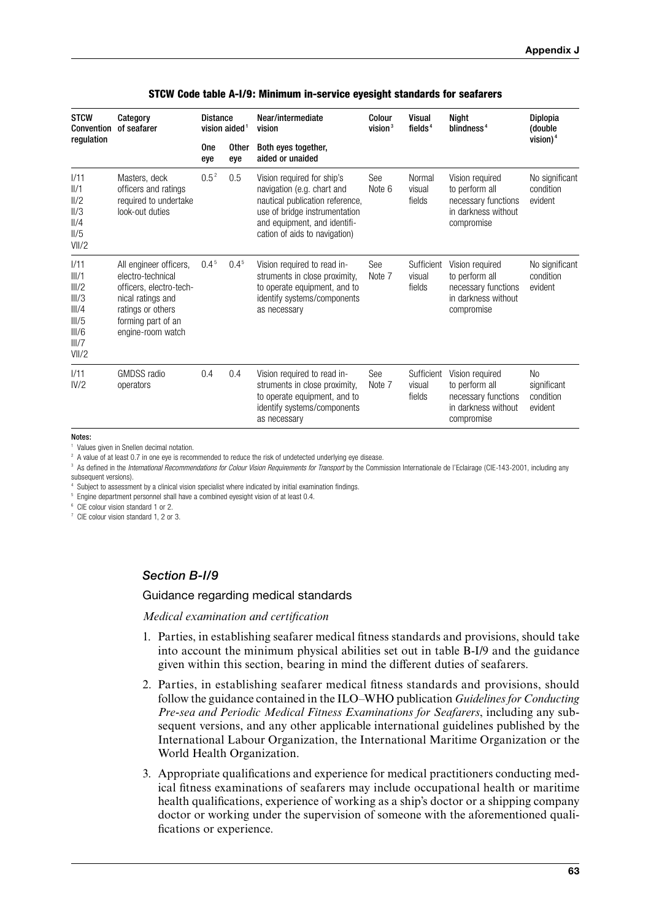**STCW Code table A-I/9: Minimum in-service eyesight standards for seafarers**

| STCW Convention regulation | Category of seafarer | Distance vision aided[1] | | Near/intermediate vision | Colour vision[3] | Visual fields[4] | Night blindness[4] | Diplopia (double vision)[4] |
|---|---|---|---|---|---|---|---|---|
| | | One eye | Other eye | Both eyes together, aided or unaided | | | | |
| I/11<br>II/1<br>II/2<br>II/3<br>II/4<br>II/5<br>VII/2 | Masters, deck officers and ratings required to undertake look-out duties | 0.5[2] | 0.5 | Vision required for ship's navigation (e.g. chart and nautical publication reference, use of bridge instrumentation and equipment, and identification of aids to navigation) | See Note 6 | Normal visual fields | Vision required to perform all necessary functions in darkness without compromise | No significant condition evident |
| I/11<br>III/1<br>III/2<br>III/3<br>III/4<br>III/5<br>III/6<br>III/7<br>VII/2 | All engineer officers, electro-technical officers, electro-technical ratings and ratings or others forming part of an engine-room watch | 0.4[5] | 0.4[5] | Vision required to read instruments in close proximity, to operate equipment, and to identify systems/components as necessary | See Note 7 | Sufficient visual fields | Vision required to perform all necessary functions in darkness without compromise | No significant condition evident |
| I/11<br>IV/2 | GMDSS radio operators | 0.4 | 0.4 | Vision required to read instruments in close proximity, to operate equipment, and to identify systems/components as necessary | See Note 7 | Sufficient visual fields | Vision required to perform all necessary functions in darkness without compromise | No significant condition evident |

**Notes:**

[1] Values given in Snellen decimal notation.

[2] A value of at least 0.7 in one eye is recommended to reduce the risk of undetected underlying eye disease.

[3] As defined in the *International Recommendations for Colour Vision Requirements for Transport* by the Commission Internationale de l'Eclairage (CIE-143-2001, including any subsequent versions).

[4] Subject to assessment by a clinical vision specialist where indicated by initial examination findings.

[5] Engine department personnel shall have a combined eyesight vision of at least 0.4.

[6] CIE colour vision standard 1 or 2.

[7] CIE colour vision standard 1, 2 or 3.

## *Section B-I/9*

### Guidance regarding medical standards

*Medical examination and certification*

1. Parties, in establishing seafarer medical fitness standards and provisions, should take into account the minimum physical abilities set out in table B-I/9 and the guidance given within this section, bearing in mind the different duties of seafarers.

2. Parties, in establishing seafarer medical fitness standards and provisions, should follow the guidance contained in the ILO–WHO publication *Guidelines for Conducting Pre-sea and Periodic Medical Fitness Examinations for Seafarers*, including any subsequent versions, and any other applicable international guidelines published by the International Labour Organization, the International Maritime Organization or the World Health Organization.

3. Appropriate qualifications and experience for medical practitioners conducting medical fitness examinations of seafarers may include occupational health or maritime health qualifications, experience of working as a ship's doctor or a shipping company doctor or working under the supervision of someone with the aforementioned qualifications or experience.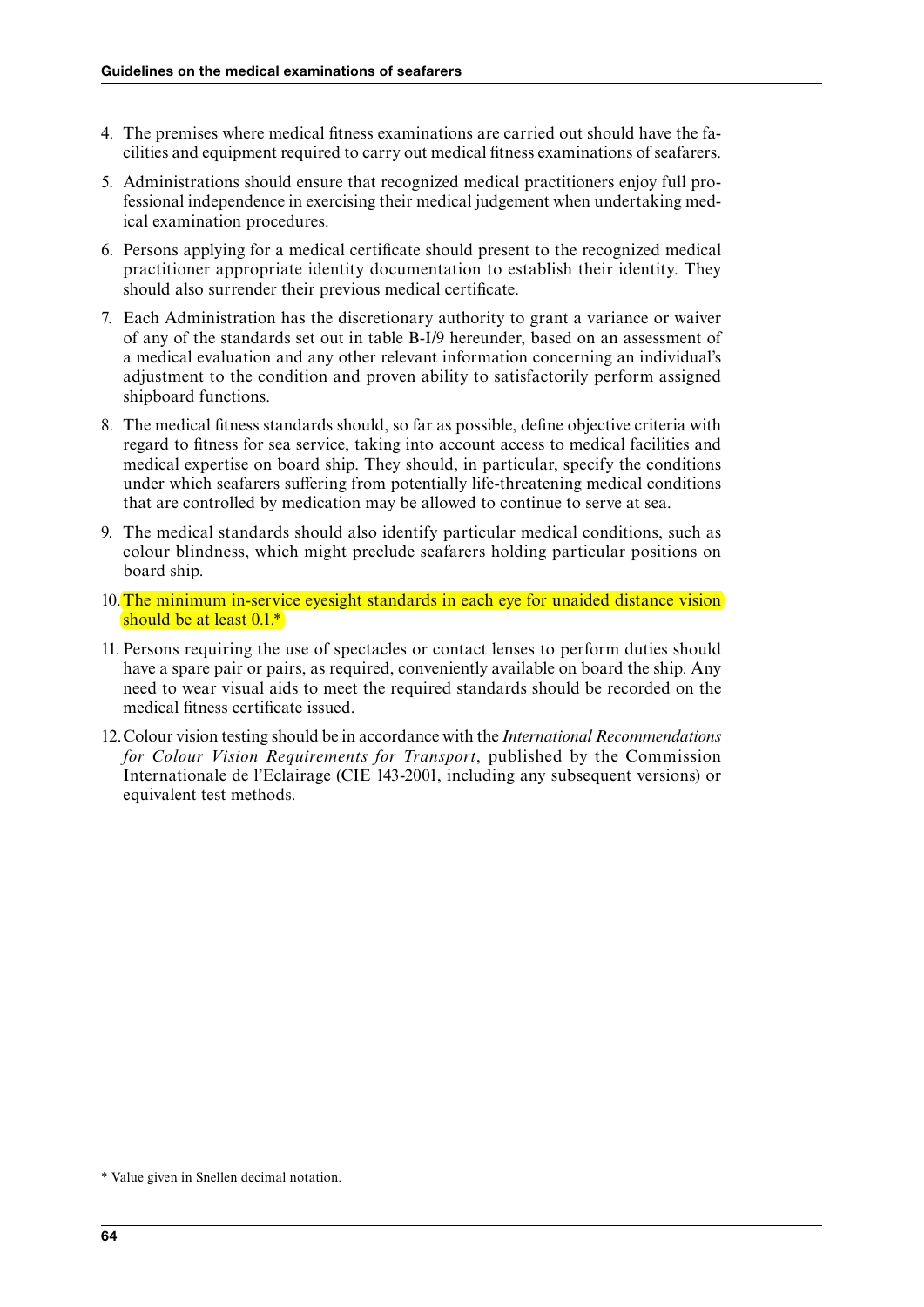4. The premises where medical fitness examinations are carried out should have the facilities and equipment required to carry out medical fitness examinations of seafarers.

5. Administrations should ensure that recognized medical practitioners enjoy full professional independence in exercising their medical judgement when undertaking medical examination procedures.

6. Persons applying for a medical certificate should present to the recognized medical practitioner appropriate identity documentation to establish their identity. They should also surrender their previous medical certificate.

7. Each Administration has the discretionary authority to grant a variance or waiver of any of the standards set out in table B-I/9 hereunder, based on an assessment of a medical evaluation and any other relevant information concerning an individual's adjustment to the condition and proven ability to satisfactorily perform assigned shipboard functions.

8. The medical fitness standards should, so far as possible, define objective criteria with regard to fitness for sea service, taking into account access to medical facilities and medical expertise on board ship. They should, in particular, specify the conditions under which seafarers suffering from potentially life-threatening medical conditions that are controlled by medication may be allowed to continue to serve at sea.

9. The medical standards should also identify particular medical conditions, such as colour blindness, which might preclude seafarers holding particular positions on board ship.

10. The minimum in-service eyesight standards in each eye for unaided distance vision should be at least 0.1.*

11. Persons requiring the use of spectacles or contact lenses to perform duties should have a spare pair or pairs, as required, conveniently available on board the ship. Any need to wear visual aids to meet the required standards should be recorded on the medical fitness certificate issued.

12. Colour vision testing should be in accordance with the *International Recommendations for Colour Vision Requirements for Transport*, published by the Commission Internationale de l'Eclairage (CIE 143-2001, including any subsequent versions) or equivalent test methods.

\* Value given in Snellen decimal notation.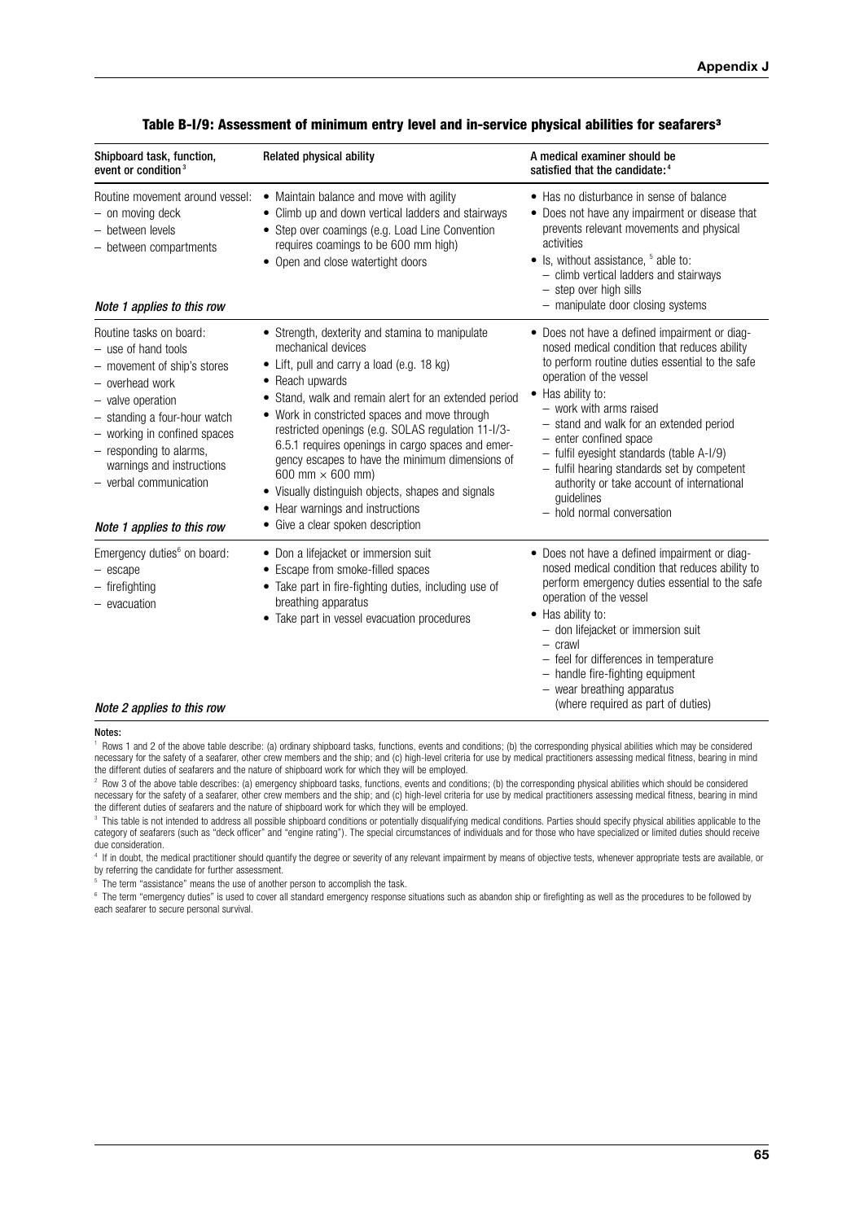# Table B-I/9: Assessment of minimum entry level and in-service physical abilities for seafarers[3]

| Shipboard task, function, event or condition[3] | Related physical ability | A medical examiner should be satisfied that the candidate:[4] |
|---|---|---|
| Routine movement around vessel:<br>– on moving deck<br>– between levels<br>– between compartments<br><br>*Note 1 applies to this row* | • Maintain balance and move with agility<br>• Climb up and down vertical ladders and stairways<br>• Step over coamings (e.g. Load Line Convention requires coamings to be 600 mm high)<br>• Open and close watertight doors | • Has no disturbance in sense of balance<br>• Does not have any impairment or disease that prevents relevant movements and physical activities<br>• Is, without assistance, [5] able to:<br>– climb vertical ladders and stairways<br>– step over high sills<br>– manipulate door closing systems |
| Routine tasks on board:<br>– use of hand tools<br>– movement of ship's stores<br>– overhead work<br>– valve operation<br>– standing a four-hour watch<br>– working in confined spaces<br>– responding to alarms, warnings and instructions<br>– verbal communication<br><br>*Note 1 applies to this row* | • Strength, dexterity and stamina to manipulate mechanical devices<br>• Lift, pull and carry a load (e.g. 18 kg)<br>• Reach upwards<br>• Stand, walk and remain alert for an extended period<br>• Work in constricted spaces and move through restricted openings (e.g. SOLAS regulation 11-1/3-6.5.1 requires openings in cargo spaces and emergency escapes to have the minimum dimensions of 600 mm × 600 mm)<br>• Visually distinguish objects, shapes and signals<br>• Hear warnings and instructions<br>• Give a clear spoken description | • Does not have a defined impairment or diagnosed medical condition that reduces ability to perform routine duties essential to the safe operation of the vessel<br>• Has ability to:<br>– work with arms raised<br>– stand and walk for an extended period<br>– enter confined space<br>– fulfil eyesight standards (table A-I/9)<br>– fulfil hearing standards set by competent authority or take account of international guidelines<br>– hold normal conversation |
| Emergency duties[6] on board:<br>– escape<br>– firefighting<br>– evacuation<br><br>*Note 2 applies to this row* | • Don a lifejacket or immersion suit<br>• Escape from smoke-filled spaces<br>• Take part in fire-fighting duties, including use of breathing apparatus<br>• Take part in vessel evacuation procedures | • Does not have a defined impairment or diagnosed medical condition that reduces ability to perform emergency duties essential to the safe operation of the vessel<br>• Has ability to:<br>– don lifejacket or immersion suit<br>– crawl<br>– feel for differences in temperature<br>– handle fire-fighting equipment<br>– wear breathing apparatus (where required as part of duties) |

**Notes:**

[1] Rows 1 and 2 of the above table describe: (a) ordinary shipboard tasks, functions, events and conditions; (b) the corresponding physical abilities which may be considered necessary for the safety of a seafarer, other crew members and the ship; and (c) high-level criteria for use by medical practitioners assessing medical fitness, bearing in mind the different duties of seafarers and the nature of shipboard work for which they will be employed.

[2] Row 3 of the above table describes: (a) emergency shipboard tasks, functions, events and conditions; (b) the corresponding physical abilities which should be considered necessary for the safety of a seafarer, other crew members and the ship; and (c) high-level criteria for use by medical practitioners assessing medical fitness, bearing in mind the different duties of seafarers and the nature of shipboard work for which they will be employed.

[3] This table is not intended to address all possible shipboard conditions or potentially disqualifying medical conditions. Parties should specify physical abilities applicable to the category of seafarers (such as "deck officer" and "engine rating"). The special circumstances of individuals and for those who have specialized or limited duties should receive due consideration.

[4] If in doubt, the medical practitioner should quantify the degree or severity of any relevant impairment by means of objective tests, whenever appropriate tests are available, or by referring the candidate for further assessment.

[5] The term "assistance" means the use of another person to accomplish the task.

[6] The term "emergency duties" is used to cover all standard emergency response situations such as abandon ship or firefighting as well as the procedures to be followed by each seafarer to secure personal survival.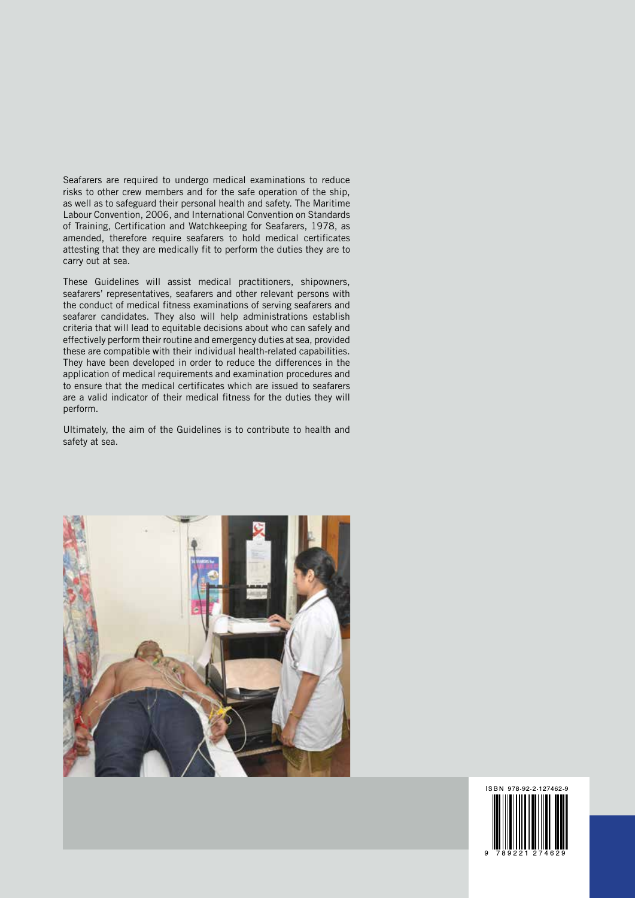Seafarers are required to undergo medical examinations to reduce risks to other crew members and for the safe operation of the ship, as well as to safeguard their personal health and safety. The Maritime Labour Convention, 2006, and International Convention on Standards of Training, Certification and Watchkeeping for Seafarers, 1978, as amended, therefore require seafarers to hold medical certificates attesting that they are medically fit to perform the duties they are to carry out at sea.

These Guidelines will assist medical practitioners, shipowners, seafarers' representatives, seafarers and other relevant persons with the conduct of medical fitness examinations of serving seafarers and seafarer candidates. They also will help administrations establish criteria that will lead to equitable decisions about who can safely and effectively perform their routine and emergency duties at sea, provided these are compatible with their individual health-related capabilities. They have been developed in order to reduce the differences in the application of medical requirements and examination procedures and to ensure that the medical certificates which are issued to seafarers are a valid indicator of their medical fitness for the duties they will perform.

Ultimately, the aim of the Guidelines is to contribute to health and safety at sea.

ISBN 978-92-2-127462-9

9 789221 274629